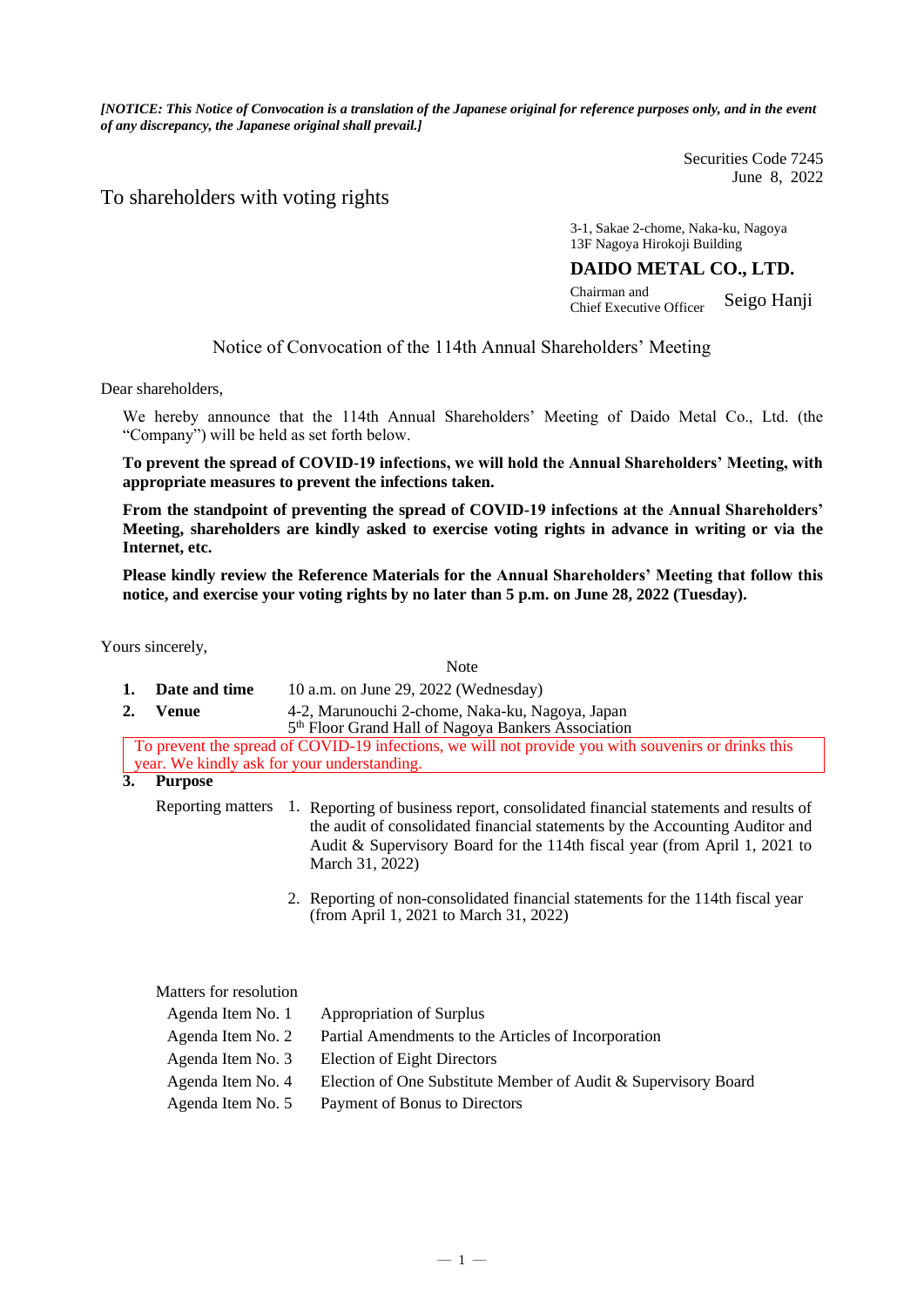*[NOTICE: This Notice of Convocation is a translation of the Japanese original for reference purposes only, and in the event of any discrepancy, the Japanese original shall prevail.]*

Securities Code 7245
June 8, 2022

To shareholders with voting rights

3-1, Sakae 2-chome, Naka-ku, Nagoya
13F Nagoya Hirokoji Building

**DAIDO METAL CO., LTD.**

Chairman and Chief Executive Officer Seigo Hanji

# Notice of Convocation of the 114th Annual Shareholders' Meeting

Dear shareholders,

We hereby announce that the 114th Annual Shareholders' Meeting of Daido Metal Co., Ltd. (the "Company") will be held as set forth below.

**To prevent the spread of COVID-19 infections, we will hold the Annual Shareholders' Meeting, with appropriate measures to prevent the infections taken.**

**From the standpoint of preventing the spread of COVID-19 infections at the Annual Shareholders' Meeting, shareholders are kindly asked to exercise voting rights in advance in writing or via the Internet, etc.**

**Please kindly review the Reference Materials for the Annual Shareholders' Meeting that follow this notice, and exercise your voting rights by no later than 5 p.m. on June 28, 2022 (Tuesday).**

Yours sincerely,

Note

1. **Date and time** 10 a.m. on June 29, 2022 (Wednesday)
2. **Venue** 4-2, Marunouchi 2-chome, Naka-ku, Nagoya, Japan
   5th Floor Grand Hall of Nagoya Bankers Association

To prevent the spread of COVID-19 infections, we will not provide you with souvenirs or drinks this year. We kindly ask for your understanding.

3. **Purpose**

Reporting matters

1. Reporting of business report, consolidated financial statements and results of the audit of consolidated financial statements by the Accounting Auditor and Audit & Supervisory Board for the 114th fiscal year (from April 1, 2021 to March 31, 2022)
2. Reporting of non-consolidated financial statements for the 114th fiscal year (from April 1, 2021 to March 31, 2022)

Matters for resolution

- Agenda Item No. 1 Appropriation of Surplus
- Agenda Item No. 2 Partial Amendments to the Articles of Incorporation
- Agenda Item No. 3 Election of Eight Directors
- Agenda Item No. 4 Election of One Substitute Member of Audit & Supervisory Board
- Agenda Item No. 5 Payment of Bonus to Directors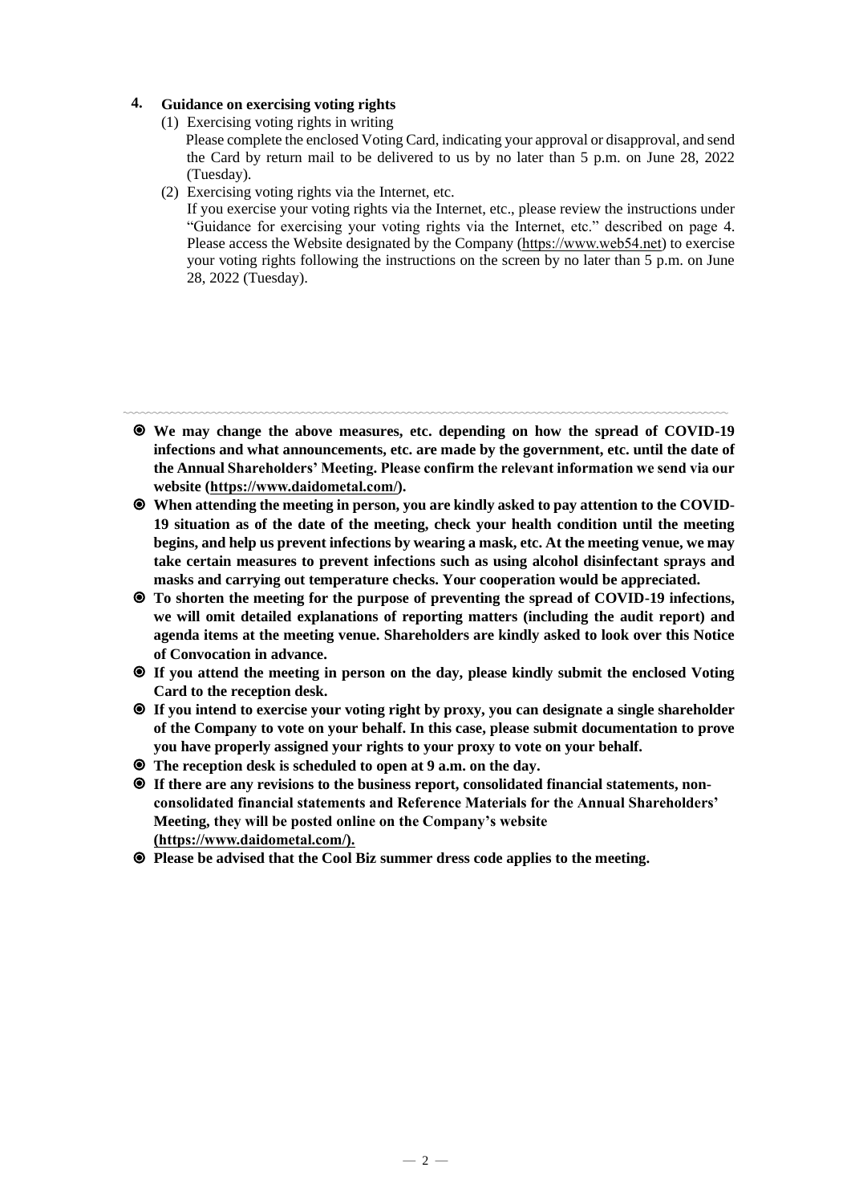## 4. Guidance on exercising voting rights

(1) Exercising voting rights in writing

Please complete the enclosed Voting Card, indicating your approval or disapproval, and send the Card by return mail to be delivered to us by no later than 5 p.m. on June 28, 2022 (Tuesday).

(2) Exercising voting rights via the Internet, etc.

If you exercise your voting rights via the Internet, etc., please review the instructions under "Guidance for exercising your voting rights via the Internet, etc." described on page 4. Please access the Website designated by the Company (https://www.web54.net) to exercise your voting rights following the instructions on the screen by no later than 5 p.m. on June 28, 2022 (Tuesday).

---

- ◎ **We may change the above measures, etc. depending on how the spread of COVID-19 infections and what announcements, etc. are made by the government, etc. until the date of the Annual Shareholders' Meeting. Please confirm the relevant information we send via our website (https://www.daidometal.com/).**
- ◎ **When attending the meeting in person, you are kindly asked to pay attention to the COVID-19 situation as of the date of the meeting, check your health condition until the meeting begins, and help us prevent infections by wearing a mask, etc. At the meeting venue, we may take certain measures to prevent infections such as using alcohol disinfectant sprays and masks and carrying out temperature checks. Your cooperation would be appreciated.**
- ◎ **To shorten the meeting for the purpose of preventing the spread of COVID-19 infections, we will omit detailed explanations of reporting matters (including the audit report) and agenda items at the meeting venue. Shareholders are kindly asked to look over this Notice of Convocation in advance.**
- ◎ **If you attend the meeting in person on the day, please kindly submit the enclosed Voting Card to the reception desk.**
- ◎ **If you intend to exercise your voting right by proxy, you can designate a single shareholder of the Company to vote on your behalf. In this case, please submit documentation to prove you have properly assigned your rights to your proxy to vote on your behalf.**
- ◎ **The reception desk is scheduled to open at 9 a.m. on the day.**
- ◎ **If there are any revisions to the business report, consolidated financial statements, non-consolidated financial statements and Reference Materials for the Annual Shareholders' Meeting, they will be posted online on the Company's website (https://www.daidometal.com/).**
- ◎ **Please be advised that the Cool Biz summer dress code applies to the meeting.**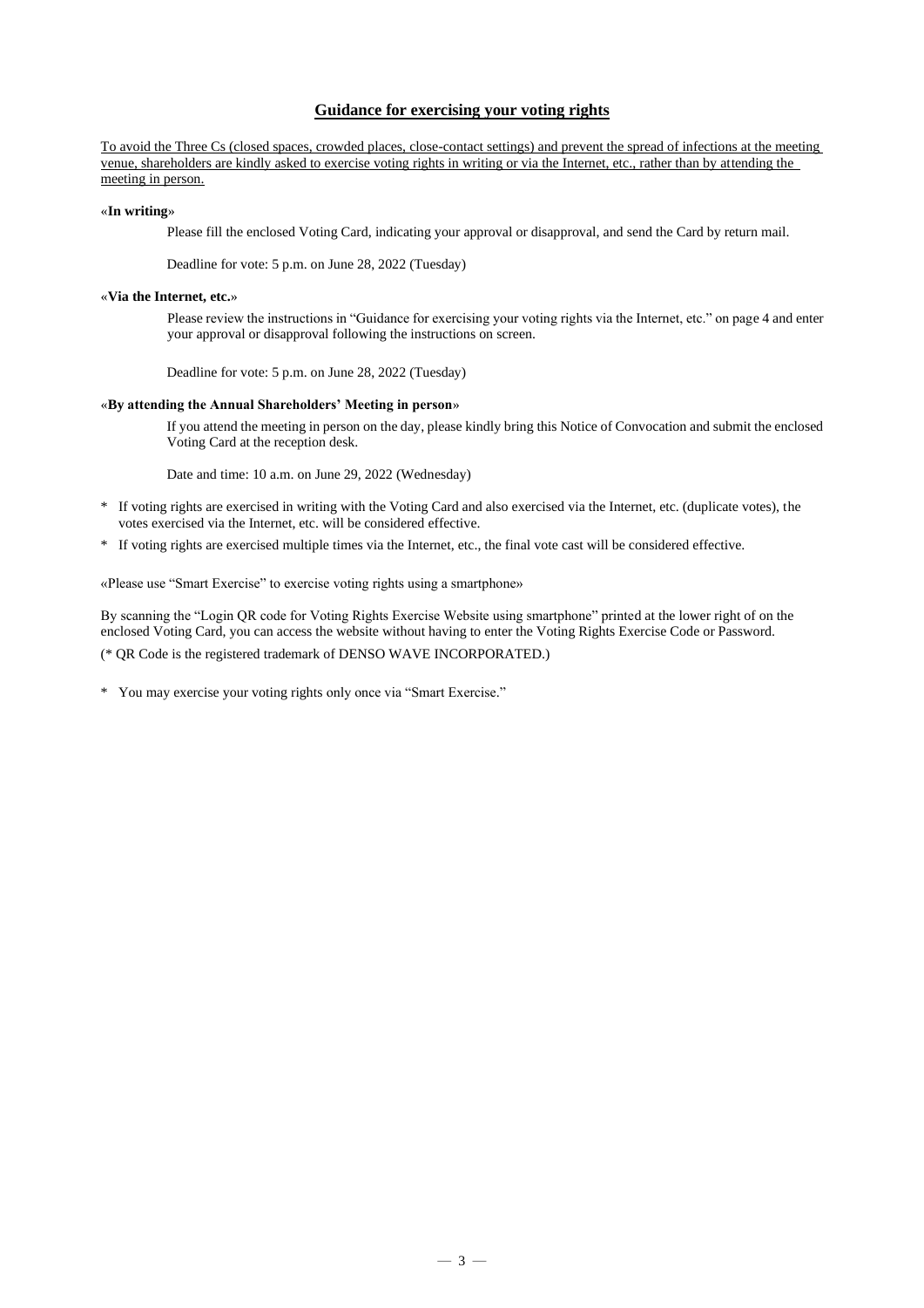## Guidance for exercising your voting rights

To avoid the Three Cs (closed spaces, crowded places, close-contact settings) and prevent the spread of infections at the meeting venue, shareholders are kindly asked to exercise voting rights in writing or via the Internet, etc., rather than by attending the meeting in person.

«**In writing**»

Please fill the enclosed Voting Card, indicating your approval or disapproval, and send the Card by return mail.

Deadline for vote: 5 p.m. on June 28, 2022 (Tuesday)

«**Via the Internet, etc.**»

Please review the instructions in "Guidance for exercising your voting rights via the Internet, etc." on page 4 and enter your approval or disapproval following the instructions on screen.

Deadline for vote: 5 p.m. on June 28, 2022 (Tuesday)

«**By attending the Annual Shareholders' Meeting in person**»

If you attend the meeting in person on the day, please kindly bring this Notice of Convocation and submit the enclosed Voting Card at the reception desk.

Date and time: 10 a.m. on June 29, 2022 (Wednesday)

\* If voting rights are exercised in writing with the Voting Card and also exercised via the Internet, etc. (duplicate votes), the votes exercised via the Internet, etc. will be considered effective.

\* If voting rights are exercised multiple times via the Internet, etc., the final vote cast will be considered effective.

«Please use "Smart Exercise" to exercise voting rights using a smartphone»

By scanning the "Login QR code for Voting Rights Exercise Website using smartphone" printed at the lower right of on the enclosed Voting Card, you can access the website without having to enter the Voting Rights Exercise Code or Password.

(* QR Code is the registered trademark of DENSO WAVE INCORPORATED.)

\* You may exercise your voting rights only once via "Smart Exercise."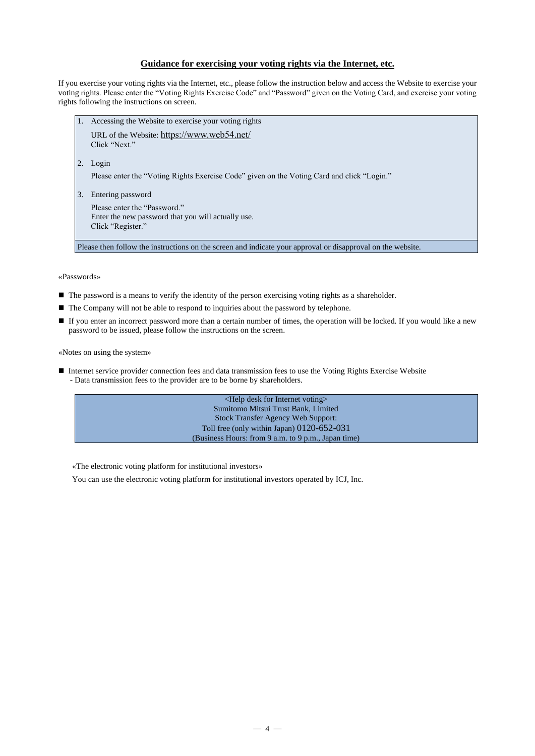## Guidance for exercising your voting rights via the Internet, etc.

If you exercise your voting rights via the Internet, etc., please follow the instruction below and access the Website to exercise your voting rights. Please enter the "Voting Rights Exercise Code" and "Password" given on the Voting Card, and exercise your voting rights following the instructions on screen.

1. Accessing the Website to exercise your voting rights

   URL of the Website: https://www.web54.net/
   Click "Next."

2. Login

   Please enter the "Voting Rights Exercise Code" given on the Voting Card and click "Login."

3. Entering password

   Please enter the "Password."
   Enter the new password that you will actually use.
   Click "Register."

Please then follow the instructions on the screen and indicate your approval or disapproval on the website.

«Passwords»

- The password is a means to verify the identity of the person exercising voting rights as a shareholder.
- The Company will not be able to respond to inquiries about the password by telephone.
- If you enter an incorrect password more than a certain number of times, the operation will be locked. If you would like a new password to be issued, please follow the instructions on the screen.

«Notes on using the system»

- Internet service provider connection fees and data transmission fees to use the Voting Rights Exercise Website
  - Data transmission fees to the provider are to be borne by shareholders.

<Help desk for Internet voting>
Sumitomo Mitsui Trust Bank, Limited
Stock Transfer Agency Web Support:
Toll free (only within Japan) 0120-652-031
(Business Hours: from 9 a.m. to 9 p.m., Japan time)

«The electronic voting platform for institutional investors»

You can use the electronic voting platform for institutional investors operated by ICJ, Inc.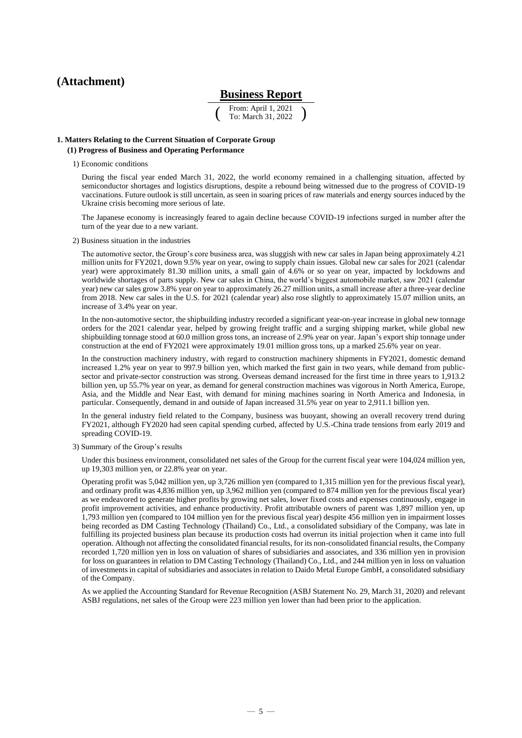# (Attachment)

## Business Report

( From: April 1, 2021 To: March 31, 2022 )

### 1. Matters Relating to the Current Situation of Corporate Group

#### (1) Progress of Business and Operating Performance

1) Economic conditions

During the fiscal year ended March 31, 2022, the world economy remained in a challenging situation, affected by semiconductor shortages and logistics disruptions, despite a rebound being witnessed due to the progress of COVID-19 vaccinations. Future outlook is still uncertain, as seen in soaring prices of raw materials and energy sources induced by the Ukraine crisis becoming more serious of late.

The Japanese economy is increasingly feared to again decline because COVID-19 infections surged in number after the turn of the year due to a new variant.

2) Business situation in the industries

The automotive sector, the Group's core business area, was sluggish with new car sales in Japan being approximately 4.21 million units for FY2021, down 9.5% year on year, owing to supply chain issues. Global new car sales for 2021 (calendar year) were approximately 81.30 million units, a small gain of 4.6% or so year on year, impacted by lockdowns and worldwide shortages of parts supply. New car sales in China, the world's biggest automobile market, saw 2021 (calendar year) new car sales grow 3.8% year on year to approximately 26.27 million units, a small increase after a three-year decline from 2018. New car sales in the U.S. for 2021 (calendar year) also rose slightly to approximately 15.07 million units, an increase of 3.4% year on year.

In the non-automotive sector, the shipbuilding industry recorded a significant year-on-year increase in global new tonnage orders for the 2021 calendar year, helped by growing freight traffic and a surging shipping market, while global new shipbuilding tonnage stood at 60.0 million gross tons, an increase of 2.9% year on year. Japan's export ship tonnage under construction at the end of FY2021 were approximately 19.01 million gross tons, up a marked 25.6% year on year.

In the construction machinery industry, with regard to construction machinery shipments in FY2021, domestic demand increased 1.2% year on year to 997.9 billion yen, which marked the first gain in two years, while demand from public-sector and private-sector construction was strong. Overseas demand increased for the first time in three years to 1,913.2 billion yen, up 55.7% year on year, as demand for general construction machines was vigorous in North America, Europe, Asia, and the Middle and Near East, with demand for mining machines soaring in North America and Indonesia, in particular. Consequently, demand in and outside of Japan increased 31.5% year on year to 2,911.1 billion yen.

In the general industry field related to the Company, business was buoyant, showing an overall recovery trend during FY2021, although FY2020 had seen capital spending curbed, affected by U.S.-China trade tensions from early 2019 and spreading COVID-19.

3) Summary of the Group's results

Under this business environment, consolidated net sales of the Group for the current fiscal year were 104,024 million yen, up 19,303 million yen, or 22.8% year on year.

Operating profit was 5,042 million yen, up 3,726 million yen (compared to 1,315 million yen for the previous fiscal year), and ordinary profit was 4,836 million yen, up 3,962 million yen (compared to 874 million yen for the previous fiscal year) as we endeavored to generate higher profits by growing net sales, lower fixed costs and expenses continuously, engage in profit improvement activities, and enhance productivity. Profit attributable owners of parent was 1,897 million yen, up 1,793 million yen (compared to 104 million yen for the previous fiscal year) despite 456 million yen in impairment losses being recorded as DM Casting Technology (Thailand) Co., Ltd., a consolidated subsidiary of the Company, was late in fulfilling its projected business plan because its production costs had overrun its initial projection when it came into full operation. Although not affecting the consolidated financial results, for its non-consolidated financial results, the Company recorded 1,720 million yen in loss on valuation of shares of subsidiaries and associates, and 336 million yen in provision for loss on guarantees in relation to DM Casting Technology (Thailand) Co., Ltd., and 244 million yen in loss on valuation of investments in capital of subsidiaries and associates in relation to Daido Metal Europe GmbH, a consolidated subsidiary of the Company.

As we applied the Accounting Standard for Revenue Recognition (ASBJ Statement No. 29, March 31, 2020) and relevant ASBJ regulations, net sales of the Group were 223 million yen lower than had been prior to the application.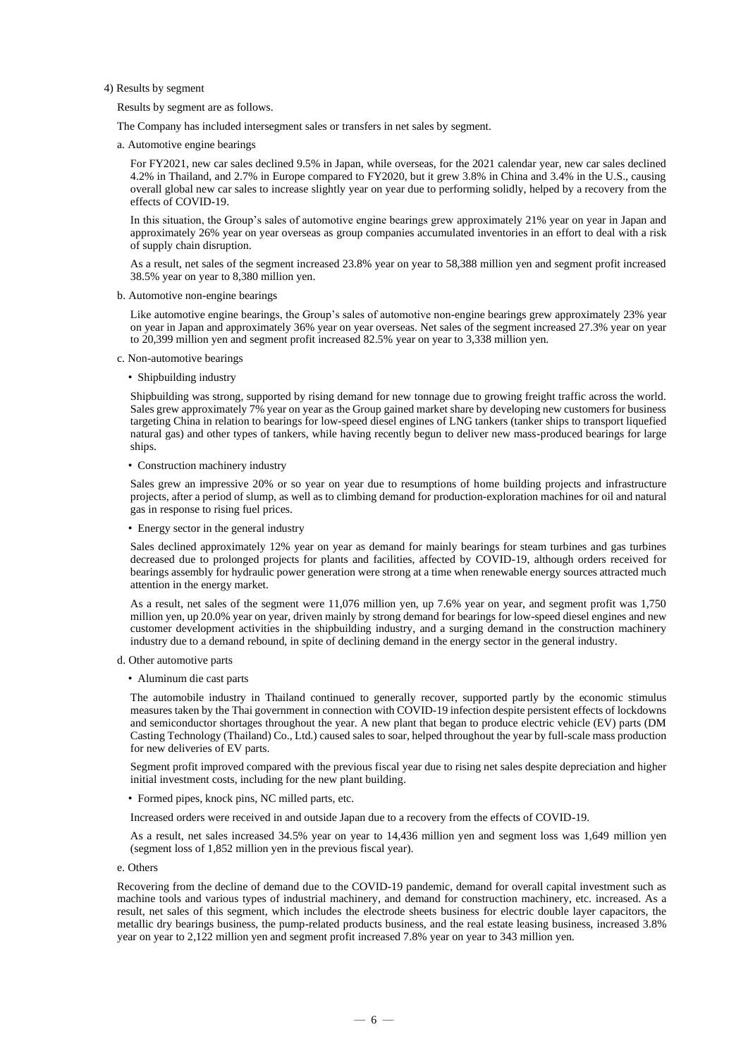4) Results by segment

Results by segment are as follows.

The Company has included intersegment sales or transfers in net sales by segment.

a. Automotive engine bearings

For FY2021, new car sales declined 9.5% in Japan, while overseas, for the 2021 calendar year, new car sales declined 4.2% in Thailand, and 2.7% in Europe compared to FY2020, but it grew 3.8% in China and 3.4% in the U.S., causing overall global new car sales to increase slightly year on year due to performing solidly, helped by a recovery from the effects of COVID-19.

In this situation, the Group's sales of automotive engine bearings grew approximately 21% year on year in Japan and approximately 26% year on year overseas as group companies accumulated inventories in an effort to deal with a risk of supply chain disruption.

As a result, net sales of the segment increased 23.8% year on year to 58,388 million yen and segment profit increased 38.5% year on year to 8,380 million yen.

b. Automotive non-engine bearings

Like automotive engine bearings, the Group's sales of automotive non-engine bearings grew approximately 23% year on year in Japan and approximately 36% year on year overseas. Net sales of the segment increased 27.3% year on year to 20,399 million yen and segment profit increased 82.5% year on year to 3,338 million yen.

c. Non-automotive bearings

• Shipbuilding industry

Shipbuilding was strong, supported by rising demand for new tonnage due to growing freight traffic across the world. Sales grew approximately 7% year on year as the Group gained market share by developing new customers for business targeting China in relation to bearings for low-speed diesel engines of LNG tankers (tanker ships to transport liquefied natural gas) and other types of tankers, while having recently begun to deliver new mass-produced bearings for large ships.

• Construction machinery industry

Sales grew an impressive 20% or so year on year due to resumptions of home building projects and infrastructure projects, after a period of slump, as well as to climbing demand for production-exploration machines for oil and natural gas in response to rising fuel prices.

• Energy sector in the general industry

Sales declined approximately 12% year on year as demand for mainly bearings for steam turbines and gas turbines decreased due to prolonged projects for plants and facilities, affected by COVID-19, although orders received for bearings assembly for hydraulic power generation were strong at a time when renewable energy sources attracted much attention in the energy market.

As a result, net sales of the segment were 11,076 million yen, up 7.6% year on year, and segment profit was 1,750 million yen, up 20.0% year on year, driven mainly by strong demand for bearings for low-speed diesel engines and new customer development activities in the shipbuilding industry, and a surging demand in the construction machinery industry due to a demand rebound, in spite of declining demand in the energy sector in the general industry.

d. Other automotive parts

• Aluminum die cast parts

The automobile industry in Thailand continued to generally recover, supported partly by the economic stimulus measures taken by the Thai government in connection with COVID-19 infection despite persistent effects of lockdowns and semiconductor shortages throughout the year. A new plant that began to produce electric vehicle (EV) parts (DM Casting Technology (Thailand) Co., Ltd.) caused sales to soar, helped throughout the year by full-scale mass production for new deliveries of EV parts.

Segment profit improved compared with the previous fiscal year due to rising net sales despite depreciation and higher initial investment costs, including for the new plant building.

• Formed pipes, knock pins, NC milled parts, etc.

Increased orders were received in and outside Japan due to a recovery from the effects of COVID-19.

As a result, net sales increased 34.5% year on year to 14,436 million yen and segment loss was 1,649 million yen (segment loss of 1,852 million yen in the previous fiscal year).

e. Others

Recovering from the decline of demand due to the COVID-19 pandemic, demand for overall capital investment such as machine tools and various types of industrial machinery, and demand for construction machinery, etc. increased. As a result, net sales of this segment, which includes the electrode sheets business for electric double layer capacitors, the metallic dry bearings business, the pump-related products business, and the real estate leasing business, increased 3.8% year on year to 2,122 million yen and segment profit increased 7.8% year on year to 343 million yen.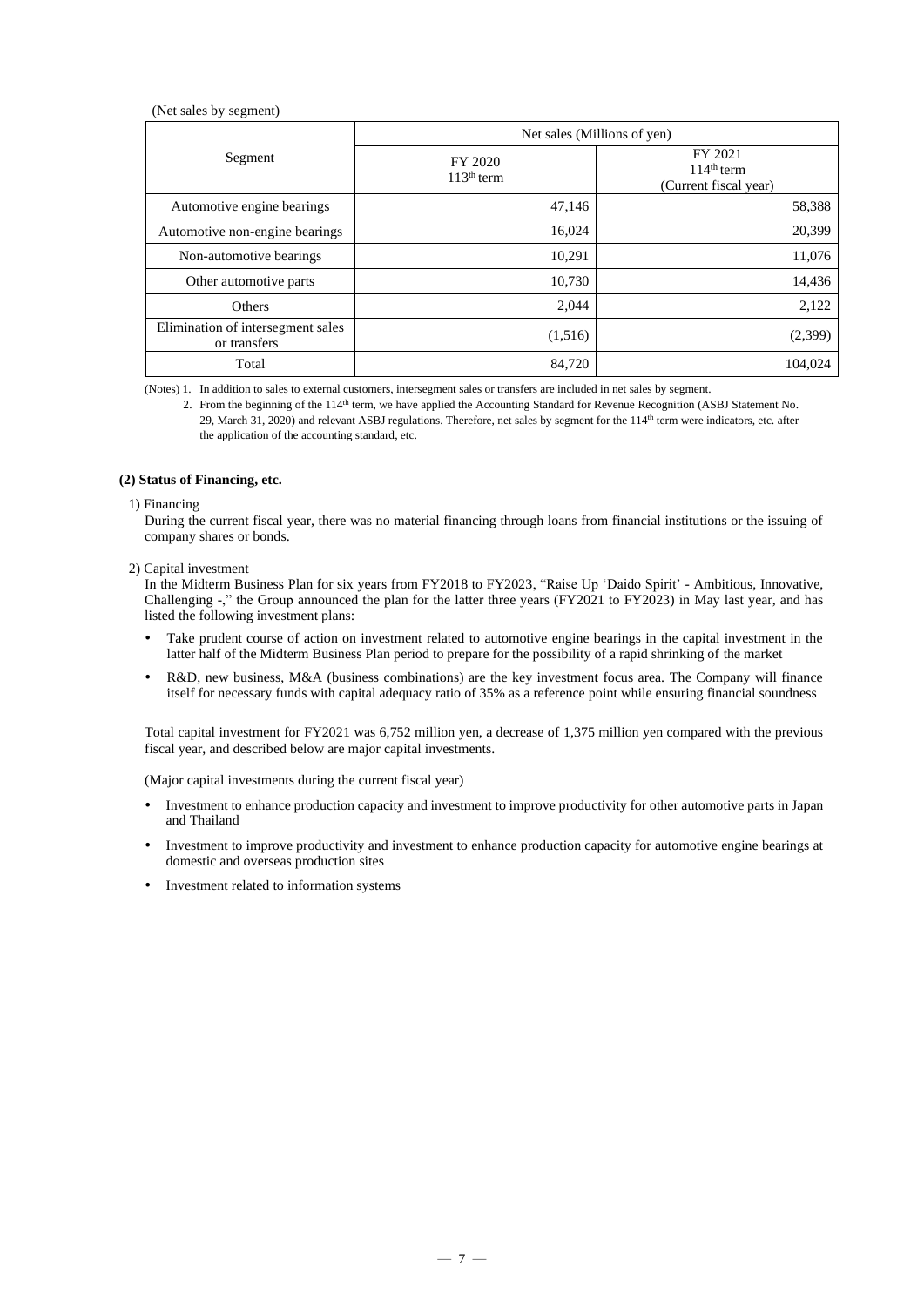(Net sales by segment)

| Segment | Net sales (Millions of yen) | |
|---|---|---|
| | FY 2020 113th term | FY 2021 114th term (Current fiscal year) |
| Automotive engine bearings | 47,146 | 58,388 |
| Automotive non-engine bearings | 16,024 | 20,399 |
| Non-automotive bearings | 10,291 | 11,076 |
| Other automotive parts | 10,730 | 14,436 |
| Others | 2,044 | 2,122 |
| Elimination of intersegment sales or transfers | (1,516) | (2,399) |
| Total | 84,720 | 104,024 |

(Notes) 1. In addition to sales to external customers, intersegment sales or transfers are included in net sales by segment.

2. From the beginning of the 114th term, we have applied the Accounting Standard for Revenue Recognition (ASBJ Statement No. 29, March 31, 2020) and relevant ASBJ regulations. Therefore, net sales by segment for the 114th term were indicators, etc. after the application of the accounting standard, etc.

**(2) Status of Financing, etc.**

1) Financing

During the current fiscal year, there was no material financing through loans from financial institutions or the issuing of company shares or bonds.

2) Capital investment

In the Midterm Business Plan for six years from FY2018 to FY2023, "Raise Up 'Daido Spirit' - Ambitious, Innovative, Challenging -," the Group announced the plan for the latter three years (FY2021 to FY2023) in May last year, and has listed the following investment plans:

- Take prudent course of action on investment related to automotive engine bearings in the capital investment in the latter half of the Midterm Business Plan period to prepare for the possibility of a rapid shrinking of the market
- R&D, new business, M&A (business combinations) are the key investment focus area. The Company will finance itself for necessary funds with capital adequacy ratio of 35% as a reference point while ensuring financial soundness

Total capital investment for FY2021 was 6,752 million yen, a decrease of 1,375 million yen compared with the previous fiscal year, and described below are major capital investments.

(Major capital investments during the current fiscal year)

- Investment to enhance production capacity and investment to improve productivity for other automotive parts in Japan and Thailand
- Investment to improve productivity and investment to enhance production capacity for automotive engine bearings at domestic and overseas production sites
- Investment related to information systems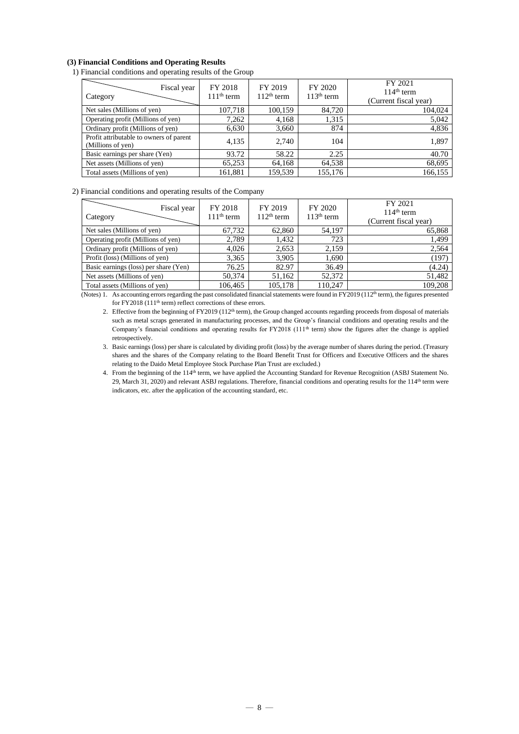**(3) Financial Conditions and Operating Results**

1) Financial conditions and operating results of the Group

| Category / Fiscal year | FY 2018<br>111th term | FY 2019<br>112th term | FY 2020<br>113th term | FY 2021<br>114th term<br>(Current fiscal year) |
|---|---|---|---|---|
| Net sales (Millions of yen) | 107,718 | 100,159 | 84,720 | 104,024 |
| Operating profit (Millions of yen) | 7,262 | 4,168 | 1,315 | 5,042 |
| Ordinary profit (Millions of yen) | 6,630 | 3,660 | 874 | 4,836 |
| Profit attributable to owners of parent (Millions of yen) | 4,135 | 2,740 | 104 | 1,897 |
| Basic earnings per share (Yen) | 93.72 | 58.22 | 2.25 | 40.70 |
| Net assets (Millions of yen) | 65,253 | 64,168 | 64,538 | 68,695 |
| Total assets (Millions of yen) | 161,881 | 159,539 | 155,176 | 166,155 |

2) Financial conditions and operating results of the Company

| Category / Fiscal year | FY 2018<br>111th term | FY 2019<br>112th term | FY 2020<br>113th term | FY 2021<br>114th term<br>(Current fiscal year) |
|---|---|---|---|---|
| Net sales (Millions of yen) | 67,732 | 62,860 | 54,197 | 65,868 |
| Operating profit (Millions of yen) | 2,789 | 1,432 | 723 | 1,499 |
| Ordinary profit (Millions of yen) | 4,026 | 2,653 | 2,159 | 2,564 |
| Profit (loss) (Millions of yen) | 3,365 | 3,905 | 1,690 | (197) |
| Basic earnings (loss) per share (Yen) | 76.25 | 82.97 | 36.49 | (4.24) |
| Net assets (Millions of yen) | 50,374 | 51,162 | 52,372 | 51,482 |
| Total assets (Millions of yen) | 106,465 | 105,178 | 110,247 | 109,208 |

(Notes) 1. As accounting errors regarding the past consolidated financial statements were found in FY2019 (112th term), the figures presented for FY2018 (111th term) reflect corrections of these errors.

2. Effective from the beginning of FY2019 (112th term), the Group changed accounts regarding proceeds from disposal of materials such as metal scraps generated in manufacturing processes, and the Group's financial conditions and operating results and the Company's financial conditions and operating results for FY2018 (111th term) show the figures after the change is applied retrospectively.

3. Basic earnings (loss) per share is calculated by dividing profit (loss) by the average number of shares during the period. (Treasury shares and the shares of the Company relating to the Board Benefit Trust for Officers and Executive Officers and the shares relating to the Daido Metal Employee Stock Purchase Plan Trust are excluded.)

4. From the beginning of the 114th term, we have applied the Accounting Standard for Revenue Recognition (ASBJ Statement No. 29, March 31, 2020) and relevant ASBJ regulations. Therefore, financial conditions and operating results for the 114th term were indicators, etc. after the application of the accounting standard, etc.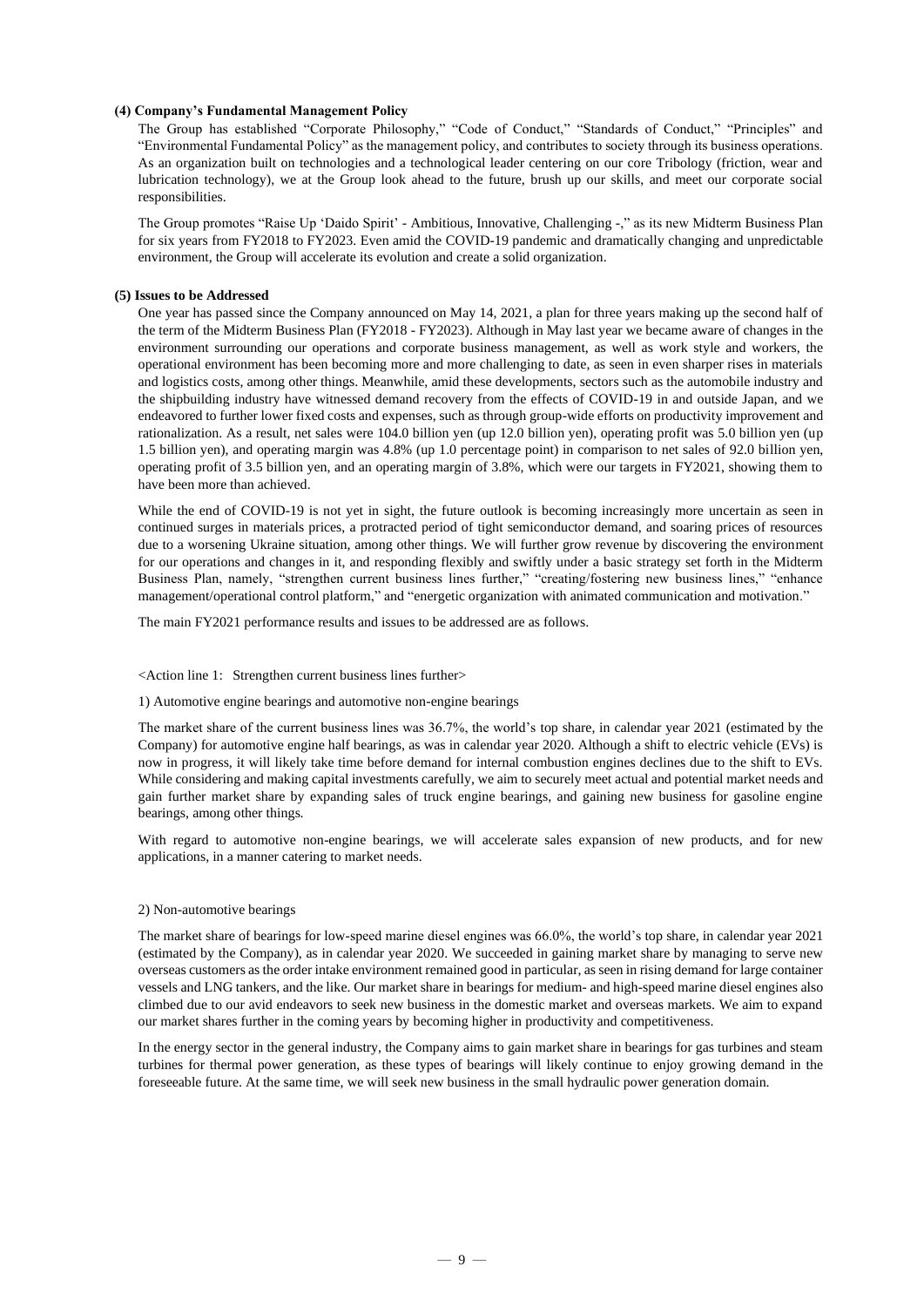#### (4) Company's Fundamental Management Policy

The Group has established "Corporate Philosophy," "Code of Conduct," "Standards of Conduct," "Principles" and "Environmental Fundamental Policy" as the management policy, and contributes to society through its business operations. As an organization built on technologies and a technological leader centering on our core Tribology (friction, wear and lubrication technology), we at the Group look ahead to the future, brush up our skills, and meet our corporate social responsibilities.

The Group promotes "Raise Up 'Daido Spirit' - Ambitious, Innovative, Challenging -," as its new Midterm Business Plan for six years from FY2018 to FY2023. Even amid the COVID-19 pandemic and dramatically changing and unpredictable environment, the Group will accelerate its evolution and create a solid organization.

#### (5) Issues to be Addressed

One year has passed since the Company announced on May 14, 2021, a plan for three years making up the second half of the term of the Midterm Business Plan (FY2018 - FY2023). Although in May last year we became aware of changes in the environment surrounding our operations and corporate business management, as well as work style and workers, the operational environment has been becoming more and more challenging to date, as seen in even sharper rises in materials and logistics costs, among other things. Meanwhile, amid these developments, sectors such as the automobile industry and the shipbuilding industry have witnessed demand recovery from the effects of COVID-19 in and outside Japan, and we endeavored to further lower fixed costs and expenses, such as through group-wide efforts on productivity improvement and rationalization. As a result, net sales were 104.0 billion yen (up 12.0 billion yen), operating profit was 5.0 billion yen (up 1.5 billion yen), and operating margin was 4.8% (up 1.0 percentage point) in comparison to net sales of 92.0 billion yen, operating profit of 3.5 billion yen, and an operating margin of 3.8%, which were our targets in FY2021, showing them to have been more than achieved.

While the end of COVID-19 is not yet in sight, the future outlook is becoming increasingly more uncertain as seen in continued surges in materials prices, a protracted period of tight semiconductor demand, and soaring prices of resources due to a worsening Ukraine situation, among other things. We will further grow revenue by discovering the environment for our operations and changes in it, and responding flexibly and swiftly under a basic strategy set forth in the Midterm Business Plan, namely, "strengthen current business lines further," "creating/fostering new business lines," "enhance management/operational control platform," and "energetic organization with animated communication and motivation."

The main FY2021 performance results and issues to be addressed are as follows.

<Action line 1: Strengthen current business lines further>

1) Automotive engine bearings and automotive non-engine bearings

The market share of the current business lines was 36.7%, the world's top share, in calendar year 2021 (estimated by the Company) for automotive engine half bearings, as was in calendar year 2020. Although a shift to electric vehicle (EVs) is now in progress, it will likely take time before demand for internal combustion engines declines due to the shift to EVs. While considering and making capital investments carefully, we aim to securely meet actual and potential market needs and gain further market share by expanding sales of truck engine bearings, and gaining new business for gasoline engine bearings, among other things.

With regard to automotive non-engine bearings, we will accelerate sales expansion of new products, and for new applications, in a manner catering to market needs.

2) Non-automotive bearings

The market share of bearings for low-speed marine diesel engines was 66.0%, the world's top share, in calendar year 2021 (estimated by the Company), as in calendar year 2020. We succeeded in gaining market share by managing to serve new overseas customers as the order intake environment remained good in particular, as seen in rising demand for large container vessels and LNG tankers, and the like. Our market share in bearings for medium- and high-speed marine diesel engines also climbed due to our avid endeavors to seek new business in the domestic market and overseas markets. We aim to expand our market shares further in the coming years by becoming higher in productivity and competitiveness.

In the energy sector in the general industry, the Company aims to gain market share in bearings for gas turbines and steam turbines for thermal power generation, as these types of bearings will likely continue to enjoy growing demand in the foreseeable future. At the same time, we will seek new business in the small hydraulic power generation domain.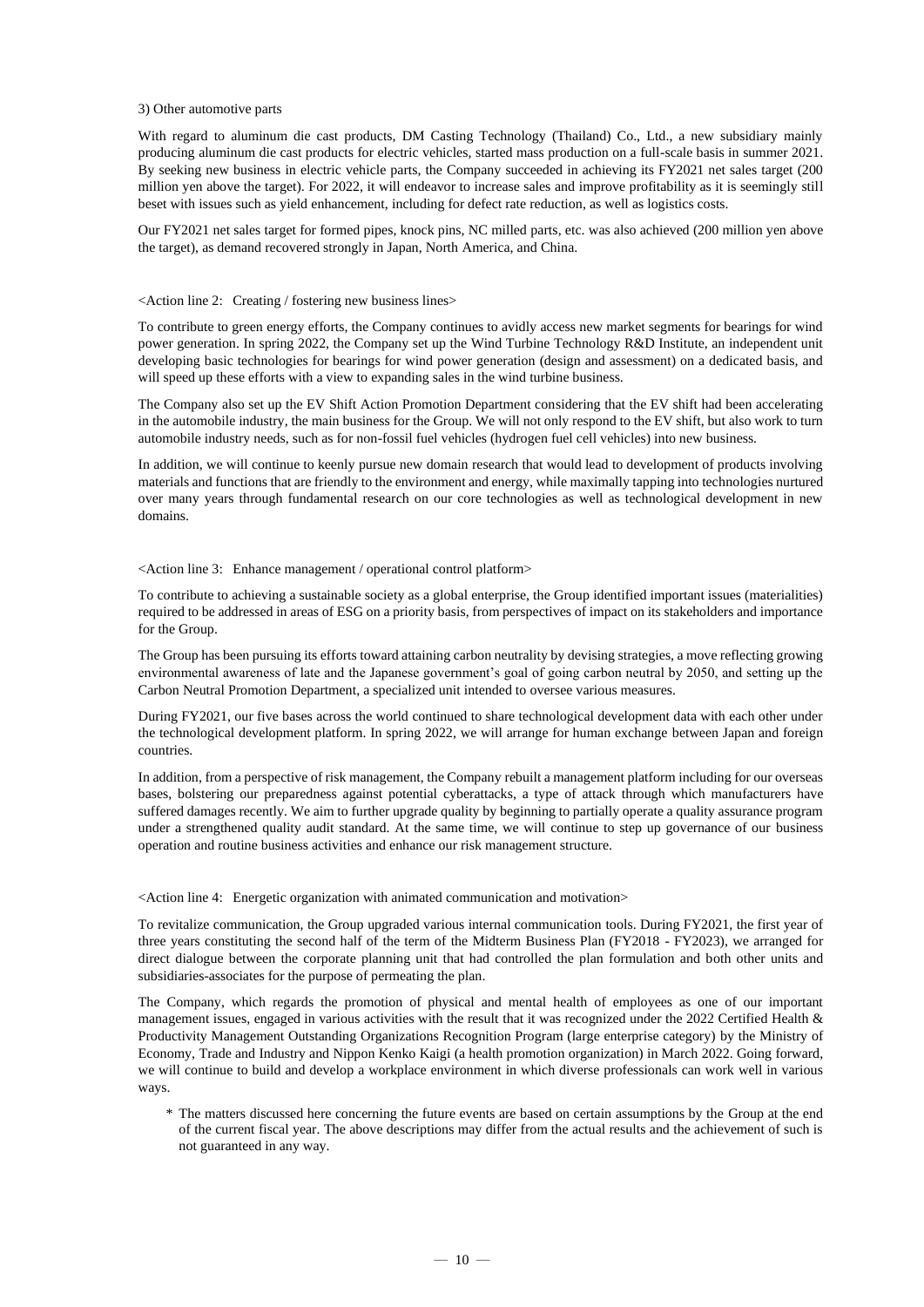3) Other automotive parts

With regard to aluminum die cast products, DM Casting Technology (Thailand) Co., Ltd., a new subsidiary mainly producing aluminum die cast products for electric vehicles, started mass production on a full-scale basis in summer 2021. By seeking new business in electric vehicle parts, the Company succeeded in achieving its FY2021 net sales target (200 million yen above the target). For 2022, it will endeavor to increase sales and improve profitability as it is seemingly still beset with issues such as yield enhancement, including for defect rate reduction, as well as logistics costs.

Our FY2021 net sales target for formed pipes, knock pins, NC milled parts, etc. was also achieved (200 million yen above the target), as demand recovered strongly in Japan, North America, and China.

<Action line 2: Creating / fostering new business lines>

To contribute to green energy efforts, the Company continues to avidly access new market segments for bearings for wind power generation. In spring 2022, the Company set up the Wind Turbine Technology R&D Institute, an independent unit developing basic technologies for bearings for wind power generation (design and assessment) on a dedicated basis, and will speed up these efforts with a view to expanding sales in the wind turbine business.

The Company also set up the EV Shift Action Promotion Department considering that the EV shift had been accelerating in the automobile industry, the main business for the Group. We will not only respond to the EV shift, but also work to turn automobile industry needs, such as for non-fossil fuel vehicles (hydrogen fuel cell vehicles) into new business.

In addition, we will continue to keenly pursue new domain research that would lead to development of products involving materials and functions that are friendly to the environment and energy, while maximally tapping into technologies nurtured over many years through fundamental research on our core technologies as well as technological development in new domains.

<Action line 3: Enhance management / operational control platform>

To contribute to achieving a sustainable society as a global enterprise, the Group identified important issues (materialities) required to be addressed in areas of ESG on a priority basis, from perspectives of impact on its stakeholders and importance for the Group.

The Group has been pursuing its efforts toward attaining carbon neutrality by devising strategies, a move reflecting growing environmental awareness of late and the Japanese government's goal of going carbon neutral by 2050, and setting up the Carbon Neutral Promotion Department, a specialized unit intended to oversee various measures.

During FY2021, our five bases across the world continued to share technological development data with each other under the technological development platform. In spring 2022, we will arrange for human exchange between Japan and foreign countries.

In addition, from a perspective of risk management, the Company rebuilt a management platform including for our overseas bases, bolstering our preparedness against potential cyberattacks, a type of attack through which manufacturers have suffered damages recently. We aim to further upgrade quality by beginning to partially operate a quality assurance program under a strengthened quality audit standard. At the same time, we will continue to step up governance of our business operation and routine business activities and enhance our risk management structure.

<Action line 4: Energetic organization with animated communication and motivation>

To revitalize communication, the Group upgraded various internal communication tools. During FY2021, the first year of three years constituting the second half of the term of the Midterm Business Plan (FY2018 - FY2023), we arranged for direct dialogue between the corporate planning unit that had controlled the plan formulation and both other units and subsidiaries-associates for the purpose of permeating the plan.

The Company, which regards the promotion of physical and mental health of employees as one of our important management issues, engaged in various activities with the result that it was recognized under the 2022 Certified Health & Productivity Management Outstanding Organizations Recognition Program (large enterprise category) by the Ministry of Economy, Trade and Industry and Nippon Kenko Kaigi (a health promotion organization) in March 2022. Going forward, we will continue to build and develop a workplace environment in which diverse professionals can work well in various ways.

\* The matters discussed here concerning the future events are based on certain assumptions by the Group at the end of the current fiscal year. The above descriptions may differ from the actual results and the achievement of such is not guaranteed in any way.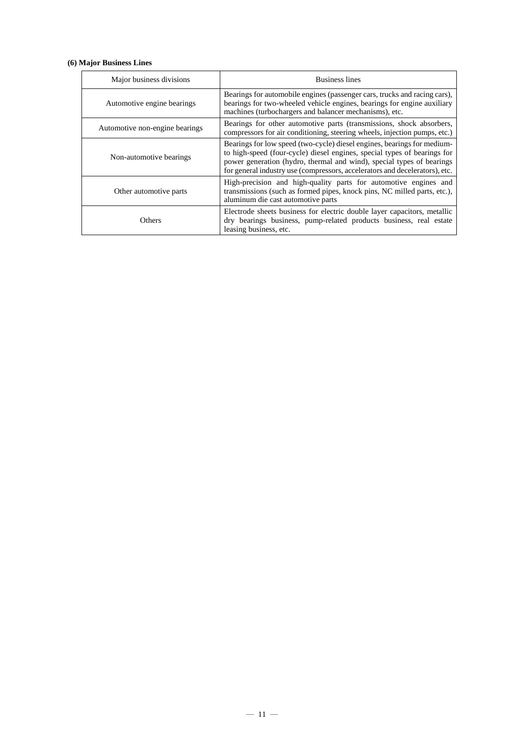**(6) Major Business Lines**

| Major business divisions | Business lines |
|---|---|
| Automotive engine bearings | Bearings for automobile engines (passenger cars, trucks and racing cars), bearings for two-wheeled vehicle engines, bearings for engine auxiliary machines (turbochargers and balancer mechanisms), etc. |
| Automotive non-engine bearings | Bearings for other automotive parts (transmissions, shock absorbers, compressors for air conditioning, steering wheels, injection pumps, etc.) |
| Non-automotive bearings | Bearings for low speed (two-cycle) diesel engines, bearings for medium- to high-speed (four-cycle) diesel engines, special types of bearings for power generation (hydro, thermal and wind), special types of bearings for general industry use (compressors, accelerators and decelerators), etc. |
| Other automotive parts | High-precision and high-quality parts for automotive engines and transmissions (such as formed pipes, knock pins, NC milled parts, etc.), aluminum die cast automotive parts |
| Others | Electrode sheets business for electric double layer capacitors, metallic dry bearings business, pump-related products business, real estate leasing business, etc. |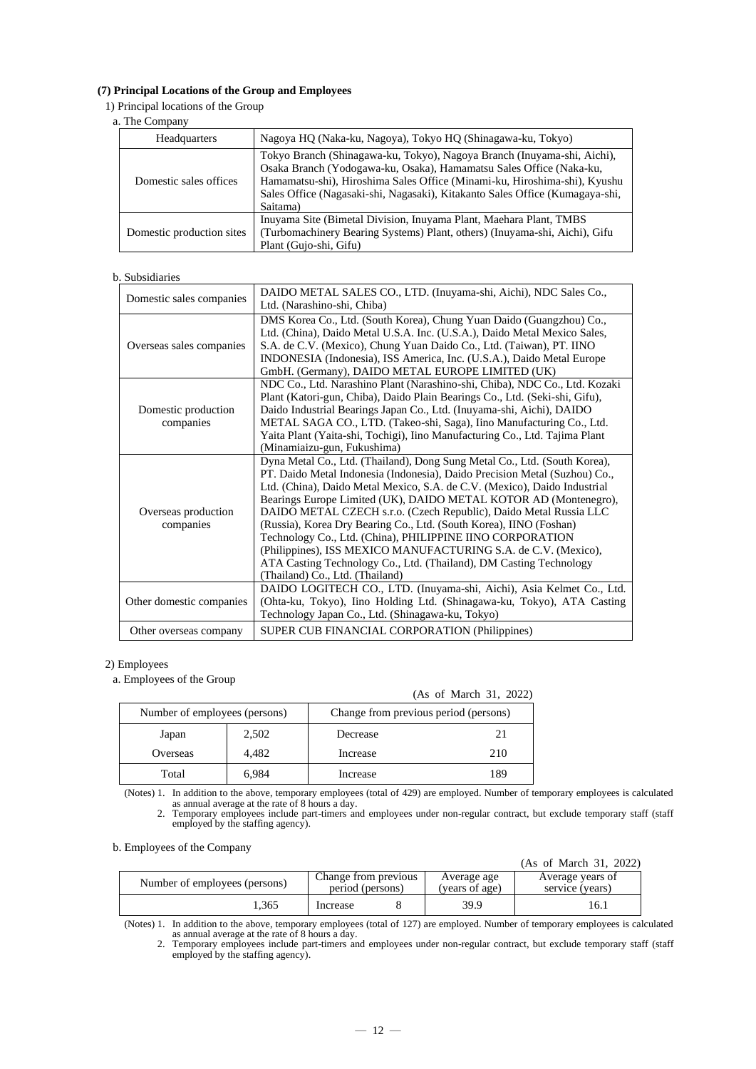### (7) Principal Locations of the Group and Employees

1) Principal locations of the Group

a. The Company

| Headquarters | Nagoya HQ (Naka-ku, Nagoya), Tokyo HQ (Shinagawa-ku, Tokyo) |
|---|---|
| Domestic sales offices | Tokyo Branch (Shinagawa-ku, Tokyo), Nagoya Branch (Inuyama-shi, Aichi), Osaka Branch (Yodogawa-ku, Osaka), Hamamatsu Sales Office (Naka-ku, Hamamatsu-shi), Hiroshima Sales Office (Minami-ku, Hiroshima-shi), Kyushu Sales Office (Nagasaki-shi, Nagasaki), Kitakanto Sales Office (Kumagaya-shi, Saitama) |
| Domestic production sites | Inuyama Site (Bimetal Division, Inuyama Plant, Maehara Plant, TMBS (Turbomachinery Bearing Systems) Plant, others) (Inuyama-shi, Aichi), Gifu Plant (Gujo-shi, Gifu) |

b. Subsidiaries

| Domestic sales companies | DAIDO METAL SALES CO., LTD. (Inuyama-shi, Aichi), NDC Sales Co., Ltd. (Narashino-shi, Chiba) |
|---|---|
| Overseas sales companies | DMS Korea Co., Ltd. (South Korea), Chung Yuan Daido (Guangzhou) Co., Ltd. (China), Daido Metal U.S.A. Inc. (U.S.A.), Daido Metal Mexico Sales, S.A. de C.V. (Mexico), Chung Yuan Daido Co., Ltd. (Taiwan), PT. IINO INDONESIA (Indonesia), ISS America, Inc. (U.S.A.), Daido Metal Europe GmbH. (Germany), DAIDO METAL EUROPE LIMITED (UK) |
| Domestic production companies | NDC Co., Ltd. Narashino Plant (Narashino-shi, Chiba), NDC Co., Ltd. Kozaki Plant (Katori-gun, Chiba), Daido Plain Bearings Co., Ltd. (Seki-shi, Gifu), Daido Industrial Bearings Japan Co., Ltd. (Inuyama-shi, Aichi), DAIDO METAL SAGA CO., LTD. (Takeo-shi, Saga), Iino Manufacturing Co., Ltd. Yaita Plant (Yaita-shi, Tochigi), Iino Manufacturing Co., Ltd. Tajima Plant (Minamiaizu-gun, Fukushima) |
| Overseas production companies | Dyna Metal Co., Ltd. (Thailand), Dong Sung Metal Co., Ltd. (South Korea), PT. Daido Metal Indonesia (Indonesia), Daido Precision Metal (Suzhou) Co., Ltd. (China), Daido Metal Mexico, S.A. de C.V. (Mexico), Daido Industrial Bearings Europe Limited (UK), DAIDO METAL KOTOR AD (Montenegro), DAIDO METAL CZECH s.r.o. (Czech Republic), Daido Metal Russia LLC (Russia), Korea Dry Bearing Co., Ltd. (South Korea), IINO (Foshan) Technology Co., Ltd. (China), PHILIPPINE IINO CORPORATION (Philippines), ISS MEXICO MANUFACTURING S.A. de C.V. (Mexico), ATA Casting Technology Co., Ltd. (Thailand), DM Casting Technology (Thailand) Co., Ltd. (Thailand) |
| Other domestic companies | DAIDO LOGITECH CO., LTD. (Inuyama-shi, Aichi), Asia Kelmet Co., Ltd. (Ohta-ku, Tokyo), Iino Holding Ltd. (Shinagawa-ku, Tokyo), ATA Casting Technology Japan Co., Ltd. (Shinagawa-ku, Tokyo) |
| Other overseas company | SUPER CUB FINANCIAL CORPORATION (Philippines) |

2) Employees

a. Employees of the Group

(As of March 31, 2022)

| Number of employees (persons) | | Change from previous period (persons) | |
|---|---|---|---|
| Japan | 2,502 | Decrease | 21 |
| Overseas | 4,482 | Increase | 210 |
| Total | 6,984 | Increase | 189 |

(Notes) 1. In addition to the above, temporary employees (total of 429) are employed. Number of temporary employees is calculated as annual average at the rate of 8 hours a day.
2. Temporary employees include part-timers and employees under non-regular contract, but exclude temporary staff (staff employed by the staffing agency).

b. Employees of the Company

(As of March 31, 2022)

| Number of employees (persons) | Change from previous period (persons) | | Average age (years of age) | Average years of service (years) |
|---|---|---|---|---|
| 1,365 | Increase | 8 | 39.9 | 16.1 |

(Notes) 1. In addition to the above, temporary employees (total of 127) are employed. Number of temporary employees is calculated as annual average at the rate of 8 hours a day.
2. Temporary employees include part-timers and employees under non-regular contract, but exclude temporary staff (staff employed by the staffing agency).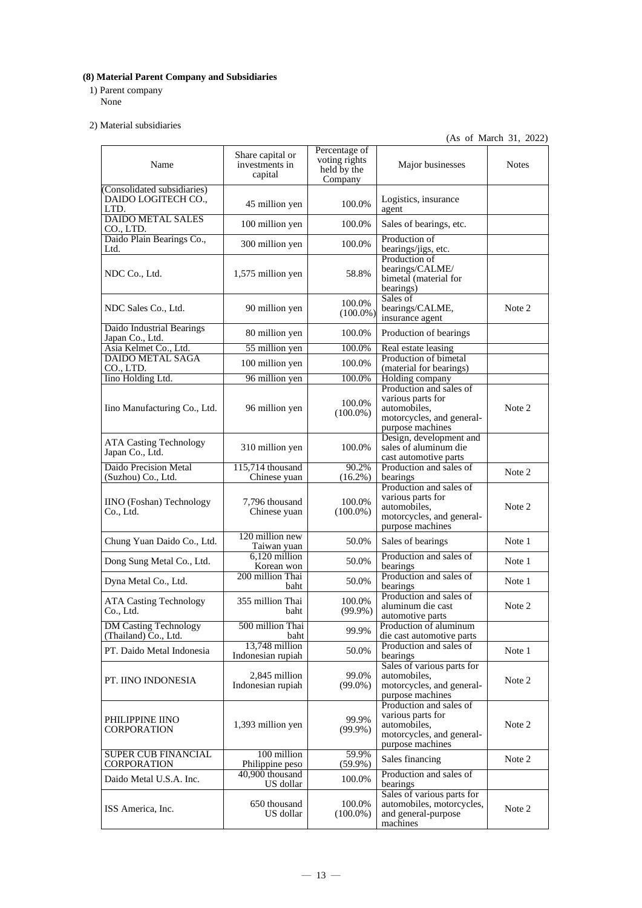**(8) Material Parent Company and Subsidiaries**

1) Parent company

None

2) Material subsidiaries

(As of March 31, 2022)

| Name | Share capital or investments in capital | Percentage of voting rights held by the Company | Major businesses | Notes |
|---|---|---|---|---|
| (Consolidated subsidiaries) DAIDO LOGITECH CO., LTD. | 45 million yen | 100.0% | Logistics, insurance agent | |
| DAIDO METAL SALES CO., LTD. | 100 million yen | 100.0% | Sales of bearings, etc. | |
| Daido Plain Bearings Co., Ltd. | 300 million yen | 100.0% | Production of bearings/jigs, etc. | |
| NDC Co., Ltd. | 1,575 million yen | 58.8% | Production of bearings/CALME/ bimetal (material for bearings) | |
| NDC Sales Co., Ltd. | 90 million yen | 100.0% (100.0%) | Sales of bearings/CALME, insurance agent | Note 2 |
| Daido Industrial Bearings Japan Co., Ltd. | 80 million yen | 100.0% | Production of bearings | |
| Asia Kelmet Co., Ltd. | 55 million yen | 100.0% | Real estate leasing | |
| DAIDO METAL SAGA CO., LTD. | 100 million yen | 100.0% | Production of bimetal (material for bearings) | |
| Iino Holding Ltd. | 96 million yen | 100.0% | Holding company | |
| Iino Manufacturing Co., Ltd. | 96 million yen | 100.0% (100.0%) | Production and sales of various parts for automobiles, motorcycles, and general-purpose machines | Note 2 |
| ATA Casting Technology Japan Co., Ltd. | 310 million yen | 100.0% | Design, development and sales of aluminum die cast automotive parts | |
| Daido Precision Metal (Suzhou) Co., Ltd. | 115,714 thousand Chinese yuan | 90.2% (16.2%) | Production and sales of bearings | Note 2 |
| IINO (Foshan) Technology Co., Ltd. | 7,796 thousand Chinese yuan | 100.0% (100.0%) | Production and sales of various parts for automobiles, motorcycles, and general-purpose machines | Note 2 |
| Chung Yuan Daido Co., Ltd. | 120 million new Taiwan yuan | 50.0% | Sales of bearings | Note 1 |
| Dong Sung Metal Co., Ltd. | 6,120 million Korean won | 50.0% | Production and sales of bearings | Note 1 |
| Dyna Metal Co., Ltd. | 200 million Thai baht | 50.0% | Production and sales of bearings | Note 1 |
| ATA Casting Technology Co., Ltd. | 355 million Thai baht | 100.0% (99.9%) | Production and sales of aluminum die cast automotive parts | Note 2 |
| DM Casting Technology (Thailand) Co., Ltd. | 500 million Thai baht | 99.9% | Production of aluminum die cast automotive parts | |
| PT. Daido Metal Indonesia | 13,748 million Indonesian rupiah | 50.0% | Production and sales of bearings | Note 1 |
| PT. IINO INDONESIA | 2,845 million Indonesian rupiah | 99.0% (99.0%) | Sales of various parts for automobiles, motorcycles, and general-purpose machines | Note 2 |
| PHILIPPINE IINO CORPORATION | 1,393 million yen | 99.9% (99.9%) | Production and sales of various parts for automobiles, motorcycles, and general-purpose machines | Note 2 |
| SUPER CUB FINANCIAL CORPORATION | 100 million Philippine peso | 59.9% (59.9%) | Sales financing | Note 2 |
| Daido Metal U.S.A. Inc. | 40,900 thousand US dollar | 100.0% | Production and sales of bearings | |
| ISS America, Inc. | 650 thousand US dollar | 100.0% (100.0%) | Sales of various parts for automobiles, motorcycles, and general-purpose machines | Note 2 |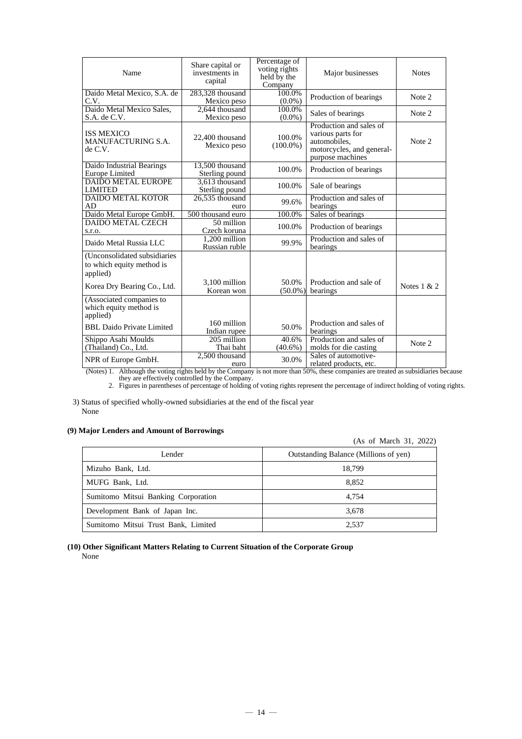| Name | Share capital or investments in capital | Percentage of voting rights held by the Company | Major businesses | Notes |
| --- | --- | --- | --- | --- |
| Daido Metal Mexico, S.A. de C.V. | 283,328 thousand Mexico peso | 100.0% (0.0%) | Production of bearings | Note 2 |
| Daido Metal Mexico Sales, S.A. de C.V. | 2,644 thousand Mexico peso | 100.0% (0.0%) | Sales of bearings | Note 2 |
| ISS MEXICO MANUFACTURING S.A. de C.V. | 22,400 thousand Mexico peso | 100.0% (100.0%) | Production and sales of various parts for automobiles, motorcycles, and general-purpose machines | Note 2 |
| Daido Industrial Bearings Europe Limited | 13,500 thousand Sterling pound | 100.0% | Production of bearings | |
| DAIDO METAL EUROPE LIMITED | 3,613 thousand Sterling pound | 100.0% | Sale of bearings | |
| DAIDO METAL KOTOR AD | 26,535 thousand euro | 99.6% | Production and sales of bearings | |
| Daido Metal Europe GmbH. | 500 thousand euro | 100.0% | Sales of bearings | |
| DAIDO METAL CZECH s.r.o. | 50 million Czech koruna | 100.0% | Production of bearings | |
| Daido Metal Russia LLC | 1,200 million Russian ruble | 99.9% | Production and sales of bearings | |
| (Unconsolidated subsidiaries to which equity method is applied) | | | | |
| Korea Dry Bearing Co., Ltd. | 3,100 million Korean won | 50.0% (50.0%) | Production and sale of bearings | Notes 1 & 2 |
| (Associated companies to which equity method is applied) | | | | |
| BBL Daido Private Limited | 160 million Indian rupee | 50.0% | Production and sales of bearings | |
| Shippo Asahi Moulds (Thailand) Co., Ltd. | 205 million Thai baht | 40.6% (40.6%) | Production and sales of molds for die casting | Note 2 |
| NPR of Europe GmbH. | 2,500 thousand euro | 30.0% | Sales of automotive-related products, etc. | |

(Notes) 1. Although the voting rights held by the Company is not more than 50%, these companies are treated as subsidiaries because they are effectively controlled by the Company.

2. Figures in parentheses of percentage of holding of voting rights represent the percentage of indirect holding of voting rights.

3) Status of specified wholly-owned subsidiaries at the end of the fiscal year

None

**(9) Major Lenders and Amount of Borrowings**

(As of March 31, 2022)

| Lender | Outstanding Balance (Millions of yen) |
| --- | --- |
| Mizuho Bank, Ltd. | 18,799 |
| MUFG Bank, Ltd. | 8,852 |
| Sumitomo Mitsui Banking Corporation | 4,754 |
| Development Bank of Japan Inc. | 3,678 |
| Sumitomo Mitsui Trust Bank, Limited | 2,537 |

**(10) Other Significant Matters Relating to Current Situation of the Corporate Group**

None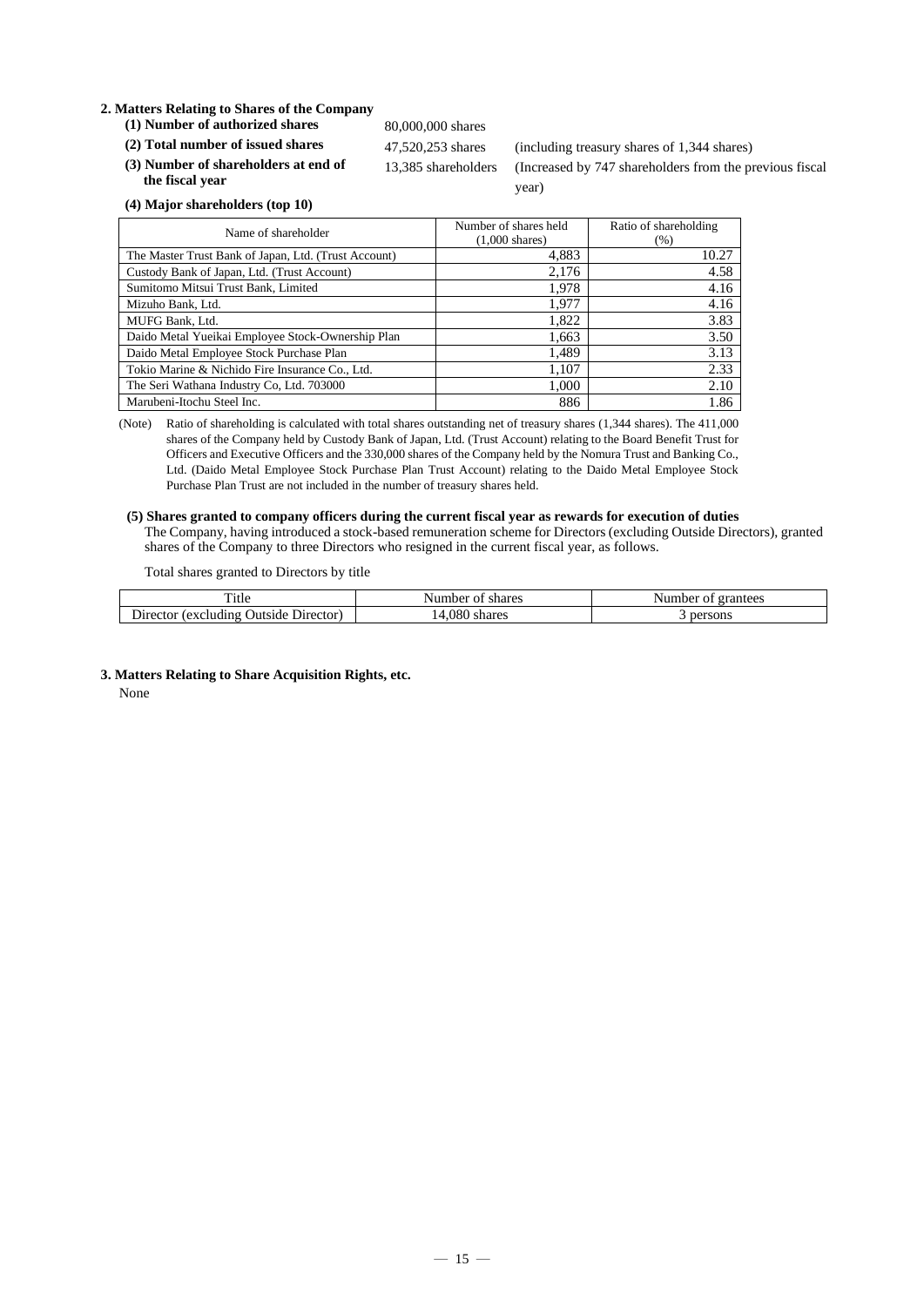## 2. Matters Relating to Shares of the Company

**(1) Number of authorized shares** 80,000,000 shares

**(2) Total number of issued shares** 47,520,253 shares (including treasury shares of 1,344 shares)

**(3) Number of shareholders at end of the fiscal year** 13,385 shareholders (Increased by 747 shareholders from the previous fiscal year)

**(4) Major shareholders (top 10)**

| Name of shareholder | Number of shares held (1,000 shares) | Ratio of shareholding (%) |
|---|---|---|
| The Master Trust Bank of Japan, Ltd. (Trust Account) | 4,883 | 10.27 |
| Custody Bank of Japan, Ltd. (Trust Account) | 2,176 | 4.58 |
| Sumitomo Mitsui Trust Bank, Limited | 1,978 | 4.16 |
| Mizuho Bank, Ltd. | 1,977 | 4.16 |
| MUFG Bank, Ltd. | 1,822 | 3.83 |
| Daido Metal Yueikai Employee Stock-Ownership Plan | 1,663 | 3.50 |
| Daido Metal Employee Stock Purchase Plan | 1,489 | 3.13 |
| Tokio Marine & Nichido Fire Insurance Co., Ltd. | 1,107 | 2.33 |
| The Seri Wathana Industry Co, Ltd. 703000 | 1,000 | 2.10 |
| Marubeni-Itochu Steel Inc. | 886 | 1.86 |

(Note) Ratio of shareholding is calculated with total shares outstanding net of treasury shares (1,344 shares). The 411,000 shares of the Company held by Custody Bank of Japan, Ltd. (Trust Account) relating to the Board Benefit Trust for Officers and Executive Officers and the 330,000 shares of the Company held by the Nomura Trust and Banking Co., Ltd. (Daido Metal Employee Stock Purchase Plan Trust Account) relating to the Daido Metal Employee Stock Purchase Plan Trust are not included in the number of treasury shares held.

**(5) Shares granted to company officers during the current fiscal year as rewards for execution of duties**

The Company, having introduced a stock-based remuneration scheme for Directors (excluding Outside Directors), granted shares of the Company to three Directors who resigned in the current fiscal year, as follows.

Total shares granted to Directors by title

| Title | Number of shares | Number of grantees |
|---|---|---|
| Director (excluding Outside Director) | 14,080 shares | 3 persons |

## 3. Matters Relating to Share Acquisition Rights, etc.

None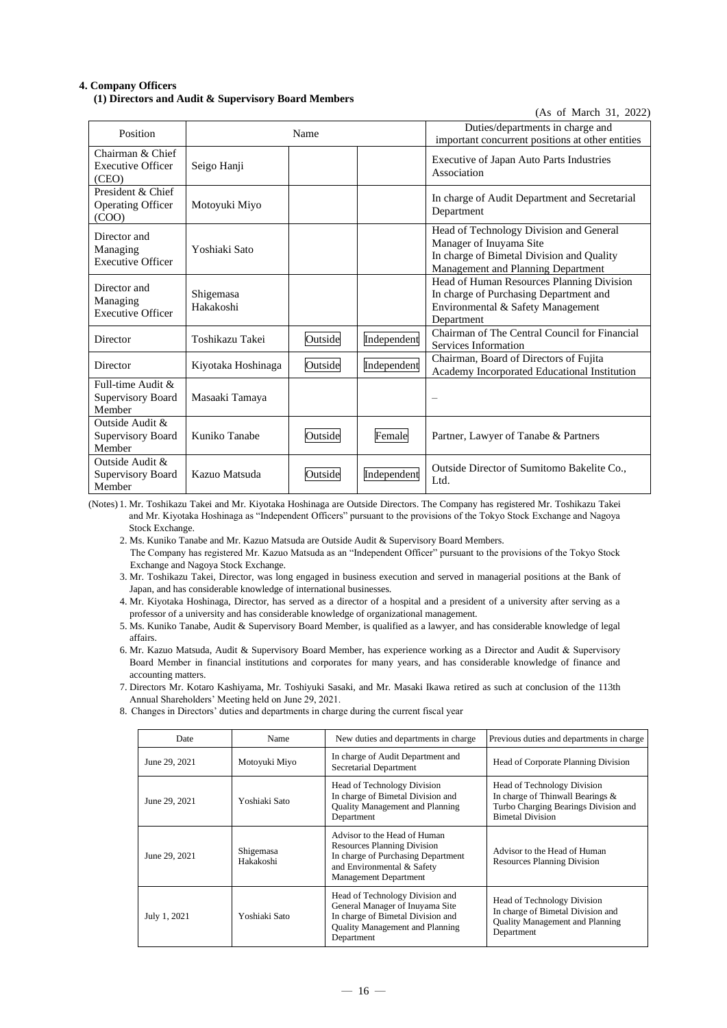## 4. Company Officers

### (1) Directors and Audit & Supervisory Board Members

(As of March 31, 2022)

| Position | Name | | | Duties/departments in charge and important concurrent positions at other entities |
|---|---|---|---|---|
| Chairman & Chief Executive Officer (CEO) | Seigo Hanji | | | Executive of Japan Auto Parts Industries Association |
| President & Chief Operating Officer (COO) | Motoyuki Miyo | | | In charge of Audit Department and Secretarial Department |
| Director and Managing Executive Officer | Yoshiaki Sato | | | Head of Technology Division and General Manager of Inuyama Site<br>In charge of Bimetal Division and Quality Management and Planning Department |
| Director and Managing Executive Officer | Shigemasa Hakakoshi | | | Head of Human Resources Planning Division<br>In charge of Purchasing Department and Environmental & Safety Management Department |
| Director | Toshikazu Takei | Outside | Independent | Chairman of The Central Council for Financial Services Information |
| Director | Kiyotaka Hoshinaga | Outside | Independent | Chairman, Board of Directors of Fujita Academy Incorporated Educational Institution |
| Full-time Audit & Supervisory Board Member | Masaaki Tamaya | | | – |
| Outside Audit & Supervisory Board Member | Kuniko Tanabe | Outside | Female | Partner, Lawyer of Tanabe & Partners |
| Outside Audit & Supervisory Board Member | Kazuo Matsuda | Outside | Independent | Outside Director of Sumitomo Bakelite Co., Ltd. |

(Notes)
1. Mr. Toshikazu Takei and Mr. Kiyotaka Hoshinaga are Outside Directors. The Company has registered Mr. Toshikazu Takei and Mr. Kiyotaka Hoshinaga as "Independent Officers" pursuant to the provisions of the Tokyo Stock Exchange and Nagoya Stock Exchange.
2. Ms. Kuniko Tanabe and Mr. Kazuo Matsuda are Outside Audit & Supervisory Board Members.
   The Company has registered Mr. Kazuo Matsuda as an "Independent Officer" pursuant to the provisions of the Tokyo Stock Exchange and Nagoya Stock Exchange.
3. Mr. Toshikazu Takei, Director, was long engaged in business execution and served in managerial positions at the Bank of Japan, and has considerable knowledge of international businesses.
4. Mr. Kiyotaka Hoshinaga, Director, has served as a director of a hospital and a president of a university after serving as a professor of a university and has considerable knowledge of organizational management.
5. Ms. Kuniko Tanabe, Audit & Supervisory Board Member, is qualified as a lawyer, and has considerable knowledge of legal affairs.
6. Mr. Kazuo Matsuda, Audit & Supervisory Board Member, has experience working as a Director and Audit & Supervisory Board Member in financial institutions and corporates for many years, and has considerable knowledge of finance and accounting matters.
7. Directors Mr. Kotaro Kashiyama, Mr. Toshiyuki Sasaki, and Mr. Masaki Ikawa retired as such at conclusion of the 113th Annual Shareholders' Meeting held on June 29, 2021.
8. Changes in Directors' duties and departments in charge during the current fiscal year

| Date | Name | New duties and departments in charge | Previous duties and departments in charge |
|---|---|---|---|
| June 29, 2021 | Motoyuki Miyo | In charge of Audit Department and Secretarial Department | Head of Corporate Planning Division |
| June 29, 2021 | Yoshiaki Sato | Head of Technology Division<br>In charge of Bimetal Division and Quality Management and Planning Department | Head of Technology Division<br>In charge of Thinwall Bearings & Turbo Charging Bearings Division and Bimetal Division |
| June 29, 2021 | Shigemasa Hakakoshi | Advisor to the Head of Human Resources Planning Division<br>In charge of Purchasing Department and Environmental & Safety Management Department | Advisor to the Head of Human Resources Planning Division |
| July 1, 2021 | Yoshiaki Sato | Head of Technology Division and General Manager of Inuyama Site<br>In charge of Bimetal Division and Quality Management and Planning Department | Head of Technology Division<br>In charge of Bimetal Division and Quality Management and Planning Department |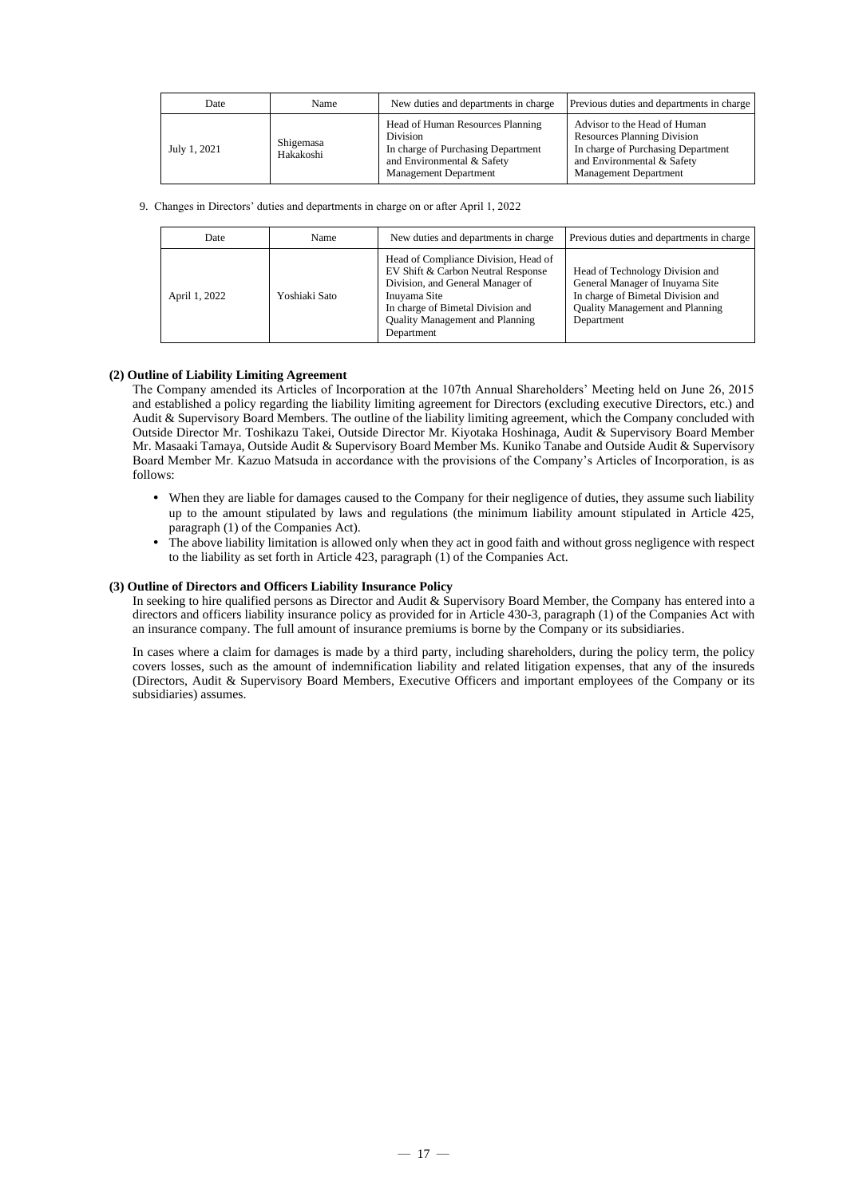| Date | Name | New duties and departments in charge | Previous duties and departments in charge |
| --- | --- | --- | --- |
| July 1, 2021 | Shigemasa Hakakoshi | Head of Human Resources Planning Division<br>In charge of Purchasing Department and Environmental & Safety Management Department | Advisor to the Head of Human Resources Planning Division<br>In charge of Purchasing Department and Environmental & Safety Management Department |

9. Changes in Directors' duties and departments in charge on or after April 1, 2022

| Date | Name | New duties and departments in charge | Previous duties and departments in charge |
| --- | --- | --- | --- |
| April 1, 2022 | Yoshiaki Sato | Head of Compliance Division, Head of EV Shift & Carbon Neutral Response Division, and General Manager of Inuyama Site<br>In charge of Bimetal Division and Quality Management and Planning Department | Head of Technology Division and General Manager of Inuyama Site<br>In charge of Bimetal Division and Quality Management and Planning Department |

**(2) Outline of Liability Limiting Agreement**

The Company amended its Articles of Incorporation at the 107th Annual Shareholders' Meeting held on June 26, 2015 and established a policy regarding the liability limiting agreement for Directors (excluding executive Directors, etc.) and Audit & Supervisory Board Members. The outline of the liability limiting agreement, which the Company concluded with Outside Director Mr. Toshikazu Takei, Outside Director Mr. Kiyotaka Hoshinaga, Audit & Supervisory Board Member Mr. Masaaki Tamaya, Outside Audit & Supervisory Board Member Ms. Kuniko Tanabe and Outside Audit & Supervisory Board Member Mr. Kazuo Matsuda in accordance with the provisions of the Company's Articles of Incorporation, is as follows:

- When they are liable for damages caused to the Company for their negligence of duties, they assume such liability up to the amount stipulated by laws and regulations (the minimum liability amount stipulated in Article 425, paragraph (1) of the Companies Act).
- The above liability limitation is allowed only when they act in good faith and without gross negligence with respect to the liability as set forth in Article 423, paragraph (1) of the Companies Act.

**(3) Outline of Directors and Officers Liability Insurance Policy**

In seeking to hire qualified persons as Director and Audit & Supervisory Board Member, the Company has entered into a directors and officers liability insurance policy as provided for in Article 430-3, paragraph (1) of the Companies Act with an insurance company. The full amount of insurance premiums is borne by the Company or its subsidiaries.

In cases where a claim for damages is made by a third party, including shareholders, during the policy term, the policy covers losses, such as the amount of indemnification liability and related litigation expenses, that any of the insureds (Directors, Audit & Supervisory Board Members, Executive Officers and important employees of the Company or its subsidiaries) assumes.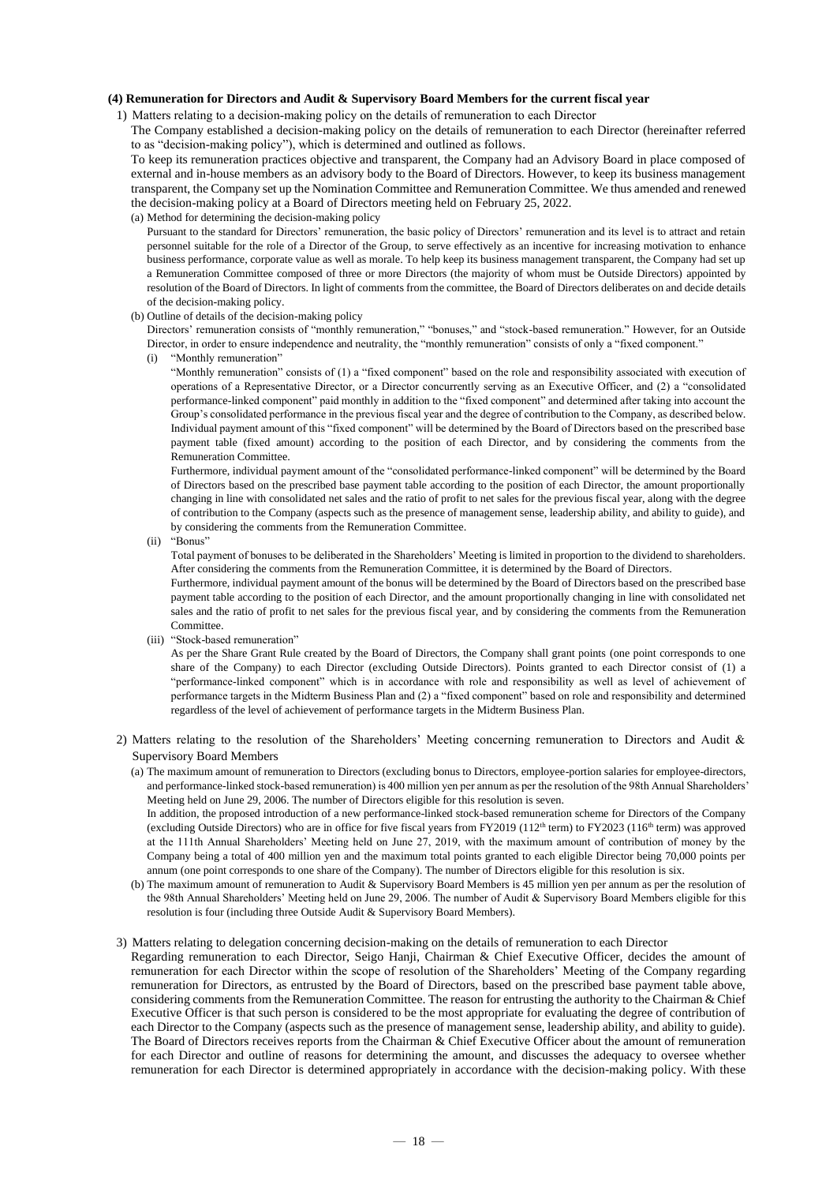#### (4) Remuneration for Directors and Audit & Supervisory Board Members for the current fiscal year

1) Matters relating to a decision-making policy on the details of remuneration to each Director

The Company established a decision-making policy on the details of remuneration to each Director (hereinafter referred to as "decision-making policy"), which is determined and outlined as follows.

To keep its remuneration practices objective and transparent, the Company had an Advisory Board in place composed of external and in-house members as an advisory body to the Board of Directors. However, to keep its business management transparent, the Company set up the Nomination Committee and Remuneration Committee. We thus amended and renewed the decision-making policy at a Board of Directors meeting held on February 25, 2022.

(a) Method for determining the decision-making policy

Pursuant to the standard for Directors' remuneration, the basic policy of Directors' remuneration and its level is to attract and retain personnel suitable for the role of a Director of the Group, to serve effectively as an incentive for increasing motivation to enhance business performance, corporate value as well as morale. To help keep its business management transparent, the Company had set up a Remuneration Committee composed of three or more Directors (the majority of whom must be Outside Directors) appointed by resolution of the Board of Directors. In light of comments from the committee, the Board of Directors deliberates on and decide details of the decision-making policy.

(b) Outline of details of the decision-making policy

Directors' remuneration consists of "monthly remuneration," "bonuses," and "stock-based remuneration." However, for an Outside Director, in order to ensure independence and neutrality, the "monthly remuneration" consists of only a "fixed component."

(i) "Monthly remuneration"

"Monthly remuneration" consists of (1) a "fixed component" based on the role and responsibility associated with execution of operations of a Representative Director, or a Director concurrently serving as an Executive Officer, and (2) a "consolidated performance-linked component" paid monthly in addition to the "fixed component" and determined after taking into account the Group's consolidated performance in the previous fiscal year and the degree of contribution to the Company, as described below. Individual payment amount of this "fixed component" will be determined by the Board of Directors based on the prescribed base payment table (fixed amount) according to the position of each Director, and by considering the comments from the Remuneration Committee.

Furthermore, individual payment amount of the "consolidated performance-linked component" will be determined by the Board of Directors based on the prescribed base payment table according to the position of each Director, the amount proportionally changing in line with consolidated net sales and the ratio of profit to net sales for the previous fiscal year, along with the degree of contribution to the Company (aspects such as the presence of management sense, leadership ability, and ability to guide), and by considering the comments from the Remuneration Committee.

(ii) "Bonus"

Total payment of bonuses to be deliberated in the Shareholders' Meeting is limited in proportion to the dividend to shareholders. After considering the comments from the Remuneration Committee, it is determined by the Board of Directors.

Furthermore, individual payment amount of the bonus will be determined by the Board of Directors based on the prescribed base payment table according to the position of each Director, and the amount proportionally changing in line with consolidated net sales and the ratio of profit to net sales for the previous fiscal year, and by considering the comments from the Remuneration Committee.

(iii) "Stock-based remuneration"

As per the Share Grant Rule created by the Board of Directors, the Company shall grant points (one point corresponds to one share of the Company) to each Director (excluding Outside Directors). Points granted to each Director consist of (1) a "performance-linked component" which is in accordance with role and responsibility as well as level of achievement of performance targets in the Midterm Business Plan and (2) a "fixed component" based on role and responsibility and determined regardless of the level of achievement of performance targets in the Midterm Business Plan.

2) Matters relating to the resolution of the Shareholders' Meeting concerning remuneration to Directors and Audit & Supervisory Board Members

(a) The maximum amount of remuneration to Directors (excluding bonus to Directors, employee-portion salaries for employee-directors, and performance-linked stock-based remuneration) is 400 million yen per annum as per the resolution of the 98th Annual Shareholders' Meeting held on June 29, 2006. The number of Directors eligible for this resolution is seven.

In addition, the proposed introduction of a new performance-linked stock-based remuneration scheme for Directors of the Company (excluding Outside Directors) who are in office for five fiscal years from FY2019 (112th term) to FY2023 (116th term) was approved at the 111th Annual Shareholders' Meeting held on June 27, 2019, with the maximum amount of contribution of money by the Company being a total of 400 million yen and the maximum total points granted to each eligible Director being 70,000 points per annum (one point corresponds to one share of the Company). The number of Directors eligible for this resolution is six.

(b) The maximum amount of remuneration to Audit & Supervisory Board Members is 45 million yen per annum as per the resolution of the 98th Annual Shareholders' Meeting held on June 29, 2006. The number of Audit & Supervisory Board Members eligible for this resolution is four (including three Outside Audit & Supervisory Board Members).

3) Matters relating to delegation concerning decision-making on the details of remuneration to each Director

Regarding remuneration to each Director, Seigo Hanji, Chairman & Chief Executive Officer, decides the amount of remuneration for each Director within the scope of resolution of the Shareholders' Meeting of the Company regarding remuneration for Directors, as entrusted by the Board of Directors, based on the prescribed base payment table above, considering comments from the Remuneration Committee. The reason for entrusting the authority to the Chairman & Chief Executive Officer is that such person is considered to be the most appropriate for evaluating the degree of contribution of each Director to the Company (aspects such as the presence of management sense, leadership ability, and ability to guide). The Board of Directors receives reports from the Chairman & Chief Executive Officer about the amount of remuneration for each Director and outline of reasons for determining the amount, and discusses the adequacy to oversee whether remuneration for each Director is determined appropriately in accordance with the decision-making policy. With these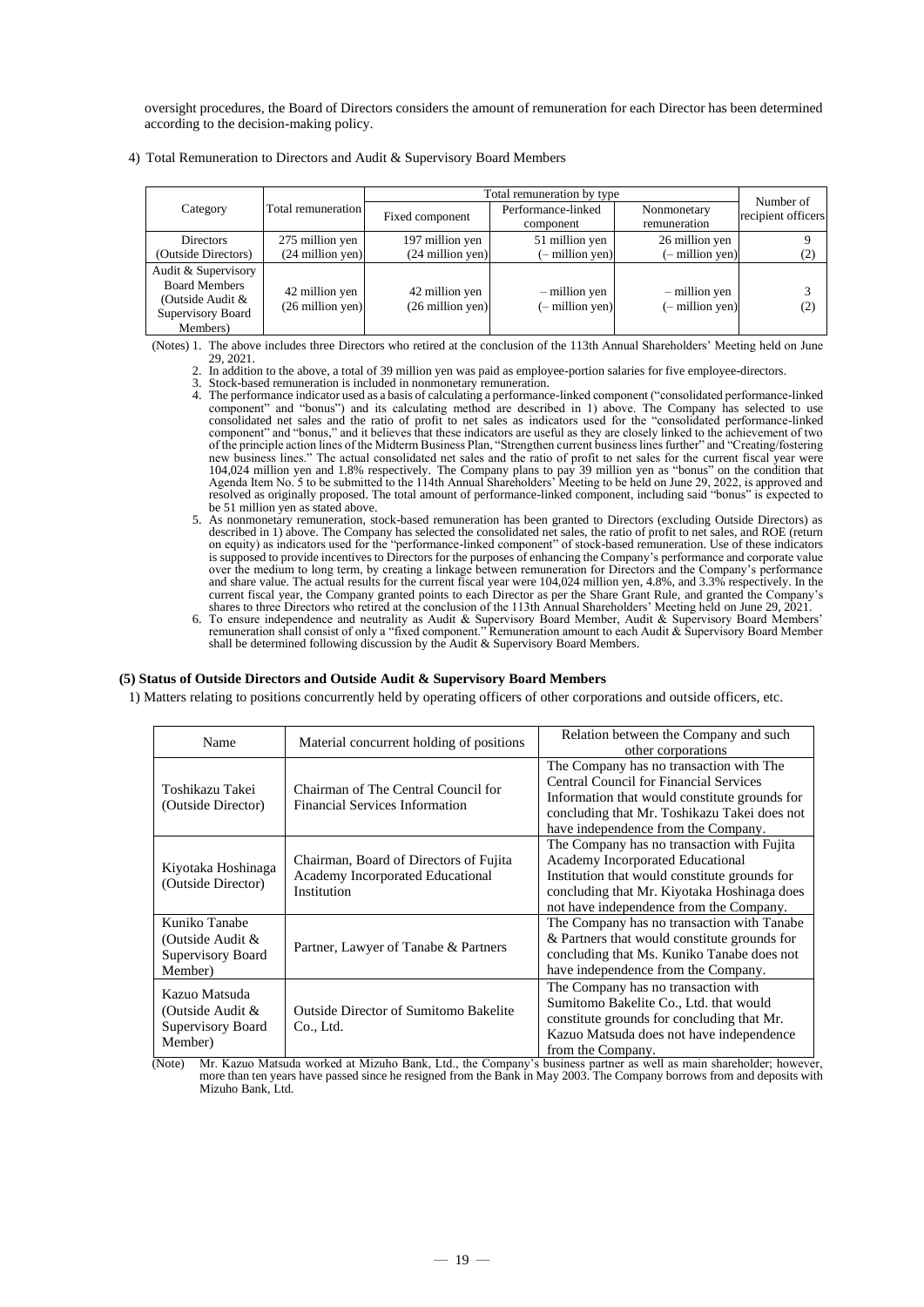oversight procedures, the Board of Directors considers the amount of remuneration for each Director has been determined according to the decision-making policy.

4) Total Remuneration to Directors and Audit & Supervisory Board Members

| Category | Total remuneration | Total remuneration by type | | | Number of recipient officers |
|---|---|---|---|---|---|
| | | Fixed component | Performance-linked component | Nonmonetary remuneration | |
| Directors<br>(Outside Directors) | 275 million yen<br>(24 million yen) | 197 million yen<br>(24 million yen) | 51 million yen<br>(– million yen) | 26 million yen<br>(– million yen) | 9<br>(2) |
| Audit & Supervisory Board Members<br>(Outside Audit & Supervisory Board Members) | 42 million yen<br>(26 million yen) | 42 million yen<br>(26 million yen) | – million yen<br>(– million yen) | – million yen<br>(– million yen) | 3<br>(2) |

(Notes) 1. The above includes three Directors who retired at the conclusion of the 113th Annual Shareholders' Meeting held on June 29, 2021.

2. In addition to the above, a total of 39 million yen was paid as employee-portion salaries for five employee-directors.

3. Stock-based remuneration is included in nonmonetary remuneration.

4. The performance indicator used as a basis of calculating a performance-linked component ("consolidated performance-linked component" and "bonus") and its calculating method are described in 1) above. The Company has selected to use consolidated net sales and the ratio of profit to net sales as indicators used for the "consolidated performance-linked component" and "bonus," and it believes that these indicators are useful as they are closely linked to the achievement of two of the principle action lines of the Midterm Business Plan, "Strengthen current business lines further" and "Creating/fostering new business lines." The actual consolidated net sales and the ratio of profit to net sales for the current fiscal year were 104,024 million yen and 1.8% respectively. The Company plans to pay 39 million yen as "bonus" on the condition that Agenda Item No. 5 to be submitted to the 114th Annual Shareholders' Meeting to be held on June 29, 2022, is approved and resolved as originally proposed. The total amount of performance-linked component, including said "bonus" is expected to be 51 million yen as stated above.

5. As nonmonetary remuneration, stock-based remuneration has been granted to Directors (excluding Outside Directors) as described in 1) above. The Company has selected the consolidated net sales, the ratio of profit to net sales, and ROE (return on equity) as indicators used for the "performance-linked component" of stock-based remuneration. Use of these indicators is supposed to provide incentives to Directors for the purposes of enhancing the Company's performance and corporate value over the medium to long term, by creating a linkage between remuneration for Directors and the Company's performance and share value. The actual results for the current fiscal year were 104,024 million yen, 4.8%, and 3.3% respectively. In the current fiscal year, the Company granted points to each Director as per the Share Grant Rule, and granted the Company's shares to three Directors who retired at the conclusion of the 113th Annual Shareholders' Meeting held on June 29, 2021.

6. To ensure independence and neutrality as Audit & Supervisory Board Member, Audit & Supervisory Board Members' remuneration shall consist of only a "fixed component." Remuneration amount to each Audit & Supervisory Board Member shall be determined following discussion by the Audit & Supervisory Board Members.

### (5) Status of Outside Directors and Outside Audit & Supervisory Board Members

1) Matters relating to positions concurrently held by operating officers of other corporations and outside officers, etc.

| Name | Material concurrent holding of positions | Relation between the Company and such other corporations |
|---|---|---|
| Toshikazu Takei<br>(Outside Director) | Chairman of The Central Council for Financial Services Information | The Company has no transaction with The Central Council for Financial Services Information that would constitute grounds for concluding that Mr. Toshikazu Takei does not have independence from the Company. |
| Kiyotaka Hoshinaga<br>(Outside Director) | Chairman, Board of Directors of Fujita Academy Incorporated Educational Institution | The Company has no transaction with Fujita Academy Incorporated Educational Institution that would constitute grounds for concluding that Mr. Kiyotaka Hoshinaga does not have independence from the Company. |
| Kuniko Tanabe<br>(Outside Audit & Supervisory Board Member) | Partner, Lawyer of Tanabe & Partners | The Company has no transaction with Tanabe & Partners that would constitute grounds for concluding that Ms. Kuniko Tanabe does not have independence from the Company. |
| Kazuo Matsuda<br>(Outside Audit & Supervisory Board Member) | Outside Director of Sumitomo Bakelite Co., Ltd. | The Company has no transaction with Sumitomo Bakelite Co., Ltd. that would constitute grounds for concluding that Mr. Kazuo Matsuda does not have independence from the Company. |

(Note) Mr. Kazuo Matsuda worked at Mizuho Bank, Ltd., the Company's business partner as well as main shareholder; however, more than ten years have passed since he resigned from the Bank in May 2003. The Company borrows from and deposits with Mizuho Bank, Ltd.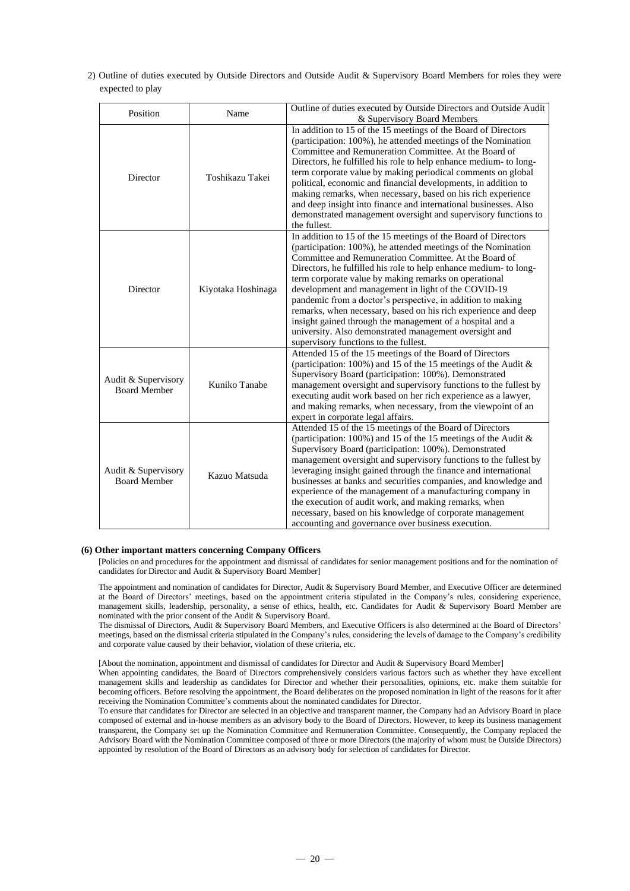2) Outline of duties executed by Outside Directors and Outside Audit & Supervisory Board Members for roles they were expected to play

| Position | Name | Outline of duties executed by Outside Directors and Outside Audit & Supervisory Board Members |
|---|---|---|
| Director | Toshikazu Takei | In addition to 15 of the 15 meetings of the Board of Directors (participation: 100%), he attended meetings of the Nomination Committee and Remuneration Committee. At the Board of Directors, he fulfilled his role to help enhance medium- to long-term corporate value by making periodical comments on global political, economic and financial developments, in addition to making remarks, when necessary, based on his rich experience and deep insight into finance and international businesses. Also demonstrated management oversight and supervisory functions to the fullest. |
| Director | Kiyotaka Hoshinaga | In addition to 15 of the 15 meetings of the Board of Directors (participation: 100%), he attended meetings of the Nomination Committee and Remuneration Committee. At the Board of Directors, he fulfilled his role to help enhance medium- to long-term corporate value by making remarks on operational development and management in light of the COVID-19 pandemic from a doctor's perspective, in addition to making remarks, when necessary, based on his rich experience and deep insight gained through the management of a hospital and a university. Also demonstrated management oversight and supervisory functions to the fullest. |
| Audit & Supervisory Board Member | Kuniko Tanabe | Attended 15 of the 15 meetings of the Board of Directors (participation: 100%) and 15 of the 15 meetings of the Audit & Supervisory Board (participation: 100%). Demonstrated management oversight and supervisory functions to the fullest by executing audit work based on her rich experience as a lawyer, and making remarks, when necessary, from the viewpoint of an expert in corporate legal affairs. |
| Audit & Supervisory Board Member | Kazuo Matsuda | Attended 15 of the 15 meetings of the Board of Directors (participation: 100%) and 15 of the 15 meetings of the Audit & Supervisory Board (participation: 100%). Demonstrated management oversight and supervisory functions to the fullest by leveraging insight gained through the finance and international businesses at banks and securities companies, and knowledge and experience of the management of a manufacturing company in the execution of audit work, and making remarks, when necessary, based on his knowledge of corporate management accounting and governance over business execution. |

### (6) Other important matters concerning Company Officers

[Policies on and procedures for the appointment and dismissal of candidates for senior management positions and for the nomination of candidates for Director and Audit & Supervisory Board Member]

The appointment and nomination of candidates for Director, Audit & Supervisory Board Member, and Executive Officer are determined at the Board of Directors' meetings, based on the appointment criteria stipulated in the Company's rules, considering experience, management skills, leadership, personality, a sense of ethics, health, etc. Candidates for Audit & Supervisory Board Member are nominated with the prior consent of the Audit & Supervisory Board.
The dismissal of Directors, Audit & Supervisory Board Members, and Executive Officers is also determined at the Board of Directors' meetings, based on the dismissal criteria stipulated in the Company's rules, considering the levels of damage to the Company's credibility and corporate value caused by their behavior, violation of these criteria, etc.

[About the nomination, appointment and dismissal of candidates for Director and Audit & Supervisory Board Member]
When appointing candidates, the Board of Directors comprehensively considers various factors such as whether they have excellent management skills and leadership as candidates for Director and whether their personalities, opinions, etc. make them suitable for becoming officers. Before resolving the appointment, the Board deliberates on the proposed nomination in light of the reasons for it after receiving the Nomination Committee's comments about the nominated candidates for Director.
To ensure that candidates for Director are selected in an objective and transparent manner, the Company had an Advisory Board in place composed of external and in-house members as an advisory body to the Board of Directors. However, to keep its business management transparent, the Company set up the Nomination Committee and Remuneration Committee. Consequently, the Company replaced the Advisory Board with the Nomination Committee composed of three or more Directors (the majority of whom must be Outside Directors) appointed by resolution of the Board of Directors as an advisory body for selection of candidates for Director.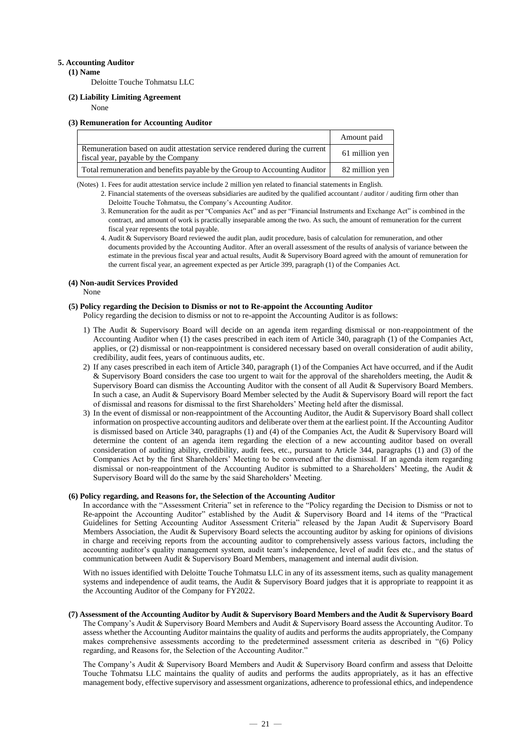## 5. Accounting Auditor

### (1) Name

Deloitte Touche Tohmatsu LLC

### (2) Liability Limiting Agreement

None

### (3) Remuneration for Accounting Auditor

| | Amount paid |
|---|---|
| Remuneration based on audit attestation service rendered during the current fiscal year, payable by the Company | 61 million yen |
| Total remuneration and benefits payable by the Group to Accounting Auditor | 82 million yen |

(Notes) 1. Fees for audit attestation service include 2 million yen related to financial statements in English.

2. Financial statements of the overseas subsidiaries are audited by the qualified accountant / auditor / auditing firm other than Deloitte Touche Tohmatsu, the Company's Accounting Auditor.
3. Remuneration for the audit as per "Companies Act" and as per "Financial Instruments and Exchange Act" is combined in the contract, and amount of work is practically inseparable among the two. As such, the amount of remuneration for the current fiscal year represents the total payable.
4. Audit & Supervisory Board reviewed the audit plan, audit procedure, basis of calculation for remuneration, and other documents provided by the Accounting Auditor. After an overall assessment of the results of analysis of variance between the estimate in the previous fiscal year and actual results, Audit & Supervisory Board agreed with the amount of remuneration for the current fiscal year, an agreement expected as per Article 399, paragraph (1) of the Companies Act.

### (4) Non-audit Services Provided

None

### (5) Policy regarding the Decision to Dismiss or not to Re-appoint the Accounting Auditor

Policy regarding the decision to dismiss or not to re-appoint the Accounting Auditor is as follows:

1) The Audit & Supervisory Board will decide on an agenda item regarding dismissal or non-reappointment of the Accounting Auditor when (1) the cases prescribed in each item of Article 340, paragraph (1) of the Companies Act, applies, or (2) dismissal or non-reappointment is considered necessary based on overall consideration of audit ability, credibility, audit fees, years of continuous audits, etc.
2) If any cases prescribed in each item of Article 340, paragraph (1) of the Companies Act have occurred, and if the Audit & Supervisory Board considers the case too urgent to wait for the approval of the shareholders meeting, the Audit & Supervisory Board can dismiss the Accounting Auditor with the consent of all Audit & Supervisory Board Members. In such a case, an Audit & Supervisory Board Member selected by the Audit & Supervisory Board will report the fact of dismissal and reasons for dismissal to the first Shareholders' Meeting held after the dismissal.
3) In the event of dismissal or non-reappointment of the Accounting Auditor, the Audit & Supervisory Board shall collect information on prospective accounting auditors and deliberate over them at the earliest point. If the Accounting Auditor is dismissed based on Article 340, paragraphs (1) and (4) of the Companies Act, the Audit & Supervisory Board will determine the content of an agenda item regarding the election of a new accounting auditor based on overall consideration of auditing ability, credibility, audit fees, etc., pursuant to Article 344, paragraphs (1) and (3) of the Companies Act by the first Shareholders' Meeting to be convened after the dismissal. If an agenda item regarding dismissal or non-reappointment of the Accounting Auditor is submitted to a Shareholders' Meeting, the Audit & Supervisory Board will do the same by the said Shareholders' Meeting.

### (6) Policy regarding, and Reasons for, the Selection of the Accounting Auditor

In accordance with the "Assessment Criteria" set in reference to the "Policy regarding the Decision to Dismiss or not to Re-appoint the Accounting Auditor" established by the Audit & Supervisory Board and 14 items of the "Practical Guidelines for Setting Accounting Auditor Assessment Criteria" released by the Japan Audit & Supervisory Board Members Association, the Audit & Supervisory Board selects the accounting auditor by asking for opinions of divisions in charge and receiving reports from the accounting auditor to comprehensively assess various factors, including the accounting auditor's quality management system, audit team's independence, level of audit fees etc., and the status of communication between Audit & Supervisory Board Members, management and internal audit division.

With no issues identified with Deloitte Touche Tohmatsu LLC in any of its assessment items, such as quality management systems and independence of audit teams, the Audit & Supervisory Board judges that it is appropriate to reappoint it as the Accounting Auditor of the Company for FY2022.

### (7) Assessment of the Accounting Auditor by Audit & Supervisory Board Members and the Audit & Supervisory Board

The Company's Audit & Supervisory Board Members and Audit & Supervisory Board assess the Accounting Auditor. To assess whether the Accounting Auditor maintains the quality of audits and performs the audits appropriately, the Company makes comprehensive assessments according to the predetermined assessment criteria as described in "(6) Policy regarding, and Reasons for, the Selection of the Accounting Auditor."

The Company's Audit & Supervisory Board Members and Audit & Supervisory Board confirm and assess that Deloitte Touche Tohmatsu LLC maintains the quality of audits and performs the audits appropriately, as it has an effective management body, effective supervisory and assessment organizations, adherence to professional ethics, and independence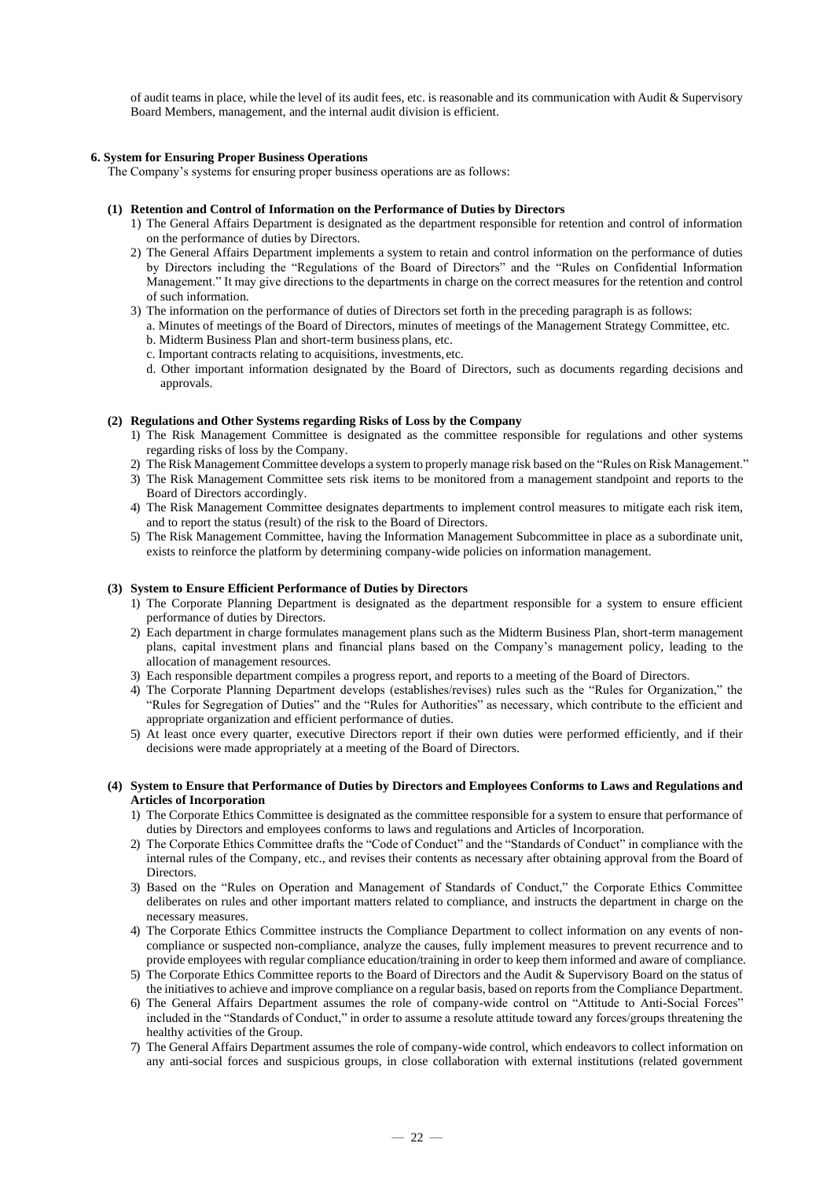of audit teams in place, while the level of its audit fees, etc. is reasonable and its communication with Audit & Supervisory Board Members, management, and the internal audit division is efficient.

## 6. System for Ensuring Proper Business Operations

The Company's systems for ensuring proper business operations are as follows:

### (1) Retention and Control of Information on the Performance of Duties by Directors

1) The General Affairs Department is designated as the department responsible for retention and control of information on the performance of duties by Directors.
2) The General Affairs Department implements a system to retain and control information on the performance of duties by Directors including the "Regulations of the Board of Directors" and the "Rules on Confidential Information Management." It may give directions to the departments in charge on the correct measures for the retention and control of such information.
3) The information on the performance of duties of Directors set forth in the preceding paragraph is as follows:
   a. Minutes of meetings of the Board of Directors, minutes of meetings of the Management Strategy Committee, etc.
   b. Midterm Business Plan and short-term business plans, etc.
   c. Important contracts relating to acquisitions, investments, etc.
   d. Other important information designated by the Board of Directors, such as documents regarding decisions and approvals.

### (2) Regulations and Other Systems regarding Risks of Loss by the Company

1) The Risk Management Committee is designated as the committee responsible for regulations and other systems regarding risks of loss by the Company.
2) The Risk Management Committee develops a system to properly manage risk based on the "Rules on Risk Management."
3) The Risk Management Committee sets risk items to be monitored from a management standpoint and reports to the Board of Directors accordingly.
4) The Risk Management Committee designates departments to implement control measures to mitigate each risk item, and to report the status (result) of the risk to the Board of Directors.
5) The Risk Management Committee, having the Information Management Subcommittee in place as a subordinate unit, exists to reinforce the platform by determining company-wide policies on information management.

### (3) System to Ensure Efficient Performance of Duties by Directors

1) The Corporate Planning Department is designated as the department responsible for a system to ensure efficient performance of duties by Directors.
2) Each department in charge formulates management plans such as the Midterm Business Plan, short-term management plans, capital investment plans and financial plans based on the Company's management policy, leading to the allocation of management resources.
3) Each responsible department compiles a progress report, and reports to a meeting of the Board of Directors.
4) The Corporate Planning Department develops (establishes/revises) rules such as the "Rules for Organization," the "Rules for Segregation of Duties" and the "Rules for Authorities" as necessary, which contribute to the efficient and appropriate organization and efficient performance of duties.
5) At least once every quarter, executive Directors report if their own duties were performed efficiently, and if their decisions were made appropriately at a meeting of the Board of Directors.

### (4) System to Ensure that Performance of Duties by Directors and Employees Conforms to Laws and Regulations and Articles of Incorporation

1) The Corporate Ethics Committee is designated as the committee responsible for a system to ensure that performance of duties by Directors and employees conforms to laws and regulations and Articles of Incorporation.
2) The Corporate Ethics Committee drafts the "Code of Conduct" and the "Standards of Conduct" in compliance with the internal rules of the Company, etc., and revises their contents as necessary after obtaining approval from the Board of Directors.
3) Based on the "Rules on Operation and Management of Standards of Conduct," the Corporate Ethics Committee deliberates on rules and other important matters related to compliance, and instructs the department in charge on the necessary measures.
4) The Corporate Ethics Committee instructs the Compliance Department to collect information on any events of non-compliance or suspected non-compliance, analyze the causes, fully implement measures to prevent recurrence and to provide employees with regular compliance education/training in order to keep them informed and aware of compliance.
5) The Corporate Ethics Committee reports to the Board of Directors and the Audit & Supervisory Board on the status of the initiatives to achieve and improve compliance on a regular basis, based on reports from the Compliance Department.
6) The General Affairs Department assumes the role of company-wide control on "Attitude to Anti-Social Forces" included in the "Standards of Conduct," in order to assume a resolute attitude toward any forces/groups threatening the healthy activities of the Group.
7) The General Affairs Department assumes the role of company-wide control, which endeavors to collect information on any anti-social forces and suspicious groups, in close collaboration with external institutions (related government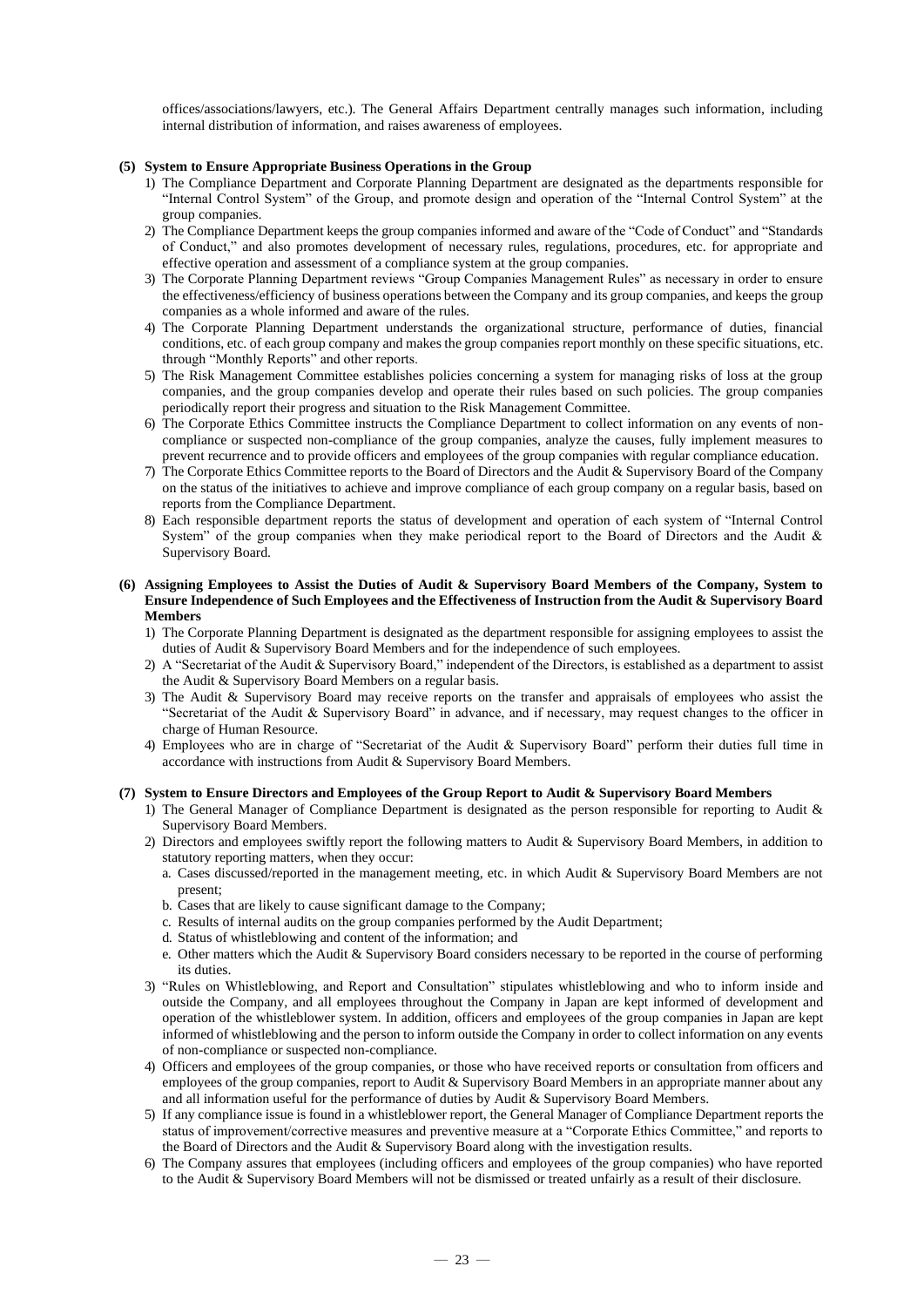offices/associations/lawyers, etc.). The General Affairs Department centrally manages such information, including internal distribution of information, and raises awareness of employees.

**(5) System to Ensure Appropriate Business Operations in the Group**

1) The Compliance Department and Corporate Planning Department are designated as the departments responsible for "Internal Control System" of the Group, and promote design and operation of the "Internal Control System" at the group companies.
2) The Compliance Department keeps the group companies informed and aware of the "Code of Conduct" and "Standards of Conduct," and also promotes development of necessary rules, regulations, procedures, etc. for appropriate and effective operation and assessment of a compliance system at the group companies.
3) The Corporate Planning Department reviews "Group Companies Management Rules" as necessary in order to ensure the effectiveness/efficiency of business operations between the Company and its group companies, and keeps the group companies as a whole informed and aware of the rules.
4) The Corporate Planning Department understands the organizational structure, performance of duties, financial conditions, etc. of each group company and makes the group companies report monthly on these specific situations, etc. through "Monthly Reports" and other reports.
5) The Risk Management Committee establishes policies concerning a system for managing risks of loss at the group companies, and the group companies develop and operate their rules based on such policies. The group companies periodically report their progress and situation to the Risk Management Committee.
6) The Corporate Ethics Committee instructs the Compliance Department to collect information on any events of non-compliance or suspected non-compliance of the group companies, analyze the causes, fully implement measures to prevent recurrence and to provide officers and employees of the group companies with regular compliance education.
7) The Corporate Ethics Committee reports to the Board of Directors and the Audit & Supervisory Board of the Company on the status of the initiatives to achieve and improve compliance of each group company on a regular basis, based on reports from the Compliance Department.
8) Each responsible department reports the status of development and operation of each system of "Internal Control System" of the group companies when they make periodical report to the Board of Directors and the Audit & Supervisory Board.

**(6) Assigning Employees to Assist the Duties of Audit & Supervisory Board Members of the Company, System to Ensure Independence of Such Employees and the Effectiveness of Instruction from the Audit & Supervisory Board Members**

1) The Corporate Planning Department is designated as the department responsible for assigning employees to assist the duties of Audit & Supervisory Board Members and for the independence of such employees.
2) A "Secretariat of the Audit & Supervisory Board," independent of the Directors, is established as a department to assist the Audit & Supervisory Board Members on a regular basis.
3) The Audit & Supervisory Board may receive reports on the transfer and appraisals of employees who assist the "Secretariat of the Audit & Supervisory Board" in advance, and if necessary, may request changes to the officer in charge of Human Resource.
4) Employees who are in charge of "Secretariat of the Audit & Supervisory Board" perform their duties full time in accordance with instructions from Audit & Supervisory Board Members.

**(7) System to Ensure Directors and Employees of the Group Report to Audit & Supervisory Board Members**

1) The General Manager of Compliance Department is designated as the person responsible for reporting to Audit & Supervisory Board Members.
2) Directors and employees swiftly report the following matters to Audit & Supervisory Board Members, in addition to statutory reporting matters, when they occur:
   a. Cases discussed/reported in the management meeting, etc. in which Audit & Supervisory Board Members are not present;
   b. Cases that are likely to cause significant damage to the Company;
   c. Results of internal audits on the group companies performed by the Audit Department;
   d. Status of whistleblowing and content of the information; and
   e. Other matters which the Audit & Supervisory Board considers necessary to be reported in the course of performing its duties.
3) "Rules on Whistleblowing, and Report and Consultation" stipulates whistleblowing and who to inform inside and outside the Company, and all employees throughout the Company in Japan are kept informed of development and operation of the whistleblower system. In addition, officers and employees of the group companies in Japan are kept informed of whistleblowing and the person to inform outside the Company in order to collect information on any events of non-compliance or suspected non-compliance.
4) Officers and employees of the group companies, or those who have received reports or consultation from officers and employees of the group companies, report to Audit & Supervisory Board Members in an appropriate manner about any and all information useful for the performance of duties by Audit & Supervisory Board Members.
5) If any compliance issue is found in a whistleblower report, the General Manager of Compliance Department reports the status of improvement/corrective measures and preventive measure at a "Corporate Ethics Committee," and reports to the Board of Directors and the Audit & Supervisory Board along with the investigation results.
6) The Company assures that employees (including officers and employees of the group companies) who have reported to the Audit & Supervisory Board Members will not be dismissed or treated unfairly as a result of their disclosure.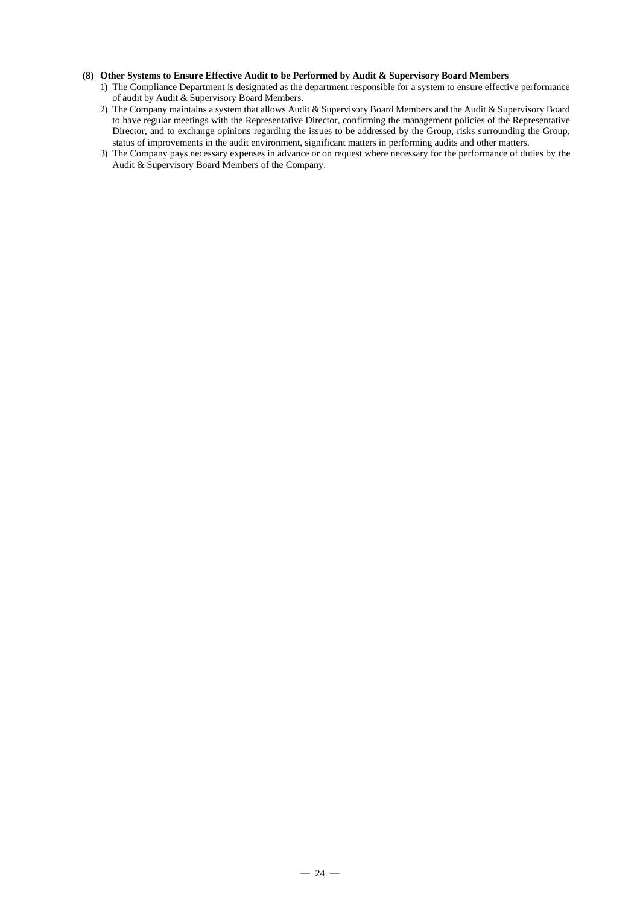**(8) Other Systems to Ensure Effective Audit to be Performed by Audit & Supervisory Board Members**

1) The Compliance Department is designated as the department responsible for a system to ensure effective performance of audit by Audit & Supervisory Board Members.
2) The Company maintains a system that allows Audit & Supervisory Board Members and the Audit & Supervisory Board to have regular meetings with the Representative Director, confirming the management policies of the Representative Director, and to exchange opinions regarding the issues to be addressed by the Group, risks surrounding the Group, status of improvements in the audit environment, significant matters in performing audits and other matters.
3) The Company pays necessary expenses in advance or on request where necessary for the performance of duties by the Audit & Supervisory Board Members of the Company.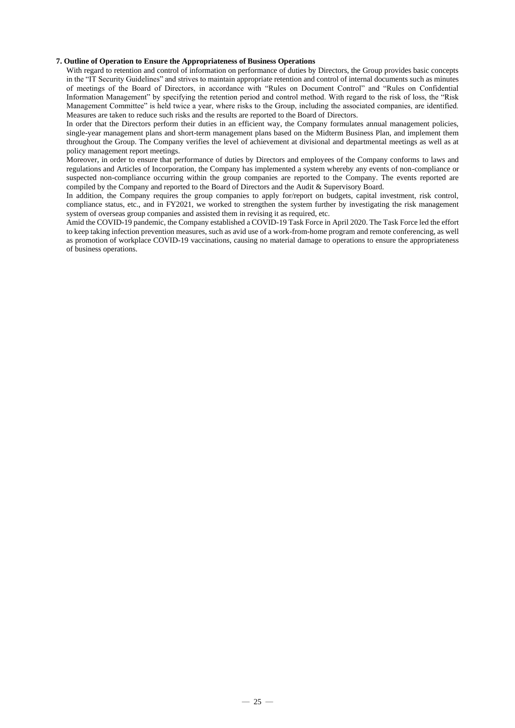**7. Outline of Operation to Ensure the Appropriateness of Business Operations**

With regard to retention and control of information on performance of duties by Directors, the Group provides basic concepts in the "IT Security Guidelines" and strives to maintain appropriate retention and control of internal documents such as minutes of meetings of the Board of Directors, in accordance with "Rules on Document Control" and "Rules on Confidential Information Management" by specifying the retention period and control method. With regard to the risk of loss, the "Risk Management Committee" is held twice a year, where risks to the Group, including the associated companies, are identified. Measures are taken to reduce such risks and the results are reported to the Board of Directors.

In order that the Directors perform their duties in an efficient way, the Company formulates annual management policies, single-year management plans and short-term management plans based on the Midterm Business Plan, and implement them throughout the Group. The Company verifies the level of achievement at divisional and departmental meetings as well as at policy management report meetings.

Moreover, in order to ensure that performance of duties by Directors and employees of the Company conforms to laws and regulations and Articles of Incorporation, the Company has implemented a system whereby any events of non-compliance or suspected non-compliance occurring within the group companies are reported to the Company. The events reported are compiled by the Company and reported to the Board of Directors and the Audit & Supervisory Board.

In addition, the Company requires the group companies to apply for/report on budgets, capital investment, risk control, compliance status, etc., and in FY2021, we worked to strengthen the system further by investigating the risk management system of overseas group companies and assisted them in revising it as required, etc.

Amid the COVID-19 pandemic, the Company established a COVID-19 Task Force in April 2020. The Task Force led the effort to keep taking infection prevention measures, such as avid use of a work-from-home program and remote conferencing, as well as promotion of workplace COVID-19 vaccinations, causing no material damage to operations to ensure the appropriateness of business operations.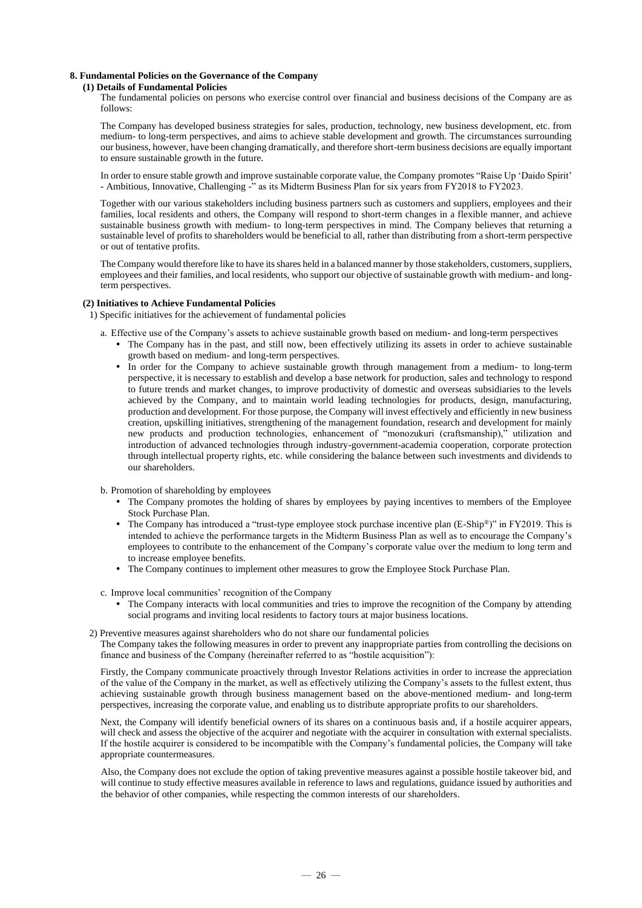## 8. Fundamental Policies on the Governance of the Company

### (1) Details of Fundamental Policies

The fundamental policies on persons who exercise control over financial and business decisions of the Company are as follows:

The Company has developed business strategies for sales, production, technology, new business development, etc. from medium- to long-term perspectives, and aims to achieve stable development and growth. The circumstances surrounding our business, however, have been changing dramatically, and therefore short-term business decisions are equally important to ensure sustainable growth in the future.

In order to ensure stable growth and improve sustainable corporate value, the Company promotes "Raise Up 'Daido Spirit' - Ambitious, Innovative, Challenging -" as its Midterm Business Plan for six years from FY2018 to FY2023.

Together with our various stakeholders including business partners such as customers and suppliers, employees and their families, local residents and others, the Company will respond to short-term changes in a flexible manner, and achieve sustainable business growth with medium- to long-term perspectives in mind. The Company believes that returning a sustainable level of profits to shareholders would be beneficial to all, rather than distributing from a short-term perspective or out of tentative profits.

The Company would therefore like to have its shares held in a balanced manner by those stakeholders, customers, suppliers, employees and their families, and local residents, who support our objective of sustainable growth with medium- and long-term perspectives.

### (2) Initiatives to Achieve Fundamental Policies

1) Specific initiatives for the achievement of fundamental policies

a. Effective use of the Company's assets to achieve sustainable growth based on medium- and long-term perspectives

- The Company has in the past, and still now, been effectively utilizing its assets in order to achieve sustainable growth based on medium- and long-term perspectives.
- In order for the Company to achieve sustainable growth through management from a medium- to long-term perspective, it is necessary to establish and develop a base network for production, sales and technology to respond to future trends and market changes, to improve productivity of domestic and overseas subsidiaries to the levels achieved by the Company, and to maintain world leading technologies for products, design, manufacturing, production and development. For those purpose, the Company will invest effectively and efficiently in new business creation, upskilling initiatives, strengthening of the management foundation, research and development for mainly new products and production technologies, enhancement of "monozukuri (craftsmanship)," utilization and introduction of advanced technologies through industry-government-academia cooperation, corporate protection through intellectual property rights, etc. while considering the balance between such investments and dividends to our shareholders.

b. Promotion of shareholding by employees

- The Company promotes the holding of shares by employees by paying incentives to members of the Employee Stock Purchase Plan.
- The Company has introduced a "trust-type employee stock purchase incentive plan (E-Ship®)" in FY2019. This is intended to achieve the performance targets in the Midterm Business Plan as well as to encourage the Company's employees to contribute to the enhancement of the Company's corporate value over the medium to long term and to increase employee benefits.
- The Company continues to implement other measures to grow the Employee Stock Purchase Plan.

c. Improve local communities' recognition of the Company

- The Company interacts with local communities and tries to improve the recognition of the Company by attending social programs and inviting local residents to factory tours at major business locations.

2) Preventive measures against shareholders who do not share our fundamental policies

The Company takes the following measures in order to prevent any inappropriate parties from controlling the decisions on finance and business of the Company (hereinafter referred to as "hostile acquisition"):

Firstly, the Company communicate proactively through Investor Relations activities in order to increase the appreciation of the value of the Company in the market, as well as effectively utilizing the Company's assets to the fullest extent, thus achieving sustainable growth through business management based on the above-mentioned medium- and long-term perspectives, increasing the corporate value, and enabling us to distribute appropriate profits to our shareholders.

Next, the Company will identify beneficial owners of its shares on a continuous basis and, if a hostile acquirer appears, will check and assess the objective of the acquirer and negotiate with the acquirer in consultation with external specialists. If the hostile acquirer is considered to be incompatible with the Company's fundamental policies, the Company will take appropriate countermeasures.

Also, the Company does not exclude the option of taking preventive measures against a possible hostile takeover bid, and will continue to study effective measures available in reference to laws and regulations, guidance issued by authorities and the behavior of other companies, while respecting the common interests of our shareholders.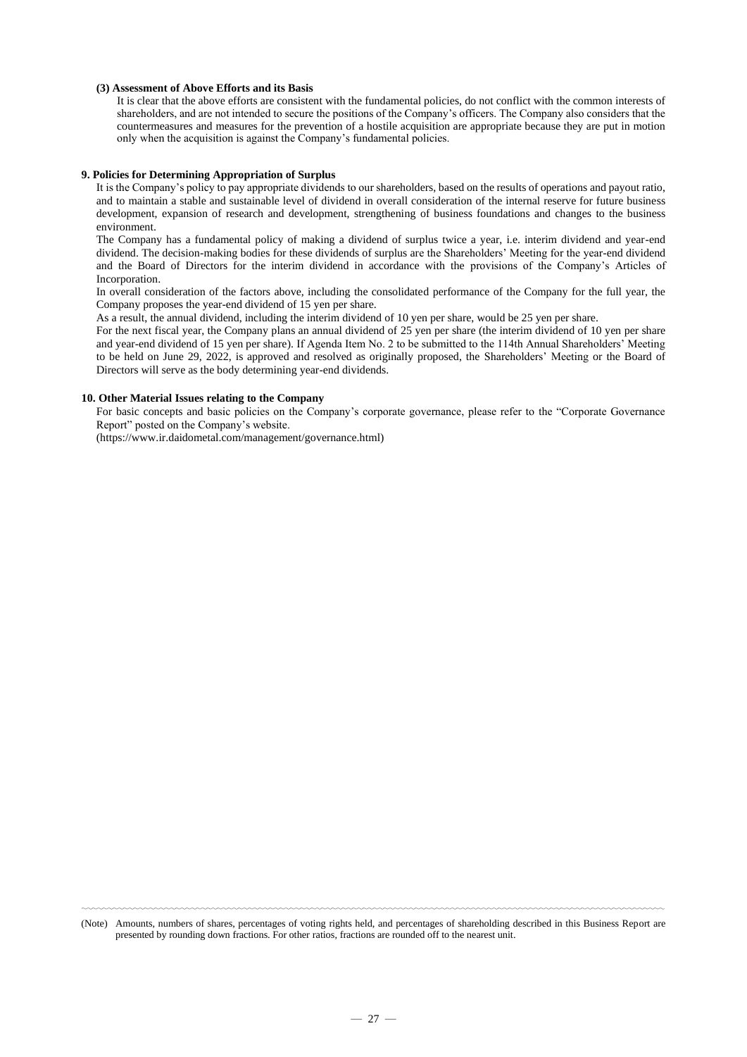#### (3) Assessment of Above Efforts and its Basis

It is clear that the above efforts are consistent with the fundamental policies, do not conflict with the common interests of shareholders, and are not intended to secure the positions of the Company's officers. The Company also considers that the countermeasures and measures for the prevention of a hostile acquisition are appropriate because they are put in motion only when the acquisition is against the Company's fundamental policies.

### 9. Policies for Determining Appropriation of Surplus

It is the Company's policy to pay appropriate dividends to our shareholders, based on the results of operations and payout ratio, and to maintain a stable and sustainable level of dividend in overall consideration of the internal reserve for future business development, expansion of research and development, strengthening of business foundations and changes to the business environment.

The Company has a fundamental policy of making a dividend of surplus twice a year, i.e. interim dividend and year-end dividend. The decision-making bodies for these dividends of surplus are the Shareholders' Meeting for the year-end dividend and the Board of Directors for the interim dividend in accordance with the provisions of the Company's Articles of Incorporation.

In overall consideration of the factors above, including the consolidated performance of the Company for the full year, the Company proposes the year-end dividend of 15 yen per share.

As a result, the annual dividend, including the interim dividend of 10 yen per share, would be 25 yen per share.

For the next fiscal year, the Company plans an annual dividend of 25 yen per share (the interim dividend of 10 yen per share and year-end dividend of 15 yen per share). If Agenda Item No. 2 to be submitted to the 114th Annual Shareholders' Meeting to be held on June 29, 2022, is approved and resolved as originally proposed, the Shareholders' Meeting or the Board of Directors will serve as the body determining year-end dividends.

### 10. Other Material Issues relating to the Company

For basic concepts and basic policies on the Company's corporate governance, please refer to the "Corporate Governance Report" posted on the Company's website.

(https://www.ir.daidometal.com/management/governance.html)

(Note) Amounts, numbers of shares, percentages of voting rights held, and percentages of shareholding described in this Business Report are presented by rounding down fractions. For other ratios, fractions are rounded off to the nearest unit.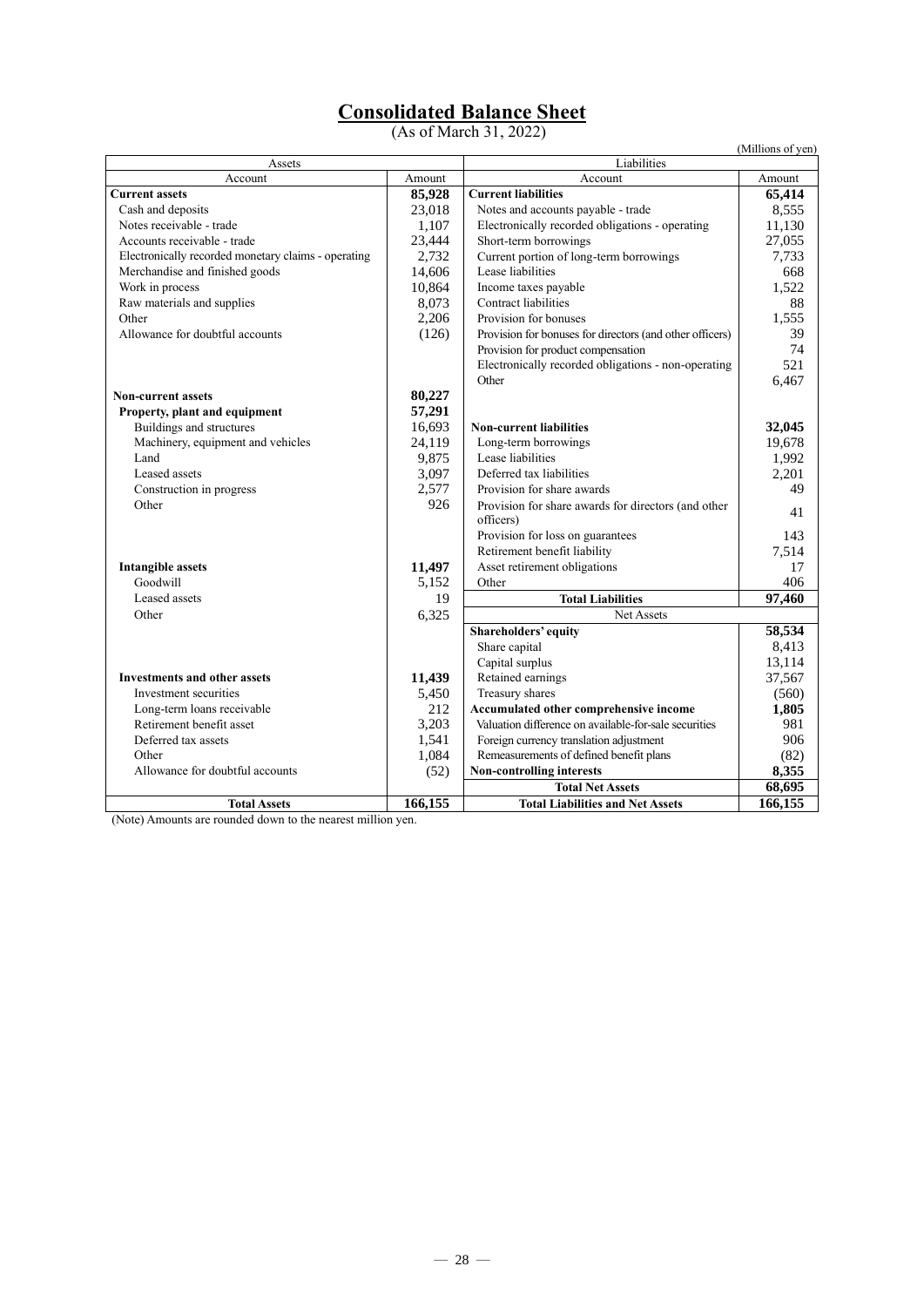# Consolidated Balance Sheet

(As of March 31, 2022)

(Millions of yen)

| Assets | | Liabilities | |
|---|---|---|---|
| Account | Amount | Account | Amount |
| **Current assets** | **85,928** | **Current liabilities** | **65,414** |
| Cash and deposits | 23,018 | Notes and accounts payable - trade | 8,555 |
| Notes receivable - trade | 1,107 | Electronically recorded obligations - operating | 11,130 |
| Accounts receivable - trade | 23,444 | Short-term borrowings | 27,055 |
| Electronically recorded monetary claims - operating | 2,732 | Current portion of long-term borrowings | 7,733 |
| Merchandise and finished goods | 14,606 | Lease liabilities | 668 |
| Work in process | 10,864 | Income taxes payable | 1,522 |
| Raw materials and supplies | 8,073 | Contract liabilities | 88 |
| Other | 2,206 | Provision for bonuses | 1,555 |
| Allowance for doubtful accounts | (126) | Provision for bonuses for directors (and other officers) | 39 |
| | | Provision for product compensation | 74 |
| | | Electronically recorded obligations - non-operating | 521 |
| | | Other | 6,467 |
| **Non-current assets** | **80,227** | | |
| **Property, plant and equipment** | **57,291** | | |
| Buildings and structures | 16,693 | **Non-current liabilities** | **32,045** |
| Machinery, equipment and vehicles | 24,119 | Long-term borrowings | 19,678 |
| Land | 9,875 | Lease liabilities | 1,992 |
| Leased assets | 3,097 | Deferred tax liabilities | 2,201 |
| Construction in progress | 2,577 | Provision for share awards | 49 |
| Other | 926 | Provision for share awards for directors (and other officers) | 41 |
| | | Provision for loss on guarantees | 143 |
| | | Retirement benefit liability | 7,514 |
| **Intangible assets** | **11,497** | Asset retirement obligations | 17 |
| Goodwill | 5,152 | Other | 406 |
| Leased assets | 19 | **Total Liabilities** | **97,460** |
| Other | 6,325 | Net Assets | |
| | | **Shareholders' equity** | **58,534** |
| | | Share capital | 8,413 |
| | | Capital surplus | 13,114 |
| **Investments and other assets** | **11,439** | Retained earnings | 37,567 |
| Investment securities | 5,450 | Treasury shares | (560) |
| Long-term loans receivable | 212 | **Accumulated other comprehensive income** | **1,805** |
| Retirement benefit asset | 3,203 | Valuation difference on available-for-sale securities | 981 |
| Deferred tax assets | 1,541 | Foreign currency translation adjustment | 906 |
| Other | 1,084 | Remeasurements of defined benefit plans | (82) |
| Allowance for doubtful accounts | (52) | **Non-controlling interests** | **8,355** |
| | | **Total Net Assets** | **68,695** |
| **Total Assets** | **166,155** | **Total Liabilities and Net Assets** | **166,155** |

(Note) Amounts are rounded down to the nearest million yen.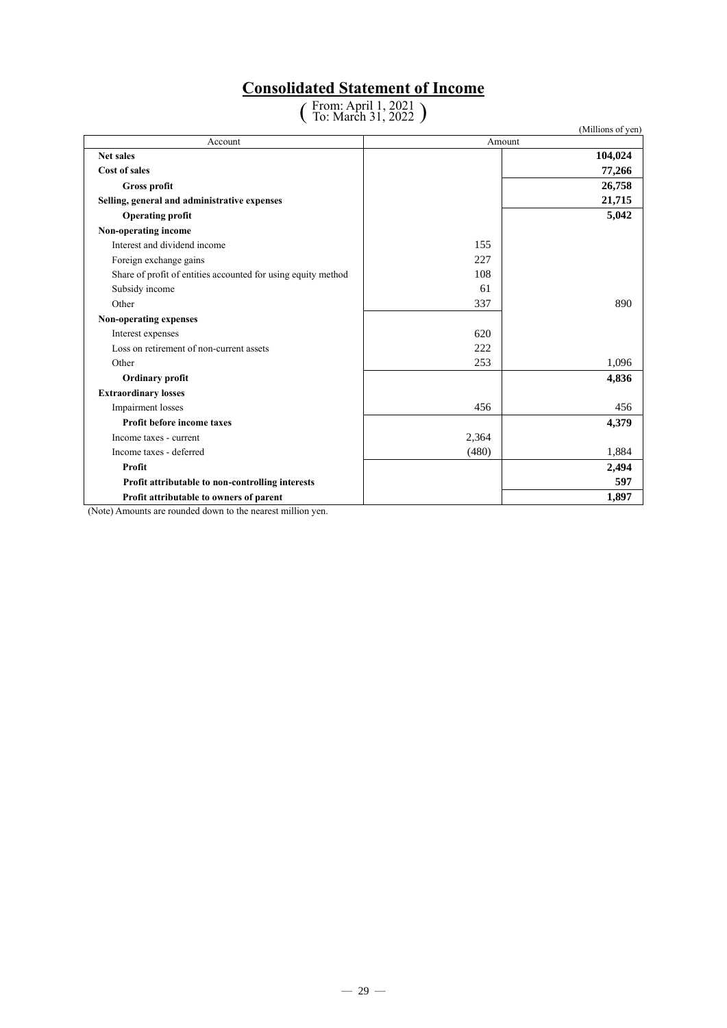# Consolidated Statement of Income

( From: April 1, 2021
To: March 31, 2022 )

(Millions of yen)

| Account | Amount | |
|---|---|---|
| **Net sales** | | **104,024** |
| **Cost of sales** | | **77,266** |
| **Gross profit** | | **26,758** |
| **Selling, general and administrative expenses** | | **21,715** |
| **Operating profit** | | **5,042** |
| **Non-operating income** | | |
| Interest and dividend income | 155 | |
| Foreign exchange gains | 227 | |
| Share of profit of entities accounted for using equity method | 108 | |
| Subsidy income | 61 | |
| Other | 337 | 890 |
| **Non-operating expenses** | | |
| Interest expenses | 620 | |
| Loss on retirement of non-current assets | 222 | |
| Other | 253 | 1,096 |
| **Ordinary profit** | | **4,836** |
| **Extraordinary losses** | | |
| Impairment losses | 456 | 456 |
| **Profit before income taxes** | | **4,379** |
| Income taxes - current | 2,364 | |
| Income taxes - deferred | (480) | 1,884 |
| **Profit** | | **2,494** |
| **Profit attributable to non-controlling interests** | | **597** |
| **Profit attributable to owners of parent** | | **1,897** |

(Note) Amounts are rounded down to the nearest million yen.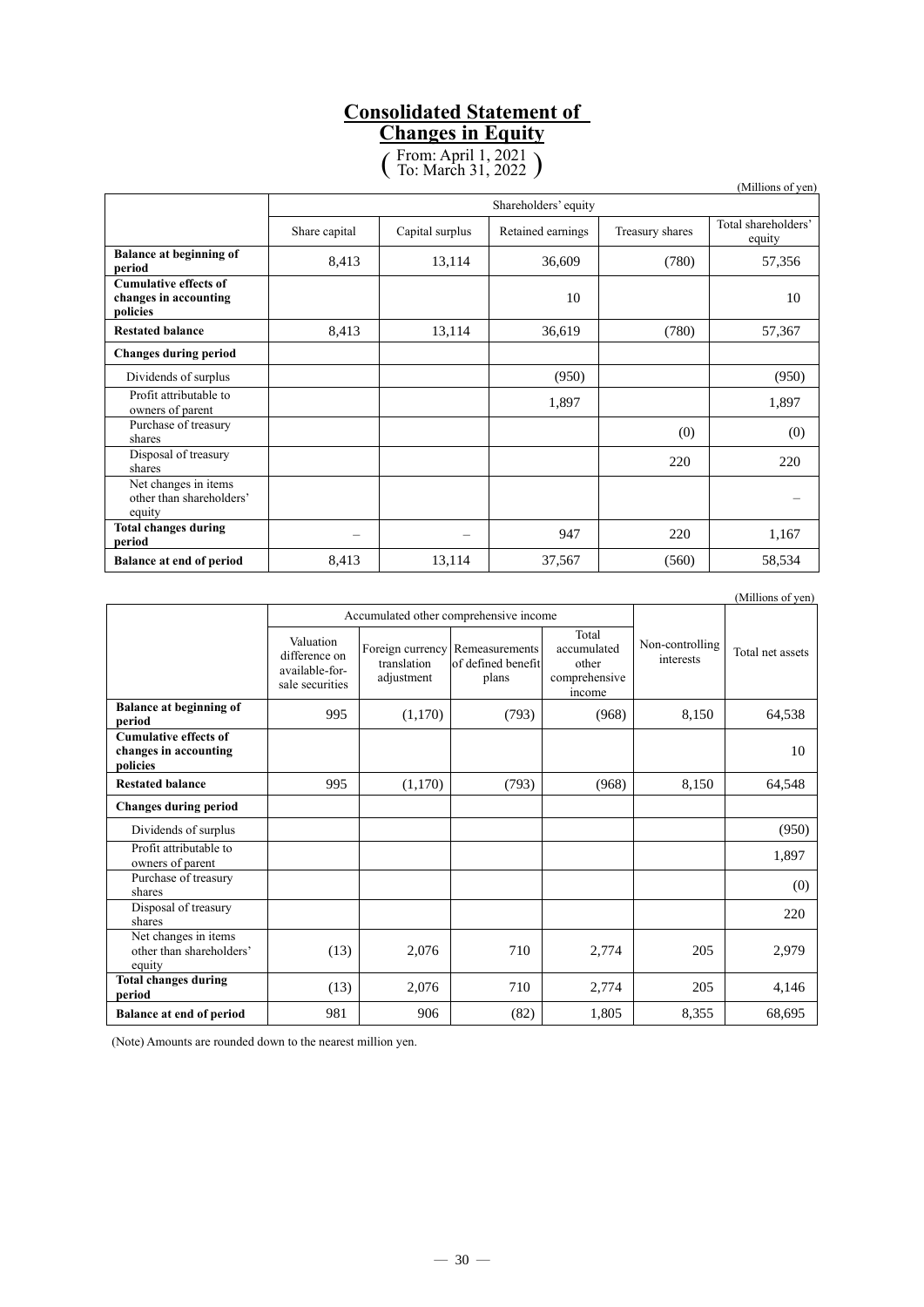# Consolidated Statement of Changes in Equity

( From: April 1, 2021
To: March 31, 2022 )

(Millions of yen)

| | Shareholders' equity | | | | |
|---|---|---|---|---|---|
| | Share capital | Capital surplus | Retained earnings | Treasury shares | Total shareholders' equity |
| **Balance at beginning of period** | 8,413 | 13,114 | 36,609 | (780) | 57,356 |
| **Cumulative effects of changes in accounting policies** | | | 10 | | 10 |
| **Restated balance** | 8,413 | 13,114 | 36,619 | (780) | 57,367 |
| **Changes during period** | | | | | |
| Dividends of surplus | | | (950) | | (950) |
| Profit attributable to owners of parent | | | 1,897 | | 1,897 |
| Purchase of treasury shares | | | | (0) | (0) |
| Disposal of treasury shares | | | | 220 | 220 |
| Net changes in items other than shareholders' equity | | | | | – |
| **Total changes during period** | – | – | 947 | 220 | 1,167 |
| **Balance at end of period** | 8,413 | 13,114 | 37,567 | (560) | 58,534 |

(Millions of yen)

| | Accumulated other comprehensive income | | | | Non-controlling interests | Total net assets |
|---|---|---|---|---|---|---|
| | Valuation difference on available-for-sale securities | Foreign currency translation adjustment | Remeasurements of defined benefit plans | Total accumulated other comprehensive income | | |
| **Balance at beginning of period** | 995 | (1,170) | (793) | (968) | 8,150 | 64,538 |
| **Cumulative effects of changes in accounting policies** | | | | | | 10 |
| **Restated balance** | 995 | (1,170) | (793) | (968) | 8,150 | 64,548 |
| **Changes during period** | | | | | | |
| Dividends of surplus | | | | | | (950) |
| Profit attributable to owners of parent | | | | | | 1,897 |
| Purchase of treasury shares | | | | | | (0) |
| Disposal of treasury shares | | | | | | 220 |
| Net changes in items other than shareholders' equity | (13) | 2,076 | 710 | 2,774 | 205 | 2,979 |
| **Total changes during period** | (13) | 2,076 | 710 | 2,774 | 205 | 4,146 |
| **Balance at end of period** | 981 | 906 | (82) | 1,805 | 8,355 | 68,695 |

(Note) Amounts are rounded down to the nearest million yen.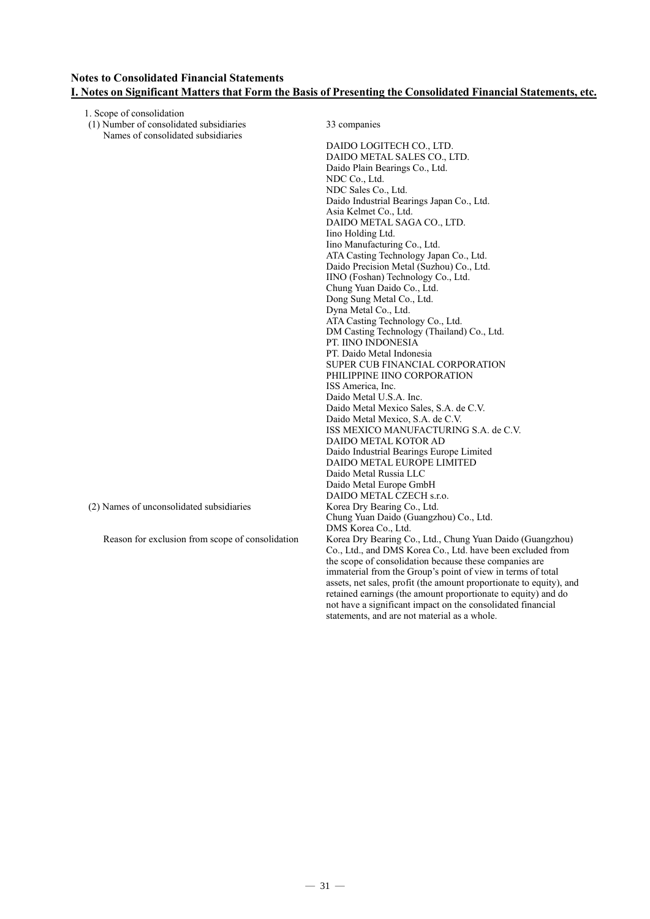## Notes to Consolidated Financial Statements

## I. Notes on Significant Matters that Form the Basis of Presenting the Consolidated Financial Statements, etc.

1. Scope of consolidation

(1) Number of consolidated subsidiaries: 33 companies

Names of consolidated subsidiaries:

DAIDO LOGITECH CO., LTD.
DAIDO METAL SALES CO., LTD.
Daido Plain Bearings Co., Ltd.
NDC Co., Ltd.
NDC Sales Co., Ltd.
Daido Industrial Bearings Japan Co., Ltd.
Asia Kelmet Co., Ltd.
DAIDO METAL SAGA CO., LTD.
Iino Holding Ltd.
Iino Manufacturing Co., Ltd.
ATA Casting Technology Japan Co., Ltd.
Daido Precision Metal (Suzhou) Co., Ltd.
IINO (Foshan) Technology Co., Ltd.
Chung Yuan Daido Co., Ltd.
Dong Sung Metal Co., Ltd.
Dyna Metal Co., Ltd.
ATA Casting Technology Co., Ltd.
DM Casting Technology (Thailand) Co., Ltd.
PT. IINO INDONESIA
PT. Daido Metal Indonesia
SUPER CUB FINANCIAL CORPORATION
PHILIPPINE IINO CORPORATION
ISS America, Inc.
Daido Metal U.S.A. Inc.
Daido Metal Mexico Sales, S.A. de C.V.
Daido Metal Mexico, S.A. de C.V.
ISS MEXICO MANUFACTURING S.A. de C.V.
DAIDO METAL KOTOR AD
Daido Industrial Bearings Europe Limited
DAIDO METAL EUROPE LIMITED
Daido Metal Russia LLC
Daido Metal Europe GmbH
DAIDO METAL CZECH s.r.o.

(2) Names of unconsolidated subsidiaries:

Korea Dry Bearing Co., Ltd.
Chung Yuan Daido (Guangzhou) Co., Ltd.
DMS Korea Co., Ltd.

Reason for exclusion from scope of consolidation:

Korea Dry Bearing Co., Ltd., Chung Yuan Daido (Guangzhou) Co., Ltd., and DMS Korea Co., Ltd. have been excluded from the scope of consolidation because these companies are immaterial from the Group's point of view in terms of total assets, net sales, profit (the amount proportionate to equity), and retained earnings (the amount proportionate to equity) and do not have a significant impact on the consolidated financial statements, and are not material as a whole.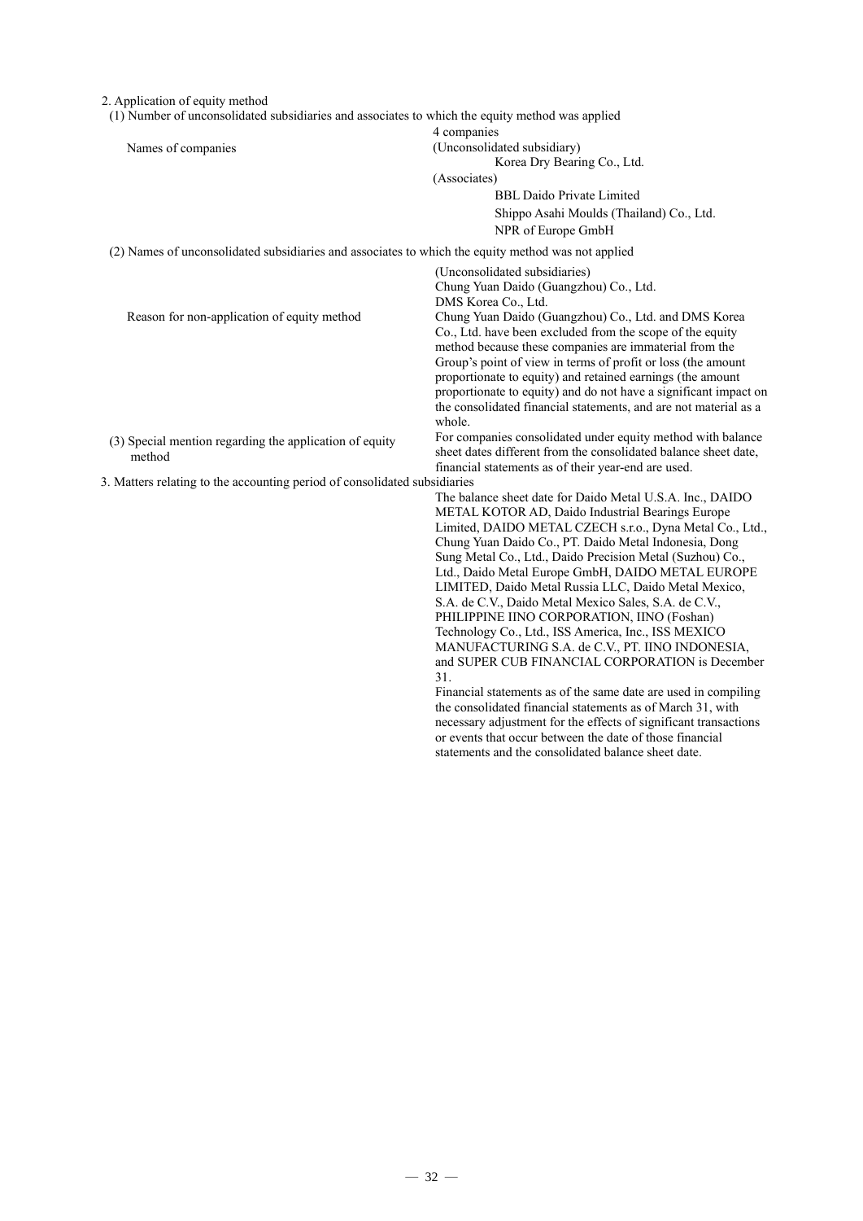2. Application of equity method

(1) Number of unconsolidated subsidiaries and associates to which the equity method was applied

4 companies

Names of companies

(Unconsolidated subsidiary)
Korea Dry Bearing Co., Ltd.

(Associates)
BBL Daido Private Limited
Shippo Asahi Moulds (Thailand) Co., Ltd.
NPR of Europe GmbH

(2) Names of unconsolidated subsidiaries and associates to which the equity method was not applied

(Unconsolidated subsidiaries)
Chung Yuan Daido (Guangzhou) Co., Ltd.
DMS Korea Co., Ltd.

Reason for non-application of equity method

Chung Yuan Daido (Guangzhou) Co., Ltd. and DMS Korea Co., Ltd. have been excluded from the scope of the equity method because these companies are immaterial from the Group's point of view in terms of profit or loss (the amount proportionate to equity) and retained earnings (the amount proportionate to equity) and do not have a significant impact on the consolidated financial statements, and are not material as a whole.

(3) Special mention regarding the application of equity method

For companies consolidated under equity method with balance sheet dates different from the consolidated balance sheet date, financial statements as of their year-end are used.

3. Matters relating to the accounting period of consolidated subsidiaries

The balance sheet date for Daido Metal U.S.A. Inc., DAIDO METAL KOTOR AD, Daido Industrial Bearings Europe Limited, DAIDO METAL CZECH s.r.o., Dyna Metal Co., Ltd., Chung Yuan Daido Co., PT. Daido Metal Indonesia, Dong Sung Metal Co., Ltd., Daido Precision Metal (Suzhou) Co., Ltd., Daido Metal Europe GmbH, DAIDO METAL EUROPE LIMITED, Daido Metal Russia LLC, Daido Metal Mexico, S.A. de C.V., Daido Metal Mexico Sales, S.A. de C.V., PHILIPPINE IINO CORPORATION, IINO (Foshan) Technology Co., Ltd., ISS America, Inc., ISS MEXICO MANUFACTURING S.A. de C.V., PT. IINO INDONESIA, and SUPER CUB FINANCIAL CORPORATION is December 31.

Financial statements as of the same date are used in compiling the consolidated financial statements as of March 31, with necessary adjustment for the effects of significant transactions or events that occur between the date of those financial statements and the consolidated balance sheet date.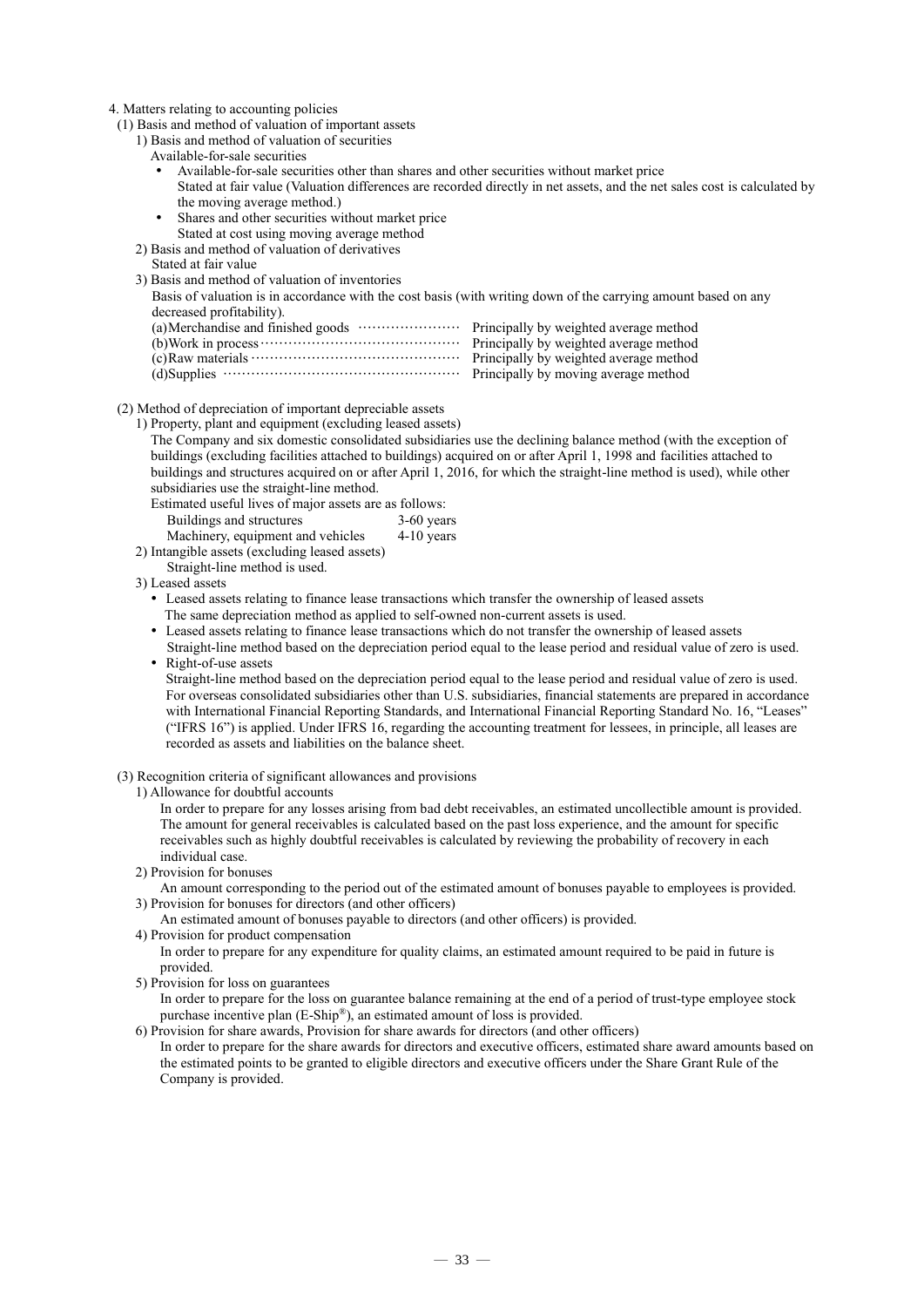4. Matters relating to accounting policies

(1) Basis and method of valuation of important assets

1) Basis and method of valuation of securities

Available-for-sale securities

- Available-for-sale securities other than shares and other securities without market price
  Stated at fair value (Valuation differences are recorded directly in net assets, and the net sales cost is calculated by the moving average method.)
- Shares and other securities without market price
  Stated at cost using moving average method

2) Basis and method of valuation of derivatives

Stated at fair value

3) Basis and method of valuation of inventories

Basis of valuation is in accordance with the cost basis (with writing down of the carrying amount based on any decreased profitability).

(a)Merchandise and finished goods ………………… Principally by weighted average method
(b)Work in process…………………………………… Principally by weighted average method
(c)Raw materials ……………………………………… Principally by weighted average method
(d)Supplies …………………………………………… Principally by moving average method

(2) Method of depreciation of important depreciable assets

1) Property, plant and equipment (excluding leased assets)

The Company and six domestic consolidated subsidiaries use the declining balance method (with the exception of buildings (excluding facilities attached to buildings) acquired on or after April 1, 1998 and facilities attached to buildings and structures acquired on or after April 1, 2016, for which the straight-line method is used), while other subsidiaries use the straight-line method.

Estimated useful lives of major assets are as follows:

| | |
|---|---|
| Buildings and structures | 3-60 years |
| Machinery, equipment and vehicles | 4-10 years |

2) Intangible assets (excluding leased assets)

Straight-line method is used.

3) Leased assets

- Leased assets relating to finance lease transactions which transfer the ownership of leased assets
  The same depreciation method as applied to self-owned non-current assets is used.
- Leased assets relating to finance lease transactions which do not transfer the ownership of leased assets
  Straight-line method based on the depreciation period equal to the lease period and residual value of zero is used.
- Right-of-use assets
  Straight-line method based on the depreciation period equal to the lease period and residual value of zero is used. For overseas consolidated subsidiaries other than U.S. subsidiaries, financial statements are prepared in accordance with International Financial Reporting Standards, and International Financial Reporting Standard No. 16, "Leases" ("IFRS 16") is applied. Under IFRS 16, regarding the accounting treatment for lessees, in principle, all leases are recorded as assets and liabilities on the balance sheet.

(3) Recognition criteria of significant allowances and provisions

1) Allowance for doubtful accounts

In order to prepare for any losses arising from bad debt receivables, an estimated uncollectible amount is provided. The amount for general receivables is calculated based on the past loss experience, and the amount for specific receivables such as highly doubtful receivables is calculated by reviewing the probability of recovery in each individual case.

2) Provision for bonuses

An amount corresponding to the period out of the estimated amount of bonuses payable to employees is provided.

3) Provision for bonuses for directors (and other officers)

An estimated amount of bonuses payable to directors (and other officers) is provided.

4) Provision for product compensation

In order to prepare for any expenditure for quality claims, an estimated amount required to be paid in future is provided.

5) Provision for loss on guarantees

In order to prepare for the loss on guarantee balance remaining at the end of a period of trust-type employee stock purchase incentive plan (E-Ship®), an estimated amount of loss is provided.

6) Provision for share awards, Provision for share awards for directors (and other officers)

In order to prepare for the share awards for directors and executive officers, estimated share award amounts based on the estimated points to be granted to eligible directors and executive officers under the Share Grant Rule of the Company is provided.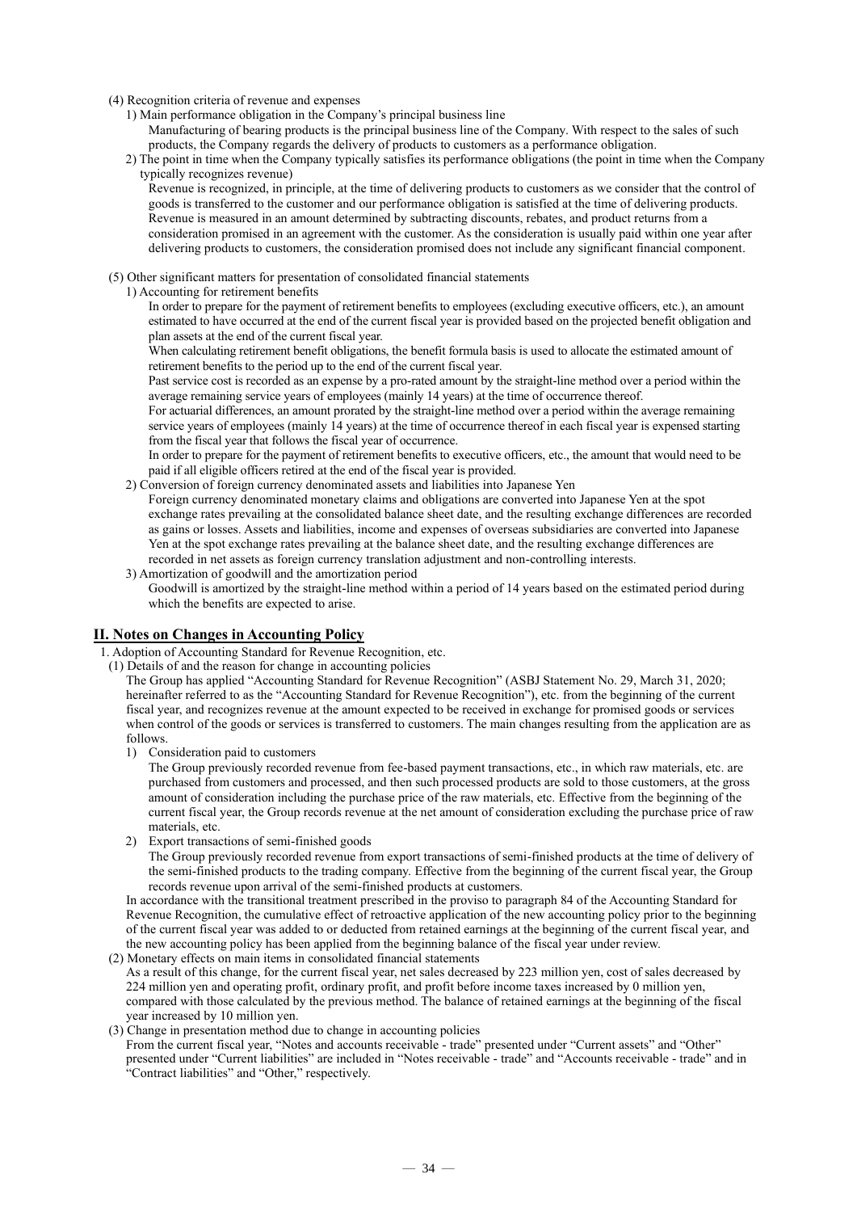(4) Recognition criteria of revenue and expenses

1) Main performance obligation in the Company's principal business line

Manufacturing of bearing products is the principal business line of the Company. With respect to the sales of such products, the Company regards the delivery of products to customers as a performance obligation.

2) The point in time when the Company typically satisfies its performance obligations (the point in time when the Company typically recognizes revenue)

Revenue is recognized, in principle, at the time of delivering products to customers as we consider that the control of goods is transferred to the customer and our performance obligation is satisfied at the time of delivering products. Revenue is measured in an amount determined by subtracting discounts, rebates, and product returns from a consideration promised in an agreement with the customer. As the consideration is usually paid within one year after delivering products to customers, the consideration promised does not include any significant financial component.

(5) Other significant matters for presentation of consolidated financial statements

1) Accounting for retirement benefits

In order to prepare for the payment of retirement benefits to employees (excluding executive officers, etc.), an amount estimated to have occurred at the end of the current fiscal year is provided based on the projected benefit obligation and plan assets at the end of the current fiscal year.

When calculating retirement benefit obligations, the benefit formula basis is used to allocate the estimated amount of retirement benefits to the period up to the end of the current fiscal year.

Past service cost is recorded as an expense by a pro-rated amount by the straight-line method over a period within the average remaining service years of employees (mainly 14 years) at the time of occurrence thereof.

For actuarial differences, an amount prorated by the straight-line method over a period within the average remaining service years of employees (mainly 14 years) at the time of occurrence thereof in each fiscal year is expensed starting from the fiscal year that follows the fiscal year of occurrence.

In order to prepare for the payment of retirement benefits to executive officers, etc., the amount that would need to be paid if all eligible officers retired at the end of the fiscal year is provided.

2) Conversion of foreign currency denominated assets and liabilities into Japanese Yen

Foreign currency denominated monetary claims and obligations are converted into Japanese Yen at the spot exchange rates prevailing at the consolidated balance sheet date, and the resulting exchange differences are recorded as gains or losses. Assets and liabilities, income and expenses of overseas subsidiaries are converted into Japanese Yen at the spot exchange rates prevailing at the balance sheet date, and the resulting exchange differences are recorded in net assets as foreign currency translation adjustment and non-controlling interests.

3) Amortization of goodwill and the amortization period

Goodwill is amortized by the straight-line method within a period of 14 years based on the estimated period during which the benefits are expected to arise.

## II. Notes on Changes in Accounting Policy

1. Adoption of Accounting Standard for Revenue Recognition, etc.

(1) Details of and the reason for change in accounting policies

The Group has applied "Accounting Standard for Revenue Recognition" (ASBJ Statement No. 29, March 31, 2020; hereinafter referred to as the "Accounting Standard for Revenue Recognition"), etc. from the beginning of the current fiscal year, and recognizes revenue at the amount expected to be received in exchange for promised goods or services when control of the goods or services is transferred to customers. The main changes resulting from the application are as follows.

1) Consideration paid to customers

The Group previously recorded revenue from fee-based payment transactions, etc., in which raw materials, etc. are purchased from customers and processed, and then such processed products are sold to those customers, at the gross amount of consideration including the purchase price of the raw materials, etc. Effective from the beginning of the current fiscal year, the Group records revenue at the net amount of consideration excluding the purchase price of raw materials, etc.

2) Export transactions of semi-finished goods

The Group previously recorded revenue from export transactions of semi-finished products at the time of delivery of the semi-finished products to the trading company. Effective from the beginning of the current fiscal year, the Group records revenue upon arrival of the semi-finished products at customers.

In accordance with the transitional treatment prescribed in the proviso to paragraph 84 of the Accounting Standard for Revenue Recognition, the cumulative effect of retroactive application of the new accounting policy prior to the beginning of the current fiscal year was added to or deducted from retained earnings at the beginning of the current fiscal year, and the new accounting policy has been applied from the beginning balance of the fiscal year under review.

(2) Monetary effects on main items in consolidated financial statements

As a result of this change, for the current fiscal year, net sales decreased by 223 million yen, cost of sales decreased by 224 million yen and operating profit, ordinary profit, and profit before income taxes increased by 0 million yen, compared with those calculated by the previous method. The balance of retained earnings at the beginning of the fiscal year increased by 10 million yen.

(3) Change in presentation method due to change in accounting policies

From the current fiscal year, "Notes and accounts receivable - trade" presented under "Current assets" and "Other" presented under "Current liabilities" are included in "Notes receivable - trade" and "Accounts receivable - trade" and in "Contract liabilities" and "Other," respectively.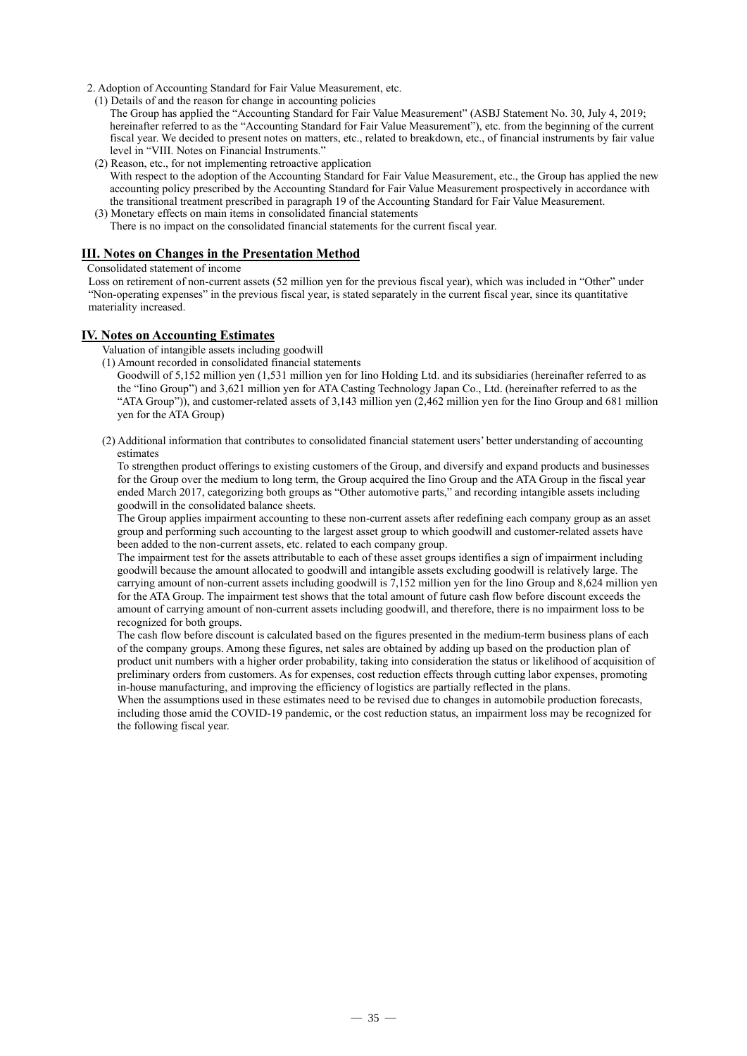2. Adoption of Accounting Standard for Fair Value Measurement, etc.

(1) Details of and the reason for change in accounting policies

The Group has applied the "Accounting Standard for Fair Value Measurement" (ASBJ Statement No. 30, July 4, 2019; hereinafter referred to as the "Accounting Standard for Fair Value Measurement"), etc. from the beginning of the current fiscal year. We decided to present notes on matters, etc., related to breakdown, etc., of financial instruments by fair value level in "VIII. Notes on Financial Instruments."

(2) Reason, etc., for not implementing retroactive application

With respect to the adoption of the Accounting Standard for Fair Value Measurement, etc., the Group has applied the new accounting policy prescribed by the Accounting Standard for Fair Value Measurement prospectively in accordance with the transitional treatment prescribed in paragraph 19 of the Accounting Standard for Fair Value Measurement.

(3) Monetary effects on main items in consolidated financial statements

There is no impact on the consolidated financial statements for the current fiscal year.

## III. Notes on Changes in the Presentation Method

Consolidated statement of income

Loss on retirement of non-current assets (52 million yen for the previous fiscal year), which was included in "Other" under "Non-operating expenses" in the previous fiscal year, is stated separately in the current fiscal year, since its quantitative materiality increased.

## IV. Notes on Accounting Estimates

Valuation of intangible assets including goodwill

(1) Amount recorded in consolidated financial statements

Goodwill of 5,152 million yen (1,531 million yen for Iino Holding Ltd. and its subsidiaries (hereinafter referred to as the "Iino Group") and 3,621 million yen for ATA Casting Technology Japan Co., Ltd. (hereinafter referred to as the "ATA Group")), and customer-related assets of 3,143 million yen (2,462 million yen for the Iino Group and 681 million yen for the ATA Group)

(2) Additional information that contributes to consolidated financial statement users' better understanding of accounting estimates

To strengthen product offerings to existing customers of the Group, and diversify and expand products and businesses for the Group over the medium to long term, the Group acquired the Iino Group and the ATA Group in the fiscal year ended March 2017, categorizing both groups as "Other automotive parts," and recording intangible assets including goodwill in the consolidated balance sheets.

The Group applies impairment accounting to these non-current assets after redefining each company group as an asset group and performing such accounting to the largest asset group to which goodwill and customer-related assets have been added to the non-current assets, etc. related to each company group.

The impairment test for the assets attributable to each of these asset groups identifies a sign of impairment including goodwill because the amount allocated to goodwill and intangible assets excluding goodwill is relatively large. The carrying amount of non-current assets including goodwill is 7,152 million yen for the Iino Group and 8,624 million yen for the ATA Group. The impairment test shows that the total amount of future cash flow before discount exceeds the amount of carrying amount of non-current assets including goodwill, and therefore, there is no impairment loss to be recognized for both groups.

The cash flow before discount is calculated based on the figures presented in the medium-term business plans of each of the company groups. Among these figures, net sales are obtained by adding up based on the production plan of product unit numbers with a higher order probability, taking into consideration the status or likelihood of acquisition of preliminary orders from customers. As for expenses, cost reduction effects through cutting labor expenses, promoting in-house manufacturing, and improving the efficiency of logistics are partially reflected in the plans.

When the assumptions used in these estimates need to be revised due to changes in automobile production forecasts, including those amid the COVID-19 pandemic, or the cost reduction status, an impairment loss may be recognized for the following fiscal year.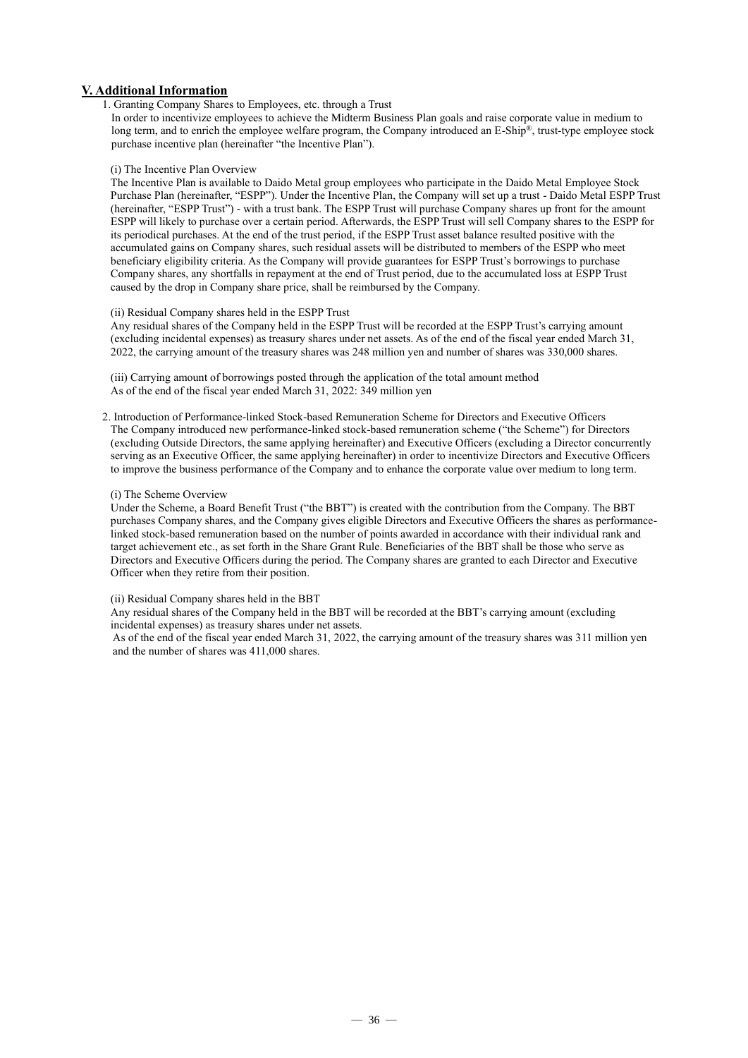## V. Additional Information

1. Granting Company Shares to Employees, etc. through a Trust

In order to incentivize employees to achieve the Midterm Business Plan goals and raise corporate value in medium to long term, and to enrich the employee welfare program, the Company introduced an E-Ship®, trust-type employee stock purchase incentive plan (hereinafter "the Incentive Plan").

(i) The Incentive Plan Overview

The Incentive Plan is available to Daido Metal group employees who participate in the Daido Metal Employee Stock Purchase Plan (hereinafter, "ESPP"). Under the Incentive Plan, the Company will set up a trust - Daido Metal ESPP Trust (hereinafter, "ESPP Trust") - with a trust bank. The ESPP Trust will purchase Company shares up front for the amount ESPP will likely to purchase over a certain period. Afterwards, the ESPP Trust will sell Company shares to the ESPP for its periodical purchases. At the end of the trust period, if the ESPP Trust asset balance resulted positive with the accumulated gains on Company shares, such residual assets will be distributed to members of the ESPP who meet beneficiary eligibility criteria. As the Company will provide guarantees for ESPP Trust's borrowings to purchase Company shares, any shortfalls in repayment at the end of Trust period, due to the accumulated loss at ESPP Trust caused by the drop in Company share price, shall be reimbursed by the Company.

(ii) Residual Company shares held in the ESPP Trust

Any residual shares of the Company held in the ESPP Trust will be recorded at the ESPP Trust's carrying amount (excluding incidental expenses) as treasury shares under net assets. As of the end of the fiscal year ended March 31, 2022, the carrying amount of the treasury shares was 248 million yen and number of shares was 330,000 shares.

(iii) Carrying amount of borrowings posted through the application of the total amount method

As of the end of the fiscal year ended March 31, 2022: 349 million yen

2. Introduction of Performance-linked Stock-based Remuneration Scheme for Directors and Executive Officers

The Company introduced new performance-linked stock-based remuneration scheme ("the Scheme") for Directors (excluding Outside Directors, the same applying hereinafter) and Executive Officers (excluding a Director concurrently serving as an Executive Officer, the same applying hereinafter) in order to incentivize Directors and Executive Officers to improve the business performance of the Company and to enhance the corporate value over medium to long term.

(i) The Scheme Overview

Under the Scheme, a Board Benefit Trust ("the BBT") is created with the contribution from the Company. The BBT purchases Company shares, and the Company gives eligible Directors and Executive Officers the shares as performance-linked stock-based remuneration based on the number of points awarded in accordance with their individual rank and target achievement etc., as set forth in the Share Grant Rule. Beneficiaries of the BBT shall be those who serve as Directors and Executive Officers during the period. The Company shares are granted to each Director and Executive Officer when they retire from their position.

(ii) Residual Company shares held in the BBT

Any residual shares of the Company held in the BBT will be recorded at the BBT's carrying amount (excluding incidental expenses) as treasury shares under net assets.

As of the end of the fiscal year ended March 31, 2022, the carrying amount of the treasury shares was 311 million yen and the number of shares was 411,000 shares.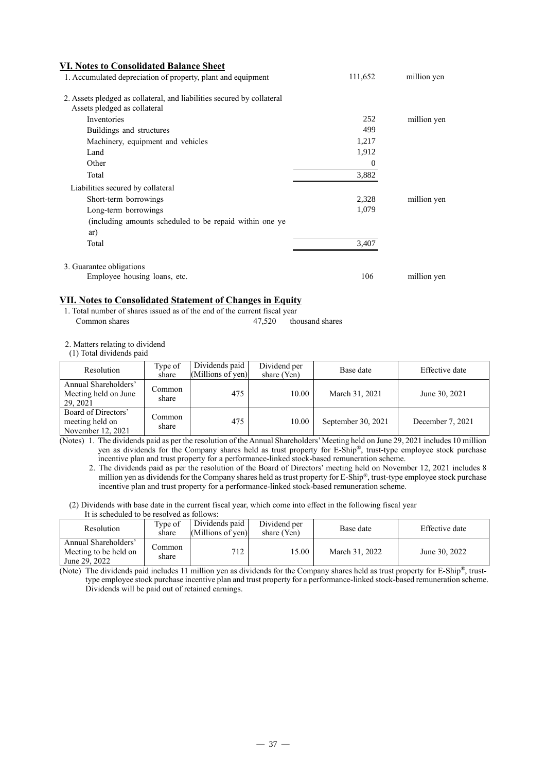## VI. Notes to Consolidated Balance Sheet

1. Accumulated depreciation of property, plant and equipment 111,652 million yen

2. Assets pledged as collateral, and liabilities secured by collateral

Assets pledged as collateral

| | | |
|---|---|---|
| Inventories | 252 | million yen |
| Buildings and structures | 499 | |
| Machinery, equipment and vehicles | 1,217 | |
| Land | 1,912 | |
| Other | 0 | |
| Total | 3,882 | |

Liabilities secured by collateral

| | | |
|---|---|---|
| Short-term borrowings | 2,328 | million yen |
| Long-term borrowings (including amounts scheduled to be repaid within one year) | 1,079 | |
| Total | 3,407 | |

3. Guarantee obligations

Employee housing loans, etc. 106 million yen

## VII. Notes to Consolidated Statement of Changes in Equity

1. Total number of shares issued as of the end of the current fiscal year

Common shares 47,520 thousand shares

2. Matters relating to dividend

(1) Total dividends paid

| Resolution | Type of share | Dividends paid (Millions of yen) | Dividend per share (Yen) | Base date | Effective date |
|---|---|---|---|---|---|
| Annual Shareholders' Meeting held on June 29, 2021 | Common share | 475 | 10.00 | March 31, 2021 | June 30, 2021 |
| Board of Directors' meeting held on November 12, 2021 | Common share | 475 | 10.00 | September 30, 2021 | December 7, 2021 |

(Notes) 1. The dividends paid as per the resolution of the Annual Shareholders' Meeting held on June 29, 2021 includes 10 million yen as dividends for the Company shares held as trust property for E-Ship®, trust-type employee stock purchase incentive plan and trust property for a performance-linked stock-based remuneration scheme.

2. The dividends paid as per the resolution of the Board of Directors' meeting held on November 12, 2021 includes 8 million yen as dividends for the Company shares held as trust property for E-Ship®, trust-type employee stock purchase incentive plan and trust property for a performance-linked stock-based remuneration scheme.

(2) Dividends with base date in the current fiscal year, which come into effect in the following fiscal year

It is scheduled to be resolved as follows:

| Resolution | Type of share | Dividends paid (Millions of yen) | Dividend per share (Yen) | Base date | Effective date |
|---|---|---|---|---|---|
| Annual Shareholders' Meeting to be held on June 29, 2022 | Common share | 712 | 15.00 | March 31, 2022 | June 30, 2022 |

(Note) The dividends paid includes 11 million yen as dividends for the Company shares held as trust property for E-Ship®, trust-type employee stock purchase incentive plan and trust property for a performance-linked stock-based remuneration scheme. Dividends will be paid out of retained earnings.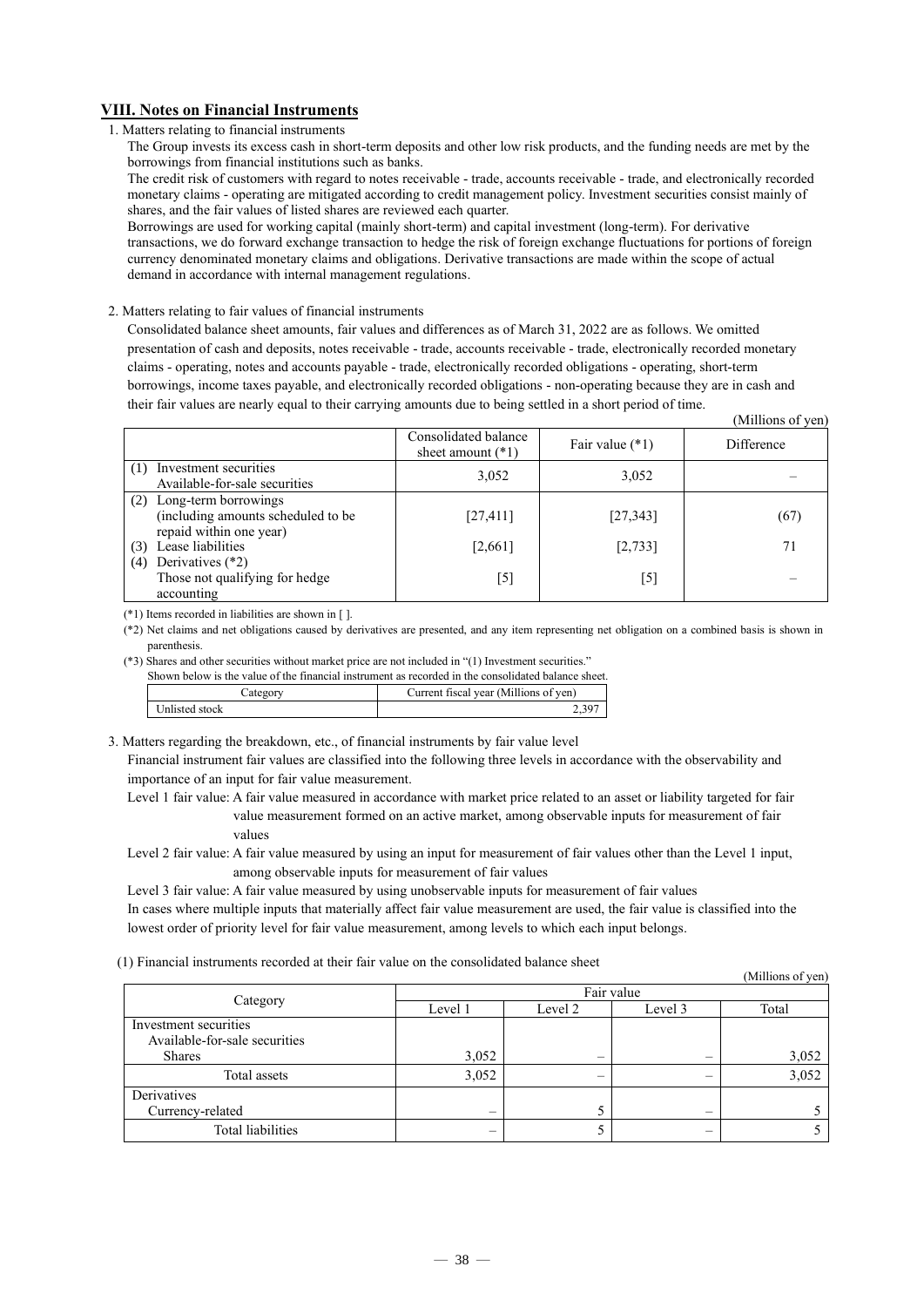## VIII. Notes on Financial Instruments

1. Matters relating to financial instruments

The Group invests its excess cash in short-term deposits and other low risk products, and the funding needs are met by the borrowings from financial institutions such as banks.

The credit risk of customers with regard to notes receivable - trade, accounts receivable - trade, and electronically recorded monetary claims - operating are mitigated according to credit management policy. Investment securities consist mainly of shares, and the fair values of listed shares are reviewed each quarter.

Borrowings are used for working capital (mainly short-term) and capital investment (long-term). For derivative transactions, we do forward exchange transaction to hedge the risk of foreign exchange fluctuations for portions of foreign currency denominated monetary claims and obligations. Derivative transactions are made within the scope of actual demand in accordance with internal management regulations.

2. Matters relating to fair values of financial instruments

Consolidated balance sheet amounts, fair values and differences as of March 31, 2022 are as follows. We omitted presentation of cash and deposits, notes receivable - trade, accounts receivable - trade, electronically recorded monetary claims - operating, notes and accounts payable - trade, electronically recorded obligations - operating, short-term borrowings, income taxes payable, and electronically recorded obligations - non-operating because they are in cash and their fair values are nearly equal to their carrying amounts due to being settled in a short period of time.

(Millions of yen)

| | Consolidated balance sheet amount (*1) | Fair value (*1) | Difference |
|---|---|---|---|
| (1) Investment securities<br>Available-for-sale securities | 3,052 | 3,052 | – |
| (2) Long-term borrowings (including amounts scheduled to be repaid within one year) | [27,411] | [27,343] | (67) |
| (3) Lease liabilities | [2,661] | [2,733] | 71 |
| (4) Derivatives (*2)<br>Those not qualifying for hedge accounting | [5] | [5] | – |

(*1) Items recorded in liabilities are shown in [ ].

(*2) Net claims and net obligations caused by derivatives are presented, and any item representing net obligation on a combined basis is shown in parenthesis.

(*3) Shares and other securities without market price are not included in "(1) Investment securities."
Shown below is the value of the financial instrument as recorded in the consolidated balance sheet.

| Category | Current fiscal year (Millions of yen) |
|---|---|
| Unlisted stock | 2,397 |

3. Matters regarding the breakdown, etc., of financial instruments by fair value level

Financial instrument fair values are classified into the following three levels in accordance with the observability and importance of an input for fair value measurement.

Level 1 fair value: A fair value measured in accordance with market price related to an asset or liability targeted for fair value measurement formed on an active market, among observable inputs for measurement of fair values

Level 2 fair value: A fair value measured by using an input for measurement of fair values other than the Level 1 input, among observable inputs for measurement of fair values

Level 3 fair value: A fair value measured by using unobservable inputs for measurement of fair values

In cases where multiple inputs that materially affect fair value measurement are used, the fair value is classified into the lowest order of priority level for fair value measurement, among levels to which each input belongs.

(1) Financial instruments recorded at their fair value on the consolidated balance sheet

(Millions of yen)

| Category | Fair value | | | |
|---|---|---|---|---|
| | Level 1 | Level 2 | Level 3 | Total |
| Investment securities<br>Available-for-sale securities<br>Shares | 3,052 | – | – | 3,052 |
| Total assets | 3,052 | – | – | 3,052 |
| Derivatives<br>Currency-related | – | 5 | – | 5 |
| Total liabilities | – | 5 | – | 5 |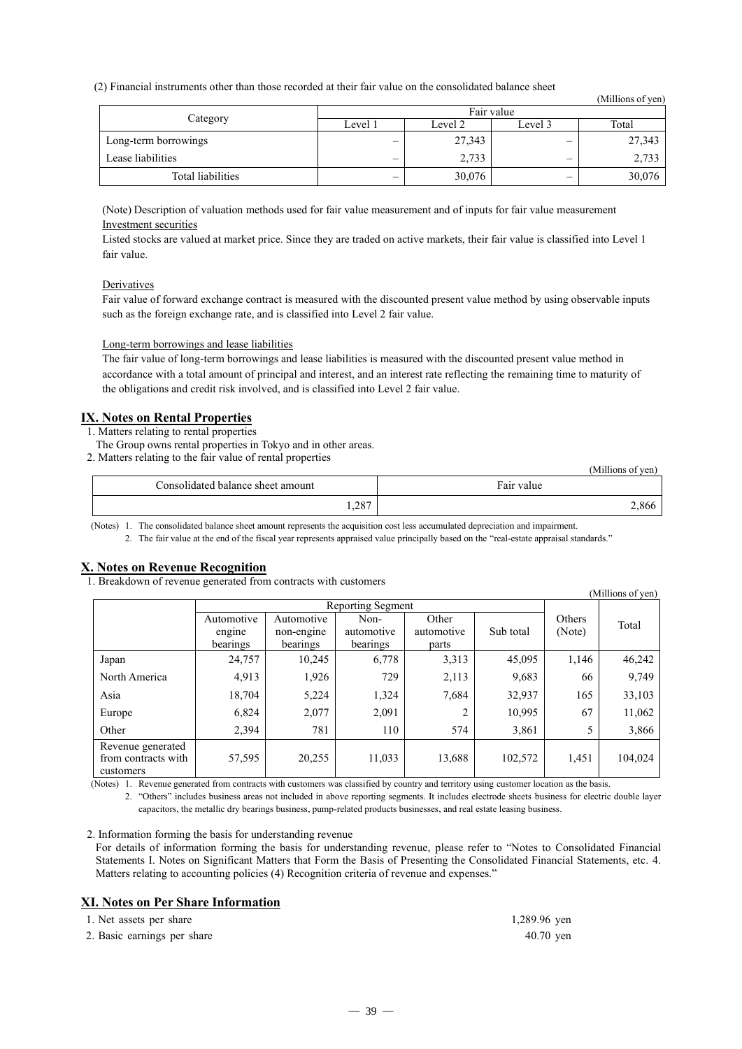(2) Financial instruments other than those recorded at their fair value on the consolidated balance sheet

(Millions of yen)

| Category | Fair value | | | |
|---|---|---|---|---|
| | Level 1 | Level 2 | Level 3 | Total |
| Long-term borrowings | – | 27,343 | – | 27,343 |
| Lease liabilities | – | 2,733 | – | 2,733 |
| Total liabilities | – | 30,076 | – | 30,076 |

(Note) Description of valuation methods used for fair value measurement and of inputs for fair value measurement

Investment securities

Listed stocks are valued at market price. Since they are traded on active markets, their fair value is classified into Level 1 fair value.

Derivatives

Fair value of forward exchange contract is measured with the discounted present value method by using observable inputs such as the foreign exchange rate, and is classified into Level 2 fair value.

Long-term borrowings and lease liabilities

The fair value of long-term borrowings and lease liabilities is measured with the discounted present value method in accordance with a total amount of principal and interest, and an interest rate reflecting the remaining time to maturity of the obligations and credit risk involved, and is classified into Level 2 fair value.

## IX. Notes on Rental Properties

1. Matters relating to rental properties

The Group owns rental properties in Tokyo and in other areas.

2. Matters relating to the fair value of rental properties

(Millions of yen)

| Consolidated balance sheet amount | Fair value |
|---|---|
| 1,287 | 2,866 |

(Notes) 1. The consolidated balance sheet amount represents the acquisition cost less accumulated depreciation and impairment.

2. The fair value at the end of the fiscal year represents appraised value principally based on the "real-estate appraisal standards."

## X. Notes on Revenue Recognition

1. Breakdown of revenue generated from contracts with customers

(Millions of yen)

| | Reporting Segment | | | | | Others (Note) | Total |
|---|---|---|---|---|---|---|---|
| | Automotive engine bearings | Automotive non-engine bearings | Non-automotive bearings | Other automotive parts | Sub total | | |
| Japan | 24,757 | 10,245 | 6,778 | 3,313 | 45,095 | 1,146 | 46,242 |
| North America | 4,913 | 1,926 | 729 | 2,113 | 9,683 | 66 | 9,749 |
| Asia | 18,704 | 5,224 | 1,324 | 7,684 | 32,937 | 165 | 33,103 |
| Europe | 6,824 | 2,077 | 2,091 | 2 | 10,995 | 67 | 11,062 |
| Other | 2,394 | 781 | 110 | 574 | 3,861 | 5 | 3,866 |
| Revenue generated from contracts with customers | 57,595 | 20,255 | 11,033 | 13,688 | 102,572 | 1,451 | 104,024 |

(Notes) 1. Revenue generated from contracts with customers was classified by country and territory using customer location as the basis.

2. "Others" includes business areas not included in above reporting segments. It includes electrode sheets business for electric double layer capacitors, the metallic dry bearings business, pump-related products businesses, and real estate leasing business.

2. Information forming the basis for understanding revenue

For details of information forming the basis for understanding revenue, please refer to "Notes to Consolidated Financial Statements I. Notes on Significant Matters that Form the Basis of Presenting the Consolidated Financial Statements, etc. 4. Matters relating to accounting policies (4) Recognition criteria of revenue and expenses."

## XI. Notes on Per Share Information

1. Net assets per share 1,289.96 yen
2. Basic earnings per share 40.70 yen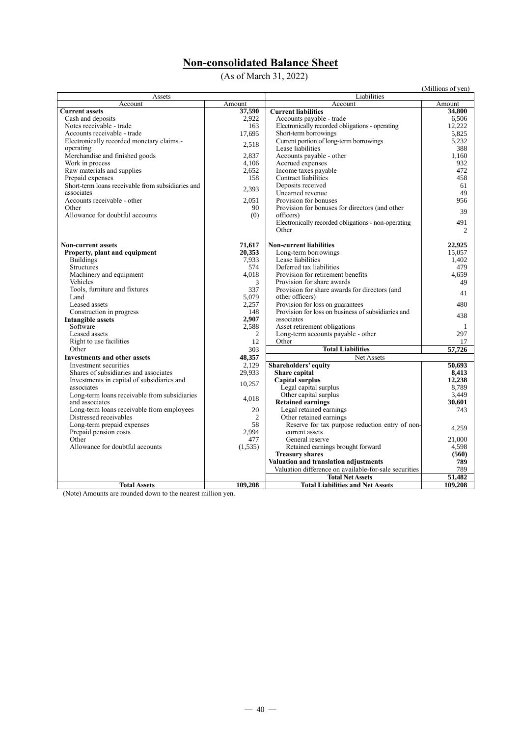# Non-consolidated Balance Sheet

(As of March 31, 2022)

(Millions of yen)

| Assets | | Liabilities | |
|---|---|---|---|
| Account | Amount | Account | Amount |
| **Current assets** | **37,590** | **Current liabilities** | **34,800** |
| Cash and deposits | 2,922 | Accounts payable - trade | 6,506 |
| Notes receivable - trade | 163 | Electronically recorded obligations - operating | 12,222 |
| Accounts receivable - trade | 17,695 | Short-term borrowings | 5,825 |
| Electronically recorded monetary claims - operating | 2,518 | Current portion of long-term borrowings | 5,232 |
| | | Lease liabilities | 388 |
| Merchandise and finished goods | 2,837 | Accounts payable - other | 1,160 |
| Work in process | 4,106 | Accrued expenses | 932 |
| Raw materials and supplies | 2,652 | Income taxes payable | 472 |
| Prepaid expenses | 158 | Contract liabilities | 458 |
| Short-term loans receivable from subsidiaries and associates | 2,393 | Deposits received | 61 |
| | | Unearned revenue | 49 |
| Accounts receivable - other | 2,051 | Provision for bonuses | 956 |
| Other | 90 | Provision for bonuses for directors (and other officers) | 39 |
| Allowance for doubtful accounts | (0) | | |
| | | Electronically recorded obligations - non-operating | 491 |
| | | Other | 2 |
| **Non-current assets** | **71,617** | **Non-current liabilities** | **22,925** |
| **Property, plant and equipment** | **20,353** | Long-term borrowings | 15,057 |
| Buildings | 7,933 | Lease liabilities | 1,402 |
| Structures | 574 | Deferred tax liabilities | 479 |
| Machinery and equipment | 4,018 | Provision for retirement benefits | 4,659 |
| Vehicles | 3 | Provision for share awards | 49 |
| Tools, furniture and fixtures | 337 | Provision for share awards for directors (and other officers) | 41 |
| Land | 5,079 | | |
| Leased assets | 2,257 | Provision for loss on guarantees | 480 |
| Construction in progress | 148 | Provision for loss on business of subsidiaries and associates | 438 |
| **Intangible assets** | **2,907** | | |
| Software | 2,588 | Asset retirement obligations | 1 |
| Leased assets | 2 | Long-term accounts payable - other | 297 |
| Right to use facilities | 12 | Other | 17 |
| Other | 303 | **Total Liabilities** | **57,726** |
| **Investments and other assets** | **48,357** | Net Assets | |
| Investment securities | 2,129 | **Shareholders' equity** | **50,693** |
| Shares of subsidiaries and associates | 29,933 | **Share capital** | **8,413** |
| Investments in capital of subsidiaries and associates | 10,257 | **Capital surplus** | **12,238** |
| | | Legal capital surplus | 8,789 |
| Long-term loans receivable from subsidiaries and associates | 4,018 | Other capital surplus | 3,449 |
| | | **Retained earnings** | **30,601** |
| Long-term loans receivable from employees | 20 | Legal retained earnings | 743 |
| Distressed receivables | 2 | Other retained earnings | |
| Long-term prepaid expenses | 58 | Reserve for tax purpose reduction entry of non-current assets | 4,259 |
| Prepaid pension costs | 2,994 | | |
| Other | 477 | General reserve | 21,000 |
| Allowance for doubtful accounts | (1,535) | Retained earnings brought forward | 4,598 |
| | | **Treasury shares** | **(560)** |
| | | **Valuation and translation adjustments** | **789** |
| | | Valuation difference on available-for-sale securities | 789 |
| | | **Total Net Assets** | **51,482** |
| **Total Assets** | **109,208** | **Total Liabilities and Net Assets** | **109,208** |

(Note) Amounts are rounded down to the nearest million yen.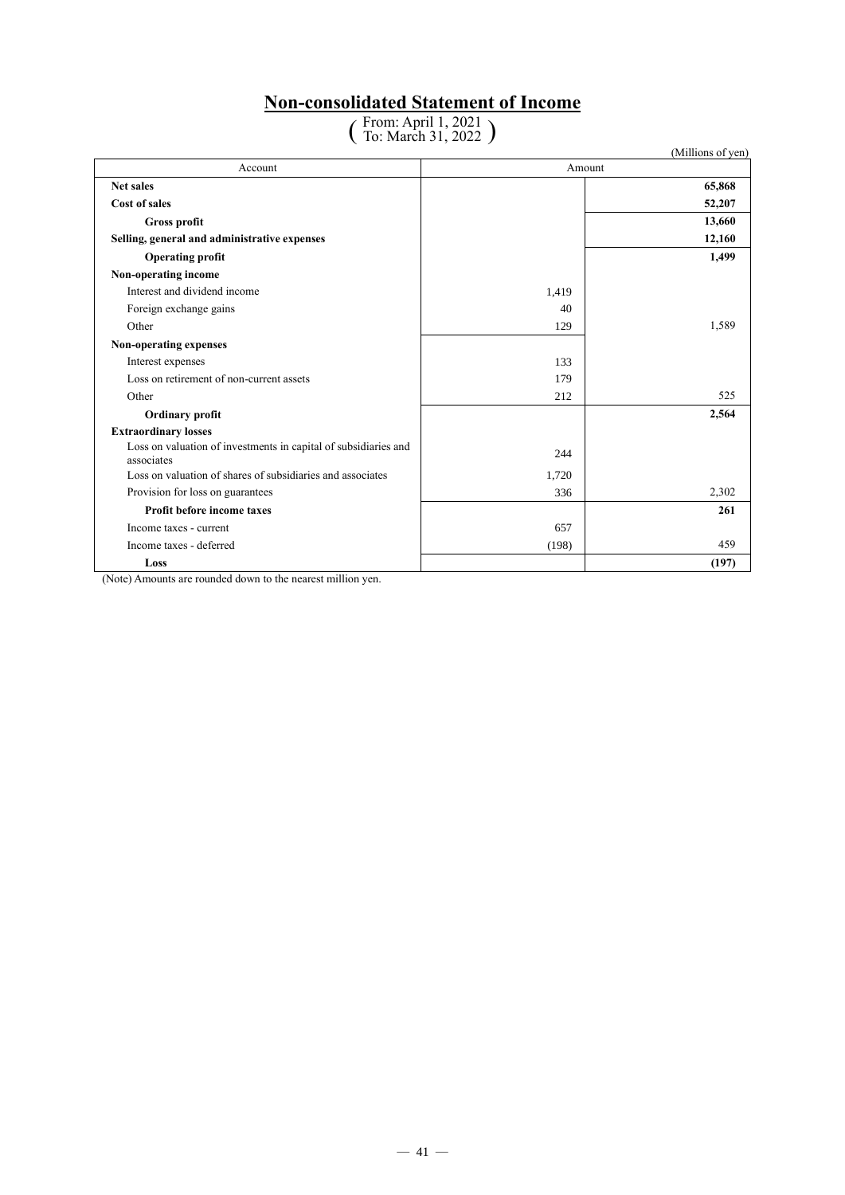# Non-consolidated Statement of Income

(From: April 1, 2021 To: March 31, 2022)

(Millions of yen)

| Account | Amount | |
|---|---|---|
| **Net sales** | | **65,868** |
| **Cost of sales** | | **52,207** |
| **Gross profit** | | **13,660** |
| **Selling, general and administrative expenses** | | **12,160** |
| **Operating profit** | | **1,499** |
| **Non-operating income** | | |
| Interest and dividend income | 1,419 | |
| Foreign exchange gains | 40 | |
| Other | 129 | 1,589 |
| **Non-operating expenses** | | |
| Interest expenses | 133 | |
| Loss on retirement of non-current assets | 179 | |
| Other | 212 | 525 |
| **Ordinary profit** | | **2,564** |
| **Extraordinary losses** | | |
| Loss on valuation of investments in capital of subsidiaries and associates | 244 | |
| Loss on valuation of shares of subsidiaries and associates | 1,720 | |
| Provision for loss on guarantees | 336 | 2,302 |
| **Profit before income taxes** | | **261** |
| Income taxes - current | 657 | |
| Income taxes - deferred | (198) | 459 |
| **Loss** | | **(197)** |

(Note) Amounts are rounded down to the nearest million yen.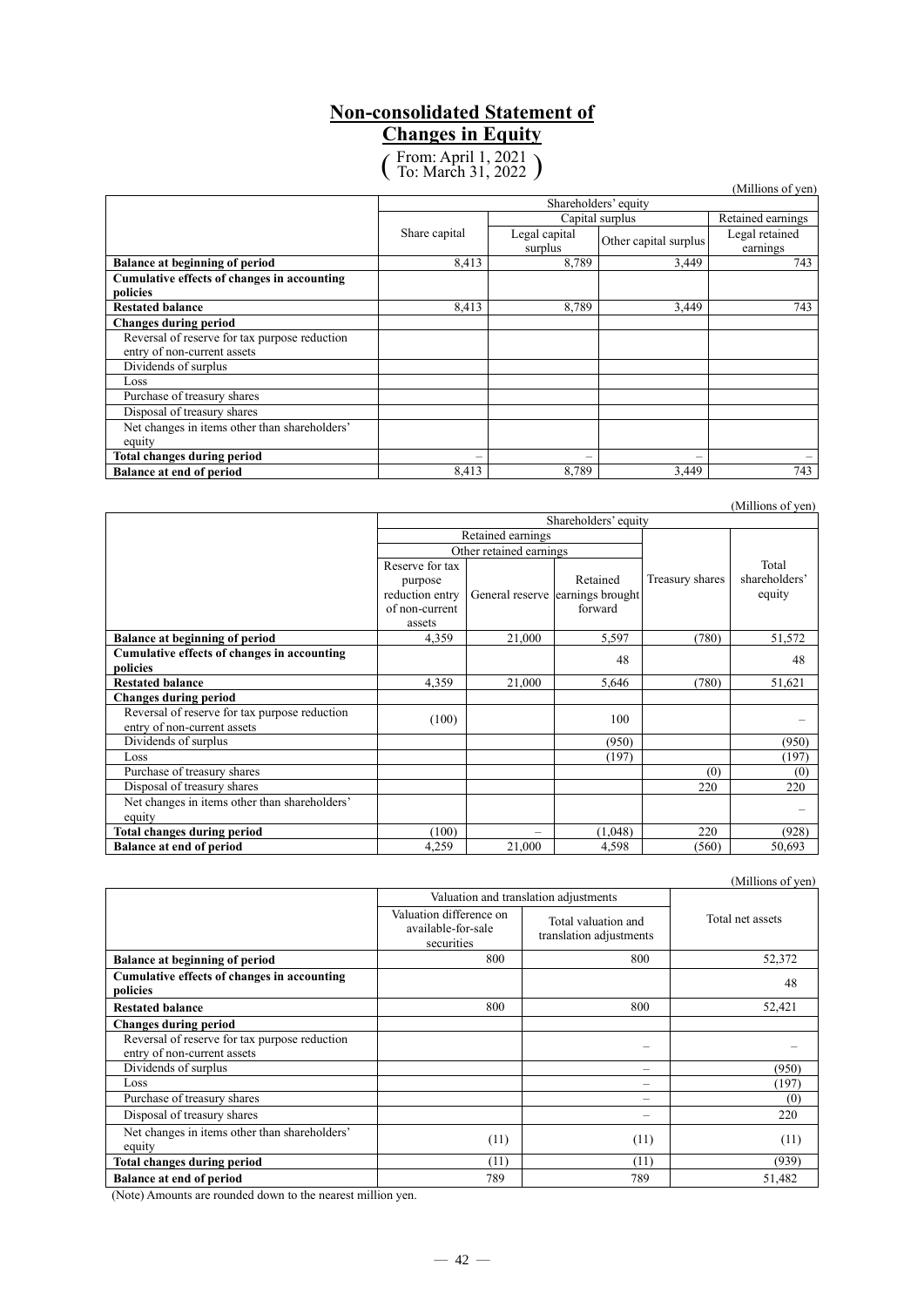# Non-consolidated Statement of Changes in Equity

(From: April 1, 2021 To: March 31, 2022)

(Millions of yen)

| | Shareholders' equity | | | |
|---|---|---|---|---|
| | | Capital surplus | | Retained earnings |
| | Share capital | Legal capital surplus | Other capital surplus | Legal retained earnings |
| **Balance at beginning of period** | 8,413 | 8,789 | 3,449 | 743 |
| **Cumulative effects of changes in accounting policies** | | | | |
| **Restated balance** | 8,413 | 8,789 | 3,449 | 743 |
| **Changes during period** | | | | |
| Reversal of reserve for tax purpose reduction entry of non-current assets | | | | |
| Dividends of surplus | | | | |
| Loss | | | | |
| Purchase of treasury shares | | | | |
| Disposal of treasury shares | | | | |
| Net changes in items other than shareholders' equity | | | | |
| **Total changes during period** | – | – | – | – |
| **Balance at end of period** | 8,413 | 8,789 | 3,449 | 743 |

(Millions of yen)

| | Shareholders' equity | | | | |
|---|---|---|---|---|---|
| | Retained earnings | | | | |
| | Other retained earnings | | | | |
| | Reserve for tax purpose reduction entry of non-current assets | General reserve | Retained earnings brought forward | Treasury shares | Total shareholders' equity |
| **Balance at beginning of period** | 4,359 | 21,000 | 5,597 | (780) | 51,572 |
| **Cumulative effects of changes in accounting policies** | | | 48 | | 48 |
| **Restated balance** | 4,359 | 21,000 | 5,646 | (780) | 51,621 |
| **Changes during period** | | | | | |
| Reversal of reserve for tax purpose reduction entry of non-current assets | (100) | | 100 | | – |
| Dividends of surplus | | | (950) | | (950) |
| Loss | | | (197) | | (197) |
| Purchase of treasury shares | | | | (0) | (0) |
| Disposal of treasury shares | | | | 220 | 220 |
| Net changes in items other than shareholders' equity | | | | | – |
| **Total changes during period** | (100) | – | (1,048) | 220 | (928) |
| **Balance at end of period** | 4,259 | 21,000 | 4,598 | (560) | 50,693 |

(Millions of yen)

| | Valuation and translation adjustments | | Total net assets |
|---|---|---|---|
| | Valuation difference on available-for-sale securities | Total valuation and translation adjustments | |
| **Balance at beginning of period** | 800 | 800 | 52,372 |
| **Cumulative effects of changes in accounting policies** | | | 48 |
| **Restated balance** | 800 | 800 | 52,421 |
| **Changes during period** | | | |
| Reversal of reserve for tax purpose reduction entry of non-current assets | | – | – |
| Dividends of surplus | | – | (950) |
| Loss | | – | (197) |
| Purchase of treasury shares | | – | (0) |
| Disposal of treasury shares | | – | 220 |
| Net changes in items other than shareholders' equity | (11) | (11) | (11) |
| **Total changes during period** | (11) | (11) | (939) |
| **Balance at end of period** | 789 | 789 | 51,482 |

(Note) Amounts are rounded down to the nearest million yen.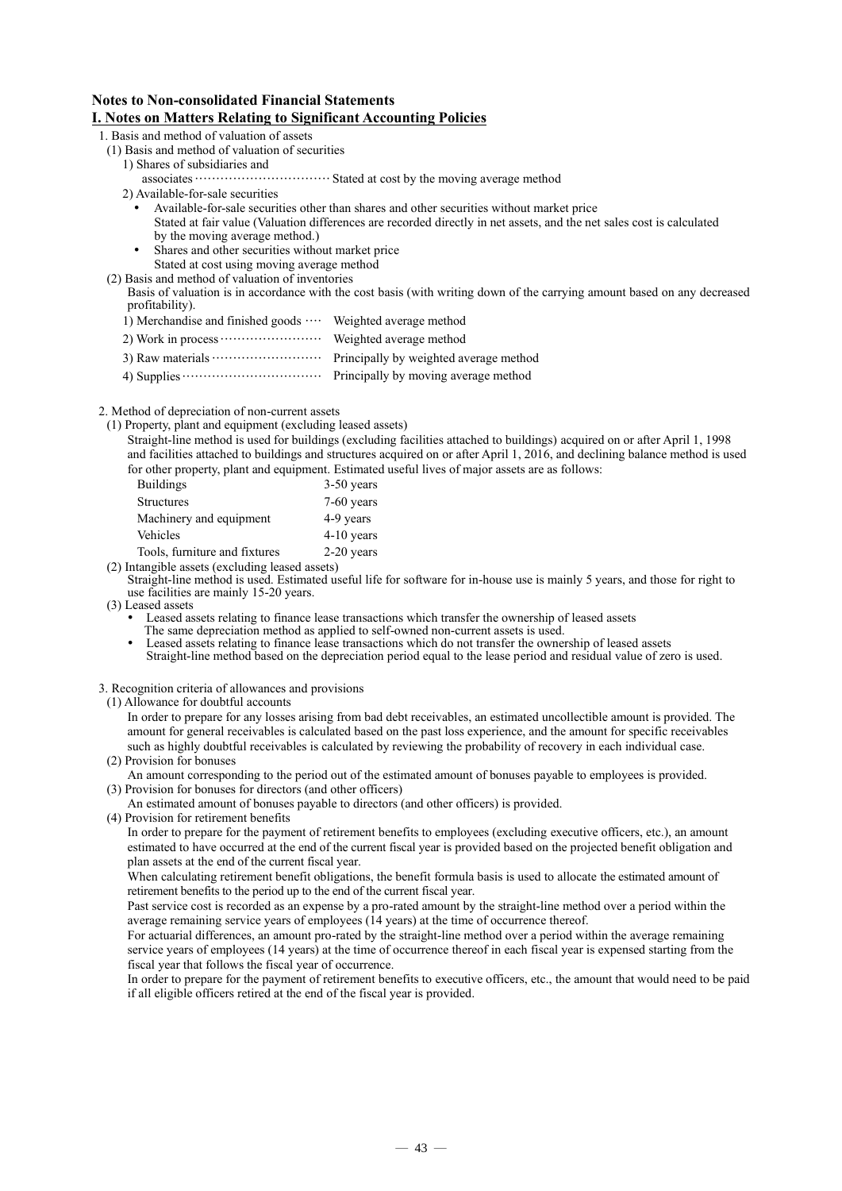## Notes to Non-consolidated Financial Statements

### I. Notes on Matters Relating to Significant Accounting Policies

1. Basis and method of valuation of assets
   (1) Basis and method of valuation of securities
      1) Shares of subsidiaries and associates ································ Stated at cost by the moving average method
      2) Available-for-sale securities
         - Available-for-sale securities other than shares and other securities without market price
           Stated at fair value (Valuation differences are recorded directly in net assets, and the net sales cost is calculated by the moving average method.)
         - Shares and other securities without market price
           Stated at cost using moving average method
   (2) Basis and method of valuation of inventories
      Basis of valuation is in accordance with the cost basis (with writing down of the carrying amount based on any decreased profitability).

| | |
|---|---|
| 1) Merchandise and finished goods ···· | Weighted average method |
| 2) Work in process ························ | Weighted average method |
| 3) Raw materials ························· | Principally by weighted average method |
| 4) Supplies ································ | Principally by moving average method |

2. Method of depreciation of non-current assets
   (1) Property, plant and equipment (excluding leased assets)
      Straight-line method is used for buildings (excluding facilities attached to buildings) acquired on or after April 1, 1998 and facilities attached to buildings and structures acquired on or after April 1, 2016, and declining balance method is used for other property, plant and equipment. Estimated useful lives of major assets are as follows:

| | |
|---|---|
| Buildings | 3-50 years |
| Structures | 7-60 years |
| Machinery and equipment | 4-9 years |
| Vehicles | 4-10 years |
| Tools, furniture and fixtures | 2-20 years |

   (2) Intangible assets (excluding leased assets)
      Straight-line method is used. Estimated useful life for software for in-house use is mainly 5 years, and those for right to use facilities are mainly 15-20 years.
   (3) Leased assets
      - Leased assets relating to finance lease transactions which transfer the ownership of leased assets
        The same depreciation method as applied to self-owned non-current assets is used.
      - Leased assets relating to finance lease transactions which do not transfer the ownership of leased assets
        Straight-line method based on the depreciation period equal to the lease period and residual value of zero is used.

3. Recognition criteria of allowances and provisions
   (1) Allowance for doubtful accounts
      In order to prepare for any losses arising from bad debt receivables, an estimated uncollectible amount is provided. The amount for general receivables is calculated based on the past loss experience, and the amount for specific receivables such as highly doubtful receivables is calculated by reviewing the probability of recovery in each individual case.
   (2) Provision for bonuses
      An amount corresponding to the period out of the estimated amount of bonuses payable to employees is provided.
   (3) Provision for bonuses for directors (and other officers)
      An estimated amount of bonuses payable to directors (and other officers) is provided.
   (4) Provision for retirement benefits
      In order to prepare for the payment of retirement benefits to employees (excluding executive officers, etc.), an amount estimated to have occurred at the end of the current fiscal year is provided based on the projected benefit obligation and plan assets at the end of the current fiscal year.
      When calculating retirement benefit obligations, the benefit formula basis is used to allocate the estimated amount of retirement benefits to the period up to the end of the current fiscal year.
      Past service cost is recorded as an expense by a pro-rated amount by the straight-line method over a period within the average remaining service years of employees (14 years) at the time of occurrence thereof.
      For actuarial differences, an amount pro-rated by the straight-line method over a period within the average remaining service years of employees (14 years) at the time of occurrence thereof in each fiscal year is expensed starting from the fiscal year that follows the fiscal year of occurrence.
      In order to prepare for the payment of retirement benefits to executive officers, etc., the amount that would need to be paid if all eligible officers retired at the end of the fiscal year is provided.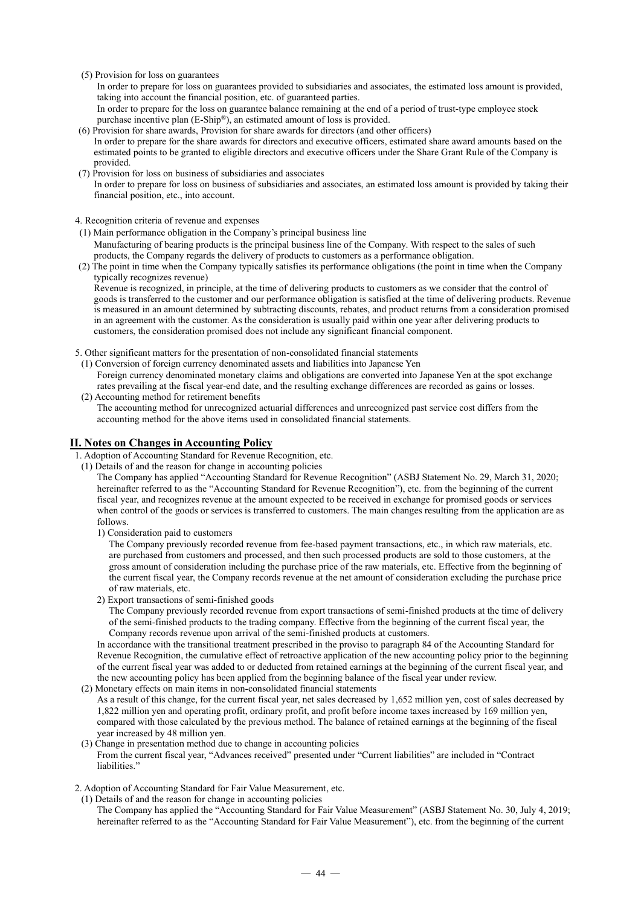(5) Provision for loss on guarantees

In order to prepare for loss on guarantees provided to subsidiaries and associates, the estimated loss amount is provided, taking into account the financial position, etc. of guaranteed parties.

In order to prepare for the loss on guarantee balance remaining at the end of a period of trust-type employee stock purchase incentive plan (E-Ship®), an estimated amount of loss is provided.

(6) Provision for share awards, Provision for share awards for directors (and other officers)

In order to prepare for the share awards for directors and executive officers, estimated share award amounts based on the estimated points to be granted to eligible directors and executive officers under the Share Grant Rule of the Company is provided.

(7) Provision for loss on business of subsidiaries and associates

In order to prepare for loss on business of subsidiaries and associates, an estimated loss amount is provided by taking their financial position, etc., into account.

4. Recognition criteria of revenue and expenses

(1) Main performance obligation in the Company's principal business line

Manufacturing of bearing products is the principal business line of the Company. With respect to the sales of such products, the Company regards the delivery of products to customers as a performance obligation.

(2) The point in time when the Company typically satisfies its performance obligations (the point in time when the Company typically recognizes revenue)

Revenue is recognized, in principle, at the time of delivering products to customers as we consider that the control of goods is transferred to the customer and our performance obligation is satisfied at the time of delivering products. Revenue is measured in an amount determined by subtracting discounts, rebates, and product returns from a consideration promised in an agreement with the customer. As the consideration is usually paid within one year after delivering products to customers, the consideration promised does not include any significant financial component.

5. Other significant matters for the presentation of non-consolidated financial statements

(1) Conversion of foreign currency denominated assets and liabilities into Japanese Yen

Foreign currency denominated monetary claims and obligations are converted into Japanese Yen at the spot exchange rates prevailing at the fiscal year-end date, and the resulting exchange differences are recorded as gains or losses.

(2) Accounting method for retirement benefits

The accounting method for unrecognized actuarial differences and unrecognized past service cost differs from the accounting method for the above items used in consolidated financial statements.

## II. Notes on Changes in Accounting Policy

1. Adoption of Accounting Standard for Revenue Recognition, etc.

(1) Details of and the reason for change in accounting policies

The Company has applied "Accounting Standard for Revenue Recognition" (ASBJ Statement No. 29, March 31, 2020; hereinafter referred to as the "Accounting Standard for Revenue Recognition"), etc. from the beginning of the current fiscal year, and recognizes revenue at the amount expected to be received in exchange for promised goods or services when control of the goods or services is transferred to customers. The main changes resulting from the application are as follows.

1) Consideration paid to customers

The Company previously recorded revenue from fee-based payment transactions, etc., in which raw materials, etc. are purchased from customers and processed, and then such processed products are sold to those customers, at the gross amount of consideration including the purchase price of the raw materials, etc. Effective from the beginning of the current fiscal year, the Company records revenue at the net amount of consideration excluding the purchase price of raw materials, etc.

2) Export transactions of semi-finished goods

The Company previously recorded revenue from export transactions of semi-finished products at the time of delivery of the semi-finished products to the trading company. Effective from the beginning of the current fiscal year, the Company records revenue upon arrival of the semi-finished products at customers.

In accordance with the transitional treatment prescribed in the proviso to paragraph 84 of the Accounting Standard for Revenue Recognition, the cumulative effect of retroactive application of the new accounting policy prior to the beginning of the current fiscal year was added to or deducted from retained earnings at the beginning of the current fiscal year, and the new accounting policy has been applied from the beginning balance of the fiscal year under review.

(2) Monetary effects on main items in non-consolidated financial statements

As a result of this change, for the current fiscal year, net sales decreased by 1,652 million yen, cost of sales decreased by 1,822 million yen and operating profit, ordinary profit, and profit before income taxes increased by 169 million yen, compared with those calculated by the previous method. The balance of retained earnings at the beginning of the fiscal year increased by 48 million yen.

(3) Change in presentation method due to change in accounting policies

From the current fiscal year, "Advances received" presented under "Current liabilities" are included in "Contract liabilities."

2. Adoption of Accounting Standard for Fair Value Measurement, etc.

(1) Details of and the reason for change in accounting policies

The Company has applied the "Accounting Standard for Fair Value Measurement" (ASBJ Statement No. 30, July 4, 2019; hereinafter referred to as the "Accounting Standard for Fair Value Measurement"), etc. from the beginning of the current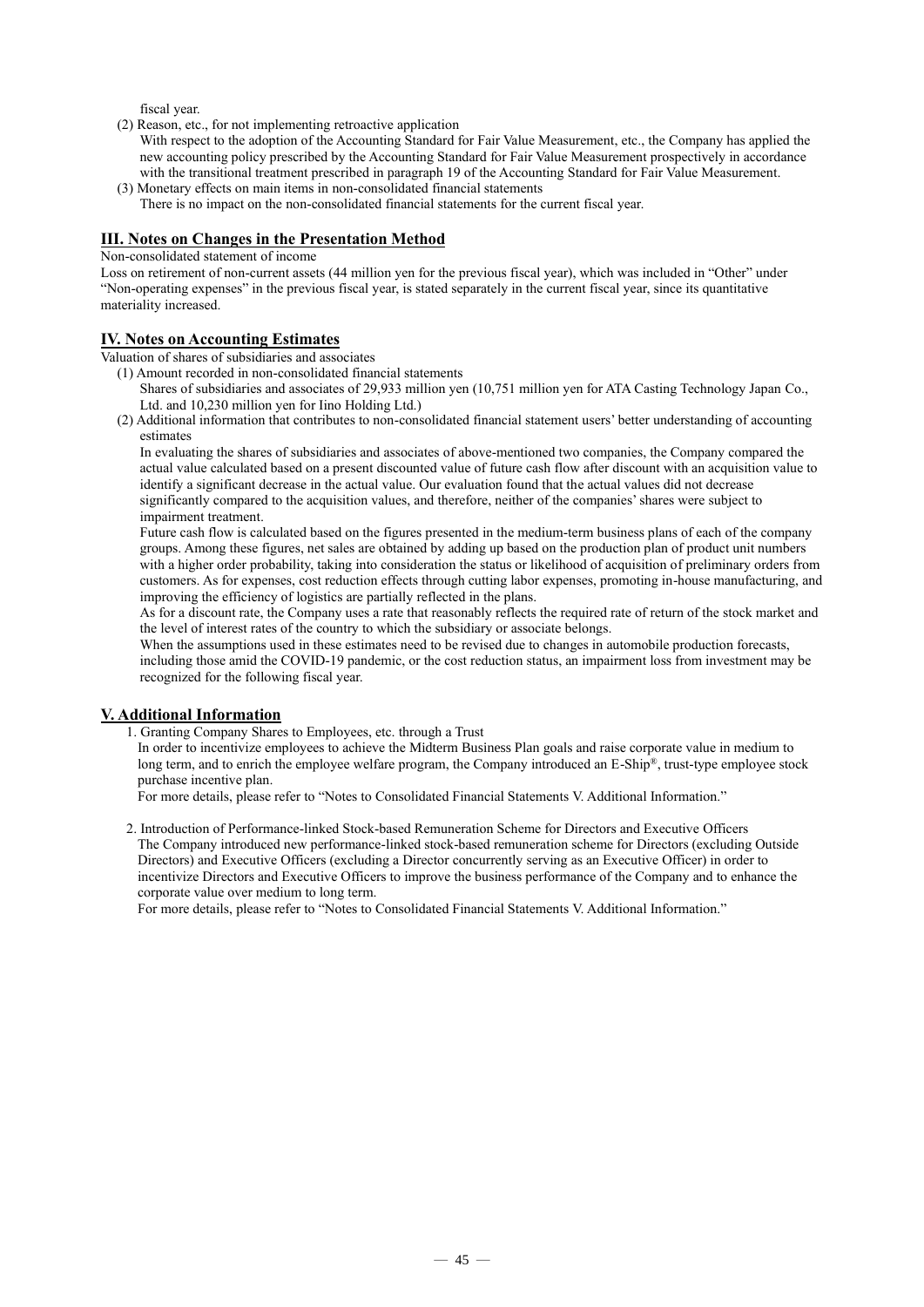fiscal year.

(2) Reason, etc., for not implementing retroactive application

With respect to the adoption of the Accounting Standard for Fair Value Measurement, etc., the Company has applied the new accounting policy prescribed by the Accounting Standard for Fair Value Measurement prospectively in accordance with the transitional treatment prescribed in paragraph 19 of the Accounting Standard for Fair Value Measurement.

(3) Monetary effects on main items in non-consolidated financial statements

There is no impact on the non-consolidated financial statements for the current fiscal year.

## III. Notes on Changes in the Presentation Method

Non-consolidated statement of income

Loss on retirement of non-current assets (44 million yen for the previous fiscal year), which was included in "Other" under "Non-operating expenses" in the previous fiscal year, is stated separately in the current fiscal year, since its quantitative materiality increased.

## IV. Notes on Accounting Estimates

Valuation of shares of subsidiaries and associates

(1) Amount recorded in non-consolidated financial statements

Shares of subsidiaries and associates of 29,933 million yen (10,751 million yen for ATA Casting Technology Japan Co., Ltd. and 10,230 million yen for Iino Holding Ltd.)

(2) Additional information that contributes to non-consolidated financial statement users' better understanding of accounting estimates

In evaluating the shares of subsidiaries and associates of above-mentioned two companies, the Company compared the actual value calculated based on a present discounted value of future cash flow after discount with an acquisition value to identify a significant decrease in the actual value. Our evaluation found that the actual values did not decrease significantly compared to the acquisition values, and therefore, neither of the companies' shares were subject to impairment treatment.

Future cash flow is calculated based on the figures presented in the medium-term business plans of each of the company groups. Among these figures, net sales are obtained by adding up based on the production plan of product unit numbers with a higher order probability, taking into consideration the status or likelihood of acquisition of preliminary orders from customers. As for expenses, cost reduction effects through cutting labor expenses, promoting in-house manufacturing, and improving the efficiency of logistics are partially reflected in the plans.

As for a discount rate, the Company uses a rate that reasonably reflects the required rate of return of the stock market and the level of interest rates of the country to which the subsidiary or associate belongs.

When the assumptions used in these estimates need to be revised due to changes in automobile production forecasts, including those amid the COVID-19 pandemic, or the cost reduction status, an impairment loss from investment may be recognized for the following fiscal year.

## V. Additional Information

1. Granting Company Shares to Employees, etc. through a Trust

In order to incentivize employees to achieve the Midterm Business Plan goals and raise corporate value in medium to long term, and to enrich the employee welfare program, the Company introduced an E-Ship®, trust-type employee stock purchase incentive plan.

For more details, please refer to "Notes to Consolidated Financial Statements V. Additional Information."

2. Introduction of Performance-linked Stock-based Remuneration Scheme for Directors and Executive Officers

The Company introduced new performance-linked stock-based remuneration scheme for Directors (excluding Outside Directors) and Executive Officers (excluding a Director concurrently serving as an Executive Officer) in order to incentivize Directors and Executive Officers to improve the business performance of the Company and to enhance the corporate value over medium to long term.

For more details, please refer to "Notes to Consolidated Financial Statements V. Additional Information."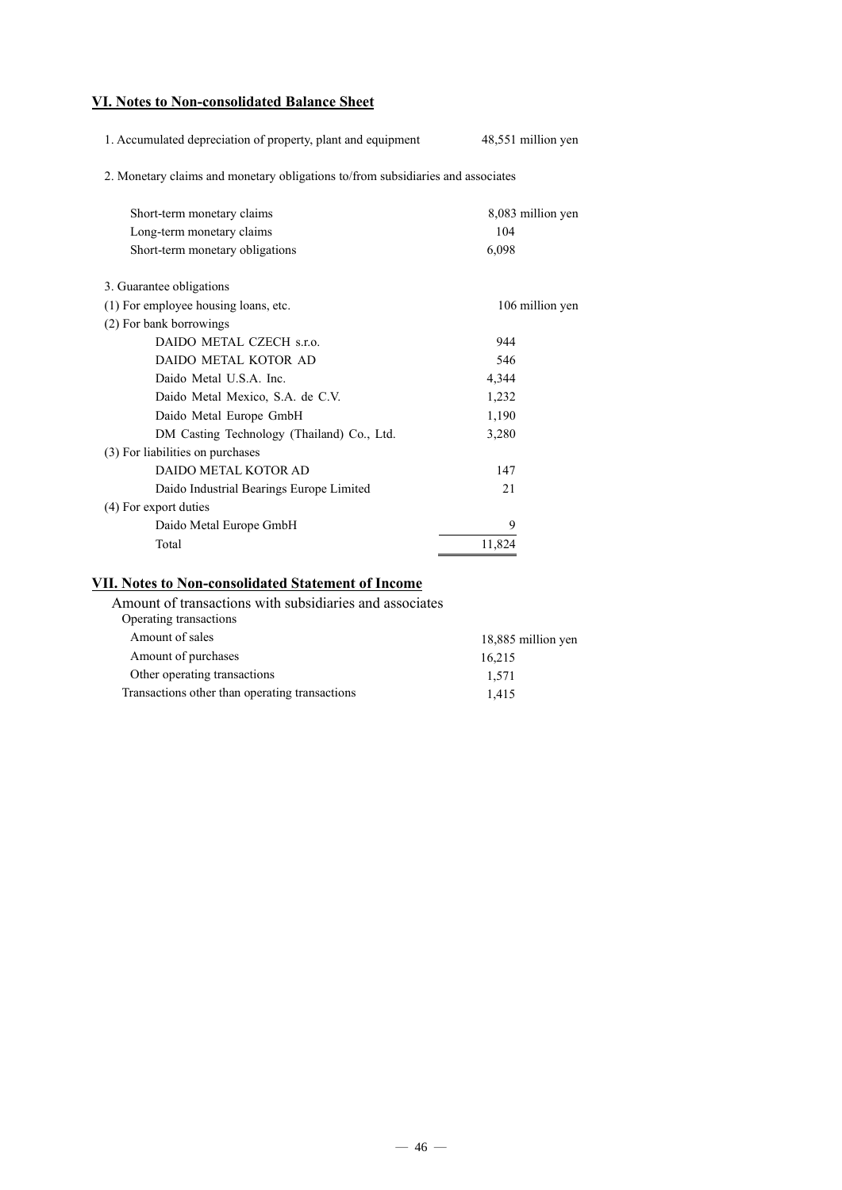## VI. Notes to Non-consolidated Balance Sheet

| | |
|---|---|
| 1. Accumulated depreciation of property, plant and equipment | 48,551 million yen |

2. Monetary claims and monetary obligations to/from subsidiaries and associates

| | |
|---|---|
| Short-term monetary claims | 8,083 million yen |
| Long-term monetary claims | 104 |
| Short-term monetary obligations | 6,098 |

3. Guarantee obligations

| | |
|---|---|
| (1) For employee housing loans, etc. | 106 million yen |
| (2) For bank borrowings | |
| DAIDO METAL CZECH s.r.o. | 944 |
| DAIDO METAL KOTOR AD | 546 |
| Daido Metal U.S.A. Inc. | 4,344 |
| Daido Metal Mexico, S.A. de C.V. | 1,232 |
| Daido Metal Europe GmbH | 1,190 |
| DM Casting Technology (Thailand) Co., Ltd. | 3,280 |
| (3) For liabilities on purchases | |
| DAIDO METAL KOTOR AD | 147 |
| Daido Industrial Bearings Europe Limited | 21 |
| (4) For export duties | |
| Daido Metal Europe GmbH | 9 |
| Total | 11,824 |

## VII. Notes to Non-consolidated Statement of Income

Amount of transactions with subsidiaries and associates

| | |
|---|---|
| Operating transactions | |
| Amount of sales | 18,885 million yen |
| Amount of purchases | 16,215 |
| Other operating transactions | 1,571 |
| Transactions other than operating transactions | 1,415 |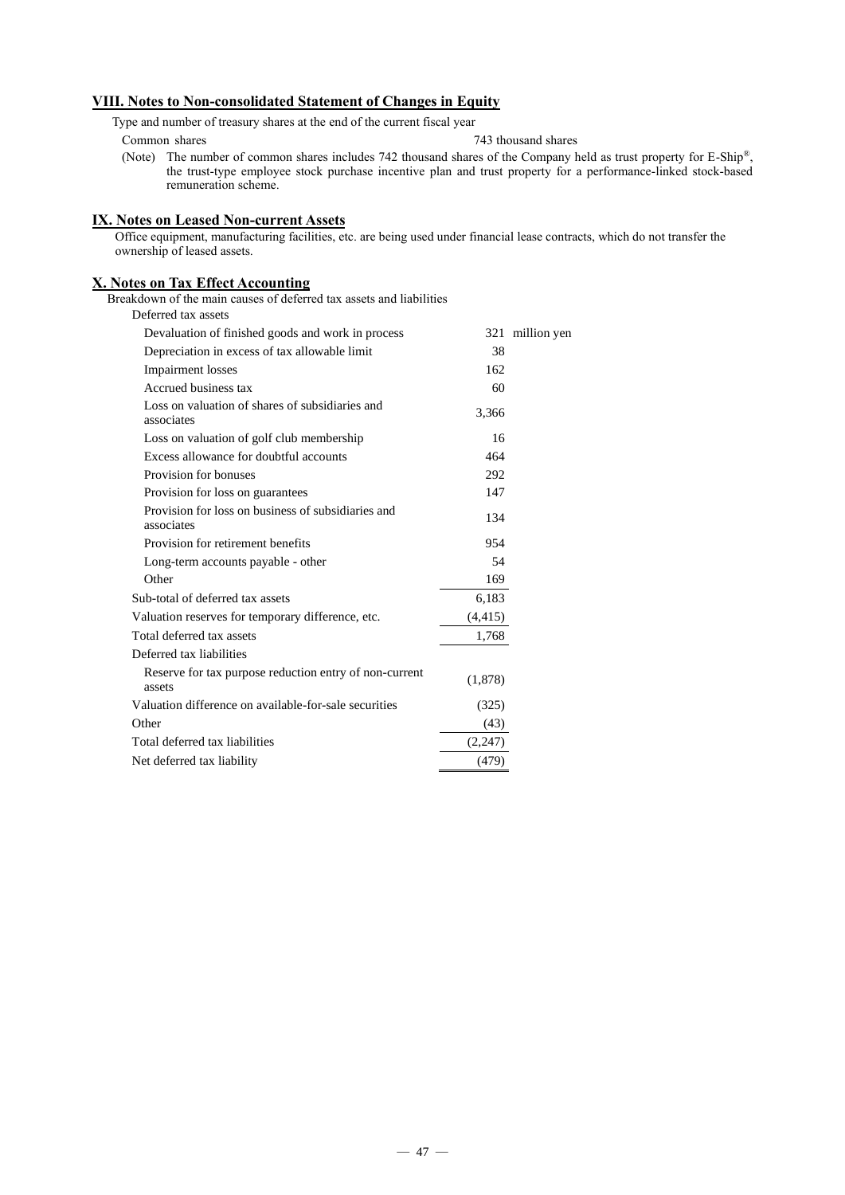## VIII. Notes to Non-consolidated Statement of Changes in Equity

Type and number of treasury shares at the end of the current fiscal year

Common shares 743 thousand shares

(Note) The number of common shares includes 742 thousand shares of the Company held as trust property for E-Ship®, the trust-type employee stock purchase incentive plan and trust property for a performance-linked stock-based remuneration scheme.

## IX. Notes on Leased Non-current Assets

Office equipment, manufacturing facilities, etc. are being used under financial lease contracts, which do not transfer the ownership of leased assets.

## X. Notes on Tax Effect Accounting

Breakdown of the main causes of deferred tax assets and liabilities

| | | |
|---|---|---|
| Deferred tax assets | | |
| Devaluation of finished goods and work in process | 321 | million yen |
| Depreciation in excess of tax allowable limit | 38 | |
| Impairment losses | 162 | |
| Accrued business tax | 60 | |
| Loss on valuation of shares of subsidiaries and associates | 3,366 | |
| Loss on valuation of golf club membership | 16 | |
| Excess allowance for doubtful accounts | 464 | |
| Provision for bonuses | 292 | |
| Provision for loss on guarantees | 147 | |
| Provision for loss on business of subsidiaries and associates | 134 | |
| Provision for retirement benefits | 954 | |
| Long-term accounts payable - other | 54 | |
| Other | 169 | |
| Sub-total of deferred tax assets | 6,183 | |
| Valuation reserves for temporary difference, etc. | (4,415) | |
| Total deferred tax assets | 1,768 | |
| Deferred tax liabilities | | |
| Reserve for tax purpose reduction entry of non-current assets | (1,878) | |
| Valuation difference on available-for-sale securities | (325) | |
| Other | (43) | |
| Total deferred tax liabilities | (2,247) | |
| Net deferred tax liability | (479) | |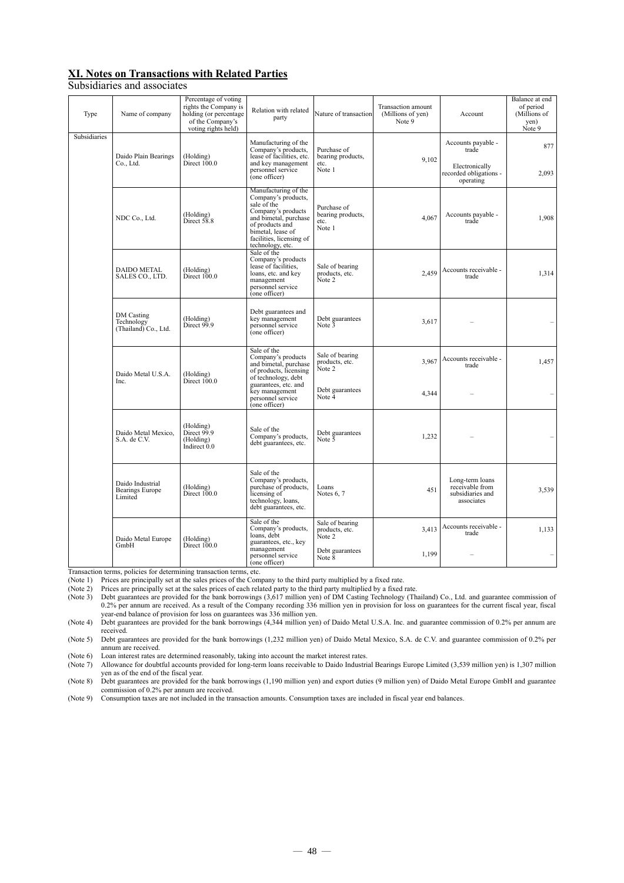## XI. Notes on Transactions with Related Parties

Subsidiaries and associates

| Type | Name of company | Percentage of voting rights the Company is holding (or percentage of the Company's voting rights held) | Relation with related party | Nature of transaction | Transaction amount (Millions of yen) Note 9 | Account | Balance at end of period (Millions of yen) Note 9 |
|---|---|---|---|---|---|---|---|
| Subsidiaries | Daido Plain Bearings Co., Ltd. | (Holding) Direct 100.0 | Manufacturing of the Company's products, lease of facilities, etc. and key management personnel service (one officer) | Purchase of bearing products, etc. Note 1 | 9,102 | Accounts payable - trade | 877 |
| | | | | | | Electronically recorded obligations - operating | 2,093 |
| | NDC Co., Ltd. | (Holding) Direct 58.8 | Manufacturing of the Company's products, sale of the Company's products and bimetal, purchase of products and bimetal, lease of facilities, licensing of technology, etc. | Purchase of bearing products, etc. Note 1 | 4,067 | Accounts payable - trade | 1,908 |
| | DAIDO METAL SALES CO., LTD. | (Holding) Direct 100.0 | Sale of the Company's products lease of facilities, loans, etc. and key management personnel service (one officer) | Sale of bearing products, etc. Note 2 | 2,459 | Accounts receivable - trade | 1,314 |
| | DM Casting Technology (Thailand) Co., Ltd. | (Holding) Direct 99.9 | Debt guarantees and key management personnel service (one officer) | Debt guarantees Note 3 | 3,617 | – | – |
| | Daido Metal U.S.A. Inc. | (Holding) Direct 100.0 | Sale of the Company's products and bimetal, purchase of products, licensing of technology, debt guarantees, etc. and key management personnel service (one officer) | Sale of bearing products, etc. Note 2 | 3,967 | Accounts receivable - trade | 1,457 |
| | | | | Debt guarantees Note 4 | 4,344 | – | – |
| | Daido Metal Mexico, S.A. de C.V. | (Holding) Direct 99.9 (Holding) Indirect 0.0 | Sale of the Company's products, debt guarantees, etc. | Debt guarantees Note 5 | 1,232 | – | – |
| | Daido Industrial Bearings Europe Limited | (Holding) Direct 100.0 | Sale of the Company's products, purchase of products, licensing of technology, loans, debt guarantees, etc. | Loans Notes 6, 7 | 451 | Long-term loans receivable from subsidiaries and associates | 3,539 |
| | Daido Metal Europe GmbH | (Holding) Direct 100.0 | Sale of the Company's products, loans, debt guarantees, etc., key management personnel service (one officer) | Sale of bearing products, etc. Note 2 | 3,413 | Accounts receivable - trade | 1,133 |
| | | | | Debt guarantees Note 8 | 1,199 | – | – |

Transaction terms, policies for determining transaction terms, etc.

(Note 1) Prices are principally set at the sales prices of the Company to the third party multiplied by a fixed rate.

(Note 2) Prices are principally set at the sales prices of each related party to the third party multiplied by a fixed rate.

(Note 3) Debt guarantees are provided for the bank borrowings (3,617 million yen) of DM Casting Technology (Thailand) Co., Ltd. and guarantee commission of 0.2% per annum are received. As a result of the Company recording 336 million yen in provision for loss on guarantees for the current fiscal year, fiscal year-end balance of provision for loss on guarantees was 336 million yen.

(Note 4) Debt guarantees are provided for the bank borrowings (4,344 million yen) of Daido Metal U.S.A. Inc. and guarantee commission of 0.2% per annum are received.

(Note 5) Debt guarantees are provided for the bank borrowings (1,232 million yen) of Daido Metal Mexico, S.A. de C.V. and guarantee commission of 0.2% per annum are received.

(Note 6) Loan interest rates are determined reasonably, taking into account the market interest rates.

(Note 7) Allowance for doubtful accounts provided for long-term loans receivable to Daido Industrial Bearings Europe Limited (3,539 million yen) is 1,307 million yen as of the end of the fiscal year.

(Note 8) Debt guarantees are provided for the bank borrowings (1,190 million yen) and export duties (9 million yen) of Daido Metal Europe GmbH and guarantee commission of 0.2% per annum are received.

(Note 9) Consumption taxes are not included in the transaction amounts. Consumption taxes are included in fiscal year end balances.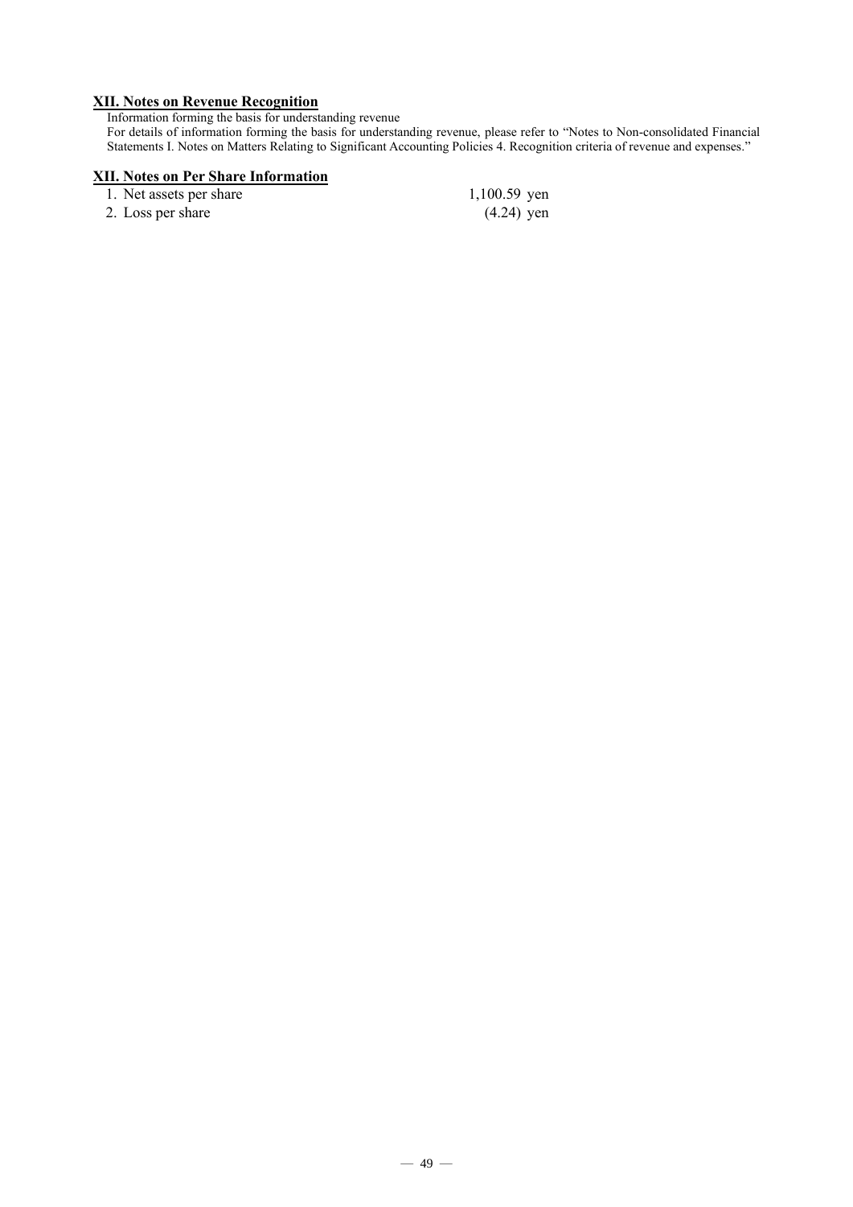## XII. Notes on Revenue Recognition

Information forming the basis for understanding revenue

For details of information forming the basis for understanding revenue, please refer to "Notes to Non-consolidated Financial Statements I. Notes on Matters Relating to Significant Accounting Policies 4. Recognition criteria of revenue and expenses."

## XII. Notes on Per Share Information

| | |
|---|---|
| 1. Net assets per share | 1,100.59 yen |
| 2. Loss per share | (4.24) yen |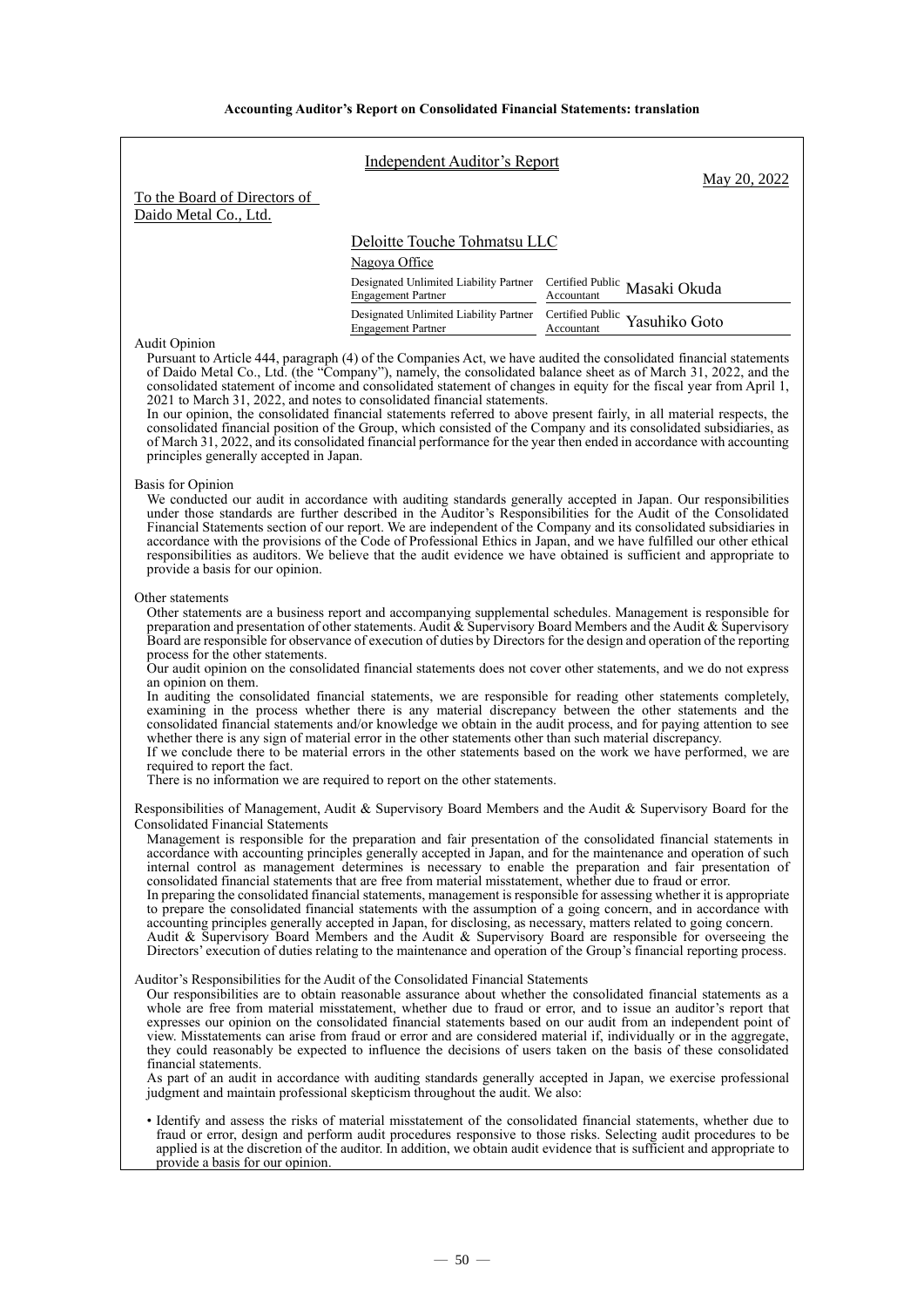**Accounting Auditor's Report on Consolidated Financial Statements: translation**

# Independent Auditor's Report

May 20, 2022

To the Board of Directors of
Daido Metal Co., Ltd.

Deloitte Touche Tohmatsu LLC
Nagoya Office

| | | |
|---|---|---|
| Designated Unlimited Liability Partner Engagement Partner | Certified Public Accountant | Masaki Okuda |
| Designated Unlimited Liability Partner Engagement Partner | Certified Public Accountant | Yasuhiko Goto |

Audit Opinion

Pursuant to Article 444, paragraph (4) of the Companies Act, we have audited the consolidated financial statements of Daido Metal Co., Ltd. (the "Company"), namely, the consolidated balance sheet as of March 31, 2022, and the consolidated statement of income and consolidated statement of changes in equity for the fiscal year from April 1, 2021 to March 31, 2022, and notes to consolidated financial statements.

In our opinion, the consolidated financial statements referred to above present fairly, in all material respects, the consolidated financial position of the Group, which consisted of the Company and its consolidated subsidiaries, as of March 31, 2022, and its consolidated financial performance for the year then ended in accordance with accounting principles generally accepted in Japan.

Basis for Opinion

We conducted our audit in accordance with auditing standards generally accepted in Japan. Our responsibilities under those standards are further described in the Auditor's Responsibilities for the Audit of the Consolidated Financial Statements section of our report. We are independent of the Company and its consolidated subsidiaries in accordance with the provisions of the Code of Professional Ethics in Japan, and we have fulfilled our other ethical responsibilities as auditors. We believe that the audit evidence we have obtained is sufficient and appropriate to provide a basis for our opinion.

Other statements

Other statements are a business report and accompanying supplemental schedules. Management is responsible for preparation and presentation of other statements. Audit & Supervisory Board Members and the Audit & Supervisory Board are responsible for observance of execution of duties by Directors for the design and operation of the reporting process for the other statements.

Our audit opinion on the consolidated financial statements does not cover other statements, and we do not express an opinion on them.

In auditing the consolidated financial statements, we are responsible for reading other statements completely, examining in the process whether there is any material discrepancy between the other statements and the consolidated financial statements and/or knowledge we obtain in the audit process, and for paying attention to see whether there is any sign of material error in the other statements other than such material discrepancy.

If we conclude there to be material errors in the other statements based on the work we have performed, we are required to report the fact.

There is no information we are required to report on the other statements.

Responsibilities of Management, Audit & Supervisory Board Members and the Audit & Supervisory Board for the Consolidated Financial Statements

Management is responsible for the preparation and fair presentation of the consolidated financial statements in accordance with accounting principles generally accepted in Japan, and for the maintenance and operation of such internal control as management determines is necessary to enable the preparation and fair presentation of consolidated financial statements that are free from material misstatement, whether due to fraud or error.

In preparing the consolidated financial statements, management is responsible for assessing whether it is appropriate to prepare the consolidated financial statements with the assumption of a going concern, and in accordance with accounting principles generally accepted in Japan, for disclosing, as necessary, matters related to going concern.

Audit & Supervisory Board Members and the Audit & Supervisory Board are responsible for overseeing the Directors' execution of duties relating to the maintenance and operation of the Group's financial reporting process.

Auditor's Responsibilities for the Audit of the Consolidated Financial Statements

Our responsibilities are to obtain reasonable assurance about whether the consolidated financial statements as a whole are free from material misstatement, whether due to fraud or error, and to issue an auditor's report that expresses our opinion on the consolidated financial statements based on our audit from an independent point of view. Misstatements can arise from fraud or error and are considered material if, individually or in the aggregate, they could reasonably be expected to influence the decisions of users taken on the basis of these consolidated financial statements.

As part of an audit in accordance with auditing standards generally accepted in Japan, we exercise professional judgment and maintain professional skepticism throughout the audit. We also:

- Identify and assess the risks of material misstatement of the consolidated financial statements, whether due to fraud or error, design and perform audit procedures responsive to those risks. Selecting audit procedures to be applied is at the discretion of the auditor. In addition, we obtain audit evidence that is sufficient and appropriate to provide a basis for our opinion.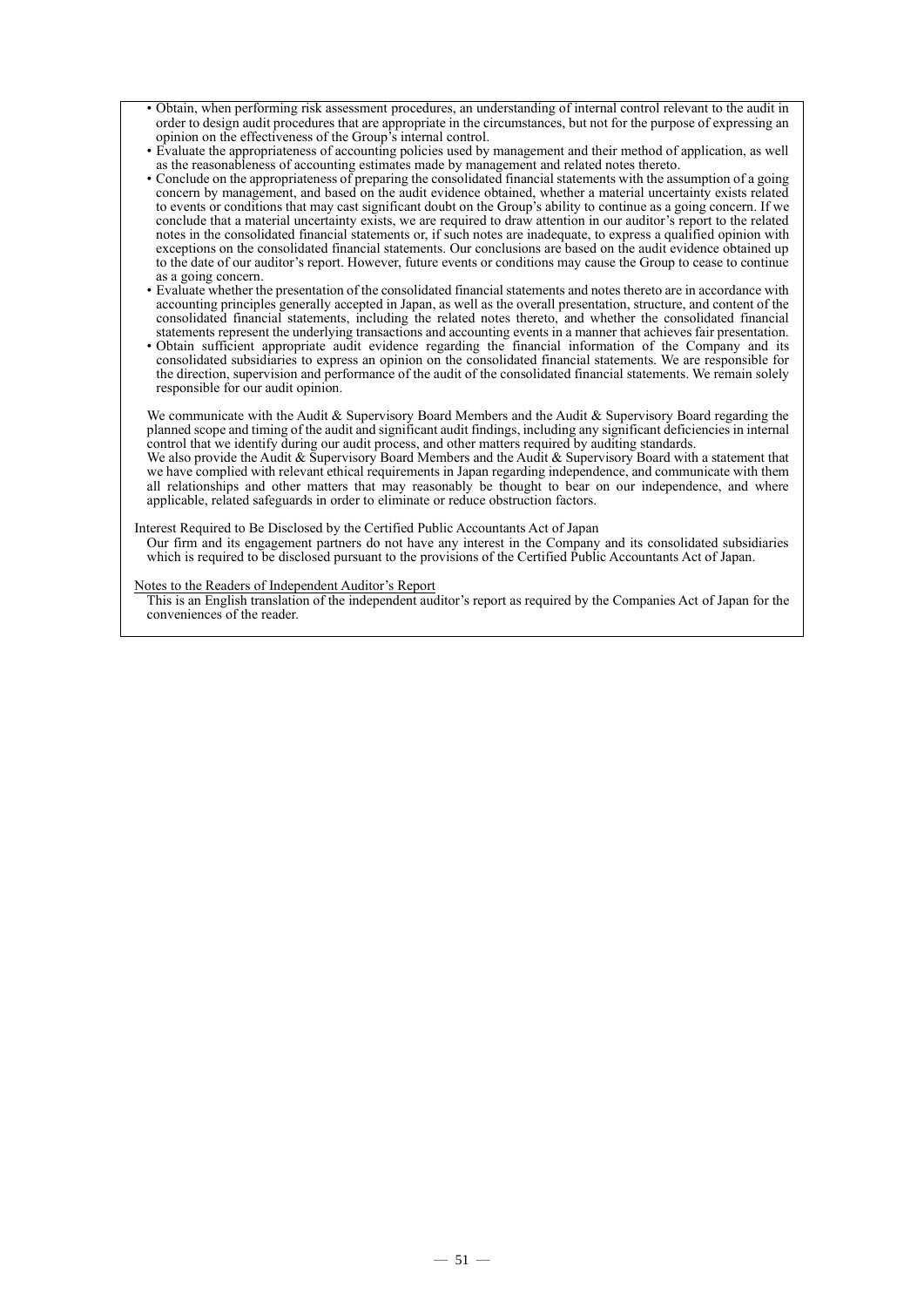- Obtain, when performing risk assessment procedures, an understanding of internal control relevant to the audit in order to design audit procedures that are appropriate in the circumstances, but not for the purpose of expressing an opinion on the effectiveness of the Group's internal control.
- Evaluate the appropriateness of accounting policies used by management and their method of application, as well as the reasonableness of accounting estimates made by management and related notes thereto.
- Conclude on the appropriateness of preparing the consolidated financial statements with the assumption of a going concern by management, and based on the audit evidence obtained, whether a material uncertainty exists related to events or conditions that may cast significant doubt on the Group's ability to continue as a going concern. If we conclude that a material uncertainty exists, we are required to draw attention in our auditor's report to the related notes in the consolidated financial statements or, if such notes are inadequate, to express a qualified opinion with exceptions on the consolidated financial statements. Our conclusions are based on the audit evidence obtained up to the date of our auditor's report. However, future events or conditions may cause the Group to cease to continue as a going concern.
- Evaluate whether the presentation of the consolidated financial statements and notes thereto are in accordance with accounting principles generally accepted in Japan, as well as the overall presentation, structure, and content of the consolidated financial statements, including the related notes thereto, and whether the consolidated financial statements represent the underlying transactions and accounting events in a manner that achieves fair presentation.
- Obtain sufficient appropriate audit evidence regarding the financial information of the Company and its consolidated subsidiaries to express an opinion on the consolidated financial statements. We are responsible for the direction, supervision and performance of the audit of the consolidated financial statements. We remain solely responsible for our audit opinion.

We communicate with the Audit & Supervisory Board Members and the Audit & Supervisory Board regarding the planned scope and timing of the audit and significant audit findings, including any significant deficiencies in internal control that we identify during our audit process, and other matters required by auditing standards.
We also provide the Audit & Supervisory Board Members and the Audit & Supervisory Board with a statement that we have complied with relevant ethical requirements in Japan regarding independence, and communicate with them all relationships and other matters that may reasonably be thought to bear on our independence, and where applicable, related safeguards in order to eliminate or reduce obstruction factors.

Interest Required to Be Disclosed by the Certified Public Accountants Act of Japan

Our firm and its engagement partners do not have any interest in the Company and its consolidated subsidiaries which is required to be disclosed pursuant to the provisions of the Certified Public Accountants Act of Japan.

Notes to the Readers of Independent Auditor's Report

This is an English translation of the independent auditor's report as required by the Companies Act of Japan for the conveniences of the reader.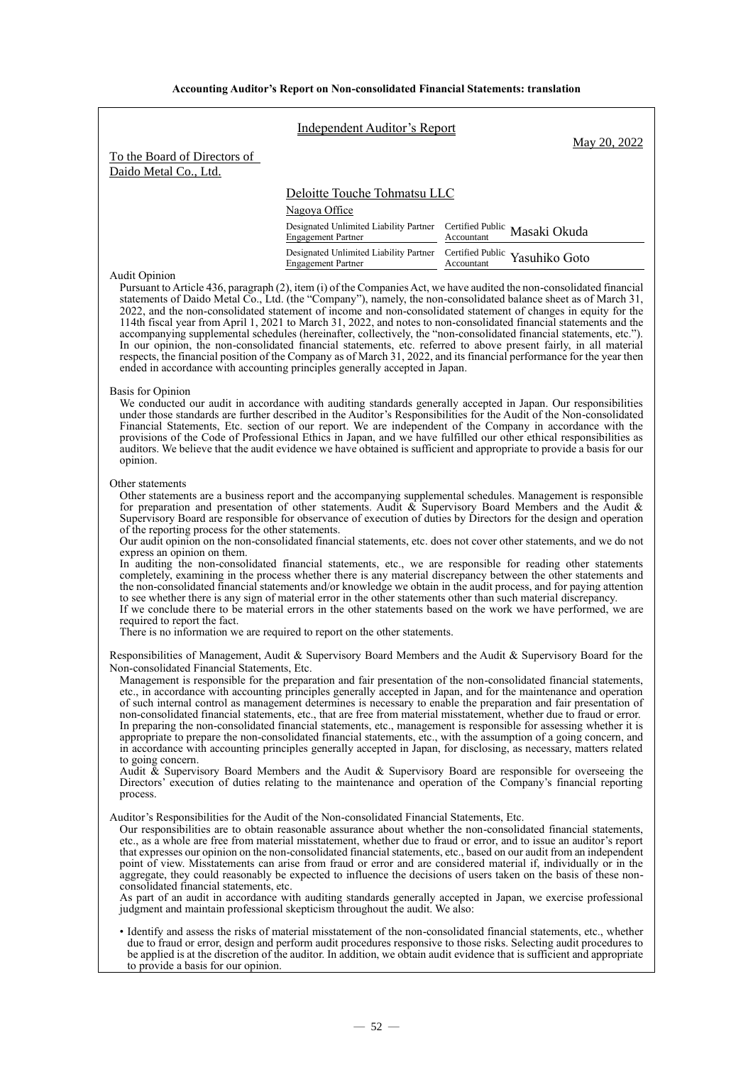**Accounting Auditor's Report on Non-consolidated Financial Statements: translation**

Independent Auditor's Report

May 20, 2022

To the Board of Directors of
Daido Metal Co., Ltd.

Deloitte Touche Tohmatsu LLC

Nagoya Office

| | | |
|---|---|---|
| Designated Unlimited Liability Partner Engagement Partner | Certified Public Accountant | Masaki Okuda |
| Designated Unlimited Liability Partner Engagement Partner | Certified Public Accountant | Yasuhiko Goto |

Audit Opinion

Pursuant to Article 436, paragraph (2), item (i) of the Companies Act, we have audited the non-consolidated financial statements of Daido Metal Co., Ltd. (the "Company"), namely, the non-consolidated balance sheet as of March 31, 2022, and the non-consolidated statement of income and non-consolidated statement of changes in equity for the 114th fiscal year from April 1, 2021 to March 31, 2022, and notes to non-consolidated financial statements and the accompanying supplemental schedules (hereinafter, collectively, the "non-consolidated financial statements, etc."). In our opinion, the non-consolidated financial statements, etc. referred to above present fairly, in all material respects, the financial position of the Company as of March 31, 2022, and its financial performance for the year then ended in accordance with accounting principles generally accepted in Japan.

Basis for Opinion

We conducted our audit in accordance with auditing standards generally accepted in Japan. Our responsibilities under those standards are further described in the Auditor's Responsibilities for the Audit of the Non-consolidated Financial Statements, Etc. section of our report. We are independent of the Company in accordance with the provisions of the Code of Professional Ethics in Japan, and we have fulfilled our other ethical responsibilities as auditors. We believe that the audit evidence we have obtained is sufficient and appropriate to provide a basis for our opinion.

Other statements

Other statements are a business report and the accompanying supplemental schedules. Management is responsible for preparation and presentation of other statements. Audit & Supervisory Board Members and the Audit & Supervisory Board are responsible for observance of execution of duties by Directors for the design and operation of the reporting process for the other statements.

Our audit opinion on the non-consolidated financial statements, etc. does not cover other statements, and we do not express an opinion on them.

In auditing the non-consolidated financial statements, etc., we are responsible for reading other statements completely, examining in the process whether there is any material discrepancy between the other statements and the non-consolidated financial statements and/or knowledge we obtain in the audit process, and for paying attention to see whether there is any sign of material error in the other statements other than such material discrepancy.

If we conclude there to be material errors in the other statements based on the work we have performed, we are required to report the fact.

There is no information we are required to report on the other statements.

Responsibilities of Management, Audit & Supervisory Board Members and the Audit & Supervisory Board for the Non-consolidated Financial Statements, Etc.

Management is responsible for the preparation and fair presentation of the non-consolidated financial statements, etc., in accordance with accounting principles generally accepted in Japan, and for the maintenance and operation of such internal control as management determines is necessary to enable the preparation and fair presentation of non-consolidated financial statements, etc., that are free from material misstatement, whether due to fraud or error.

In preparing the non-consolidated financial statements, etc., management is responsible for assessing whether it is appropriate to prepare the non-consolidated financial statements, etc., with the assumption of a going concern, and in accordance with accounting principles generally accepted in Japan, for disclosing, as necessary, matters related to going concern.

Audit & Supervisory Board Members and the Audit & Supervisory Board are responsible for overseeing the Directors' execution of duties relating to the maintenance and operation of the Company's financial reporting process.

Auditor's Responsibilities for the Audit of the Non-consolidated Financial Statements, Etc.

Our responsibilities are to obtain reasonable assurance about whether the non-consolidated financial statements, etc., as a whole are free from material misstatement, whether due to fraud or error, and to issue an auditor's report that expresses our opinion on the non-consolidated financial statements, etc., based on our audit from an independent point of view. Misstatements can arise from fraud or error and are considered material if, individually or in the aggregate, they could reasonably be expected to influence the decisions of users taken on the basis of these non-consolidated financial statements, etc.

As part of an audit in accordance with auditing standards generally accepted in Japan, we exercise professional judgment and maintain professional skepticism throughout the audit. We also:

- Identify and assess the risks of material misstatement of the non-consolidated financial statements, etc., whether due to fraud or error, design and perform audit procedures responsive to those risks. Selecting audit procedures to be applied is at the discretion of the auditor. In addition, we obtain audit evidence that is sufficient and appropriate to provide a basis for our opinion.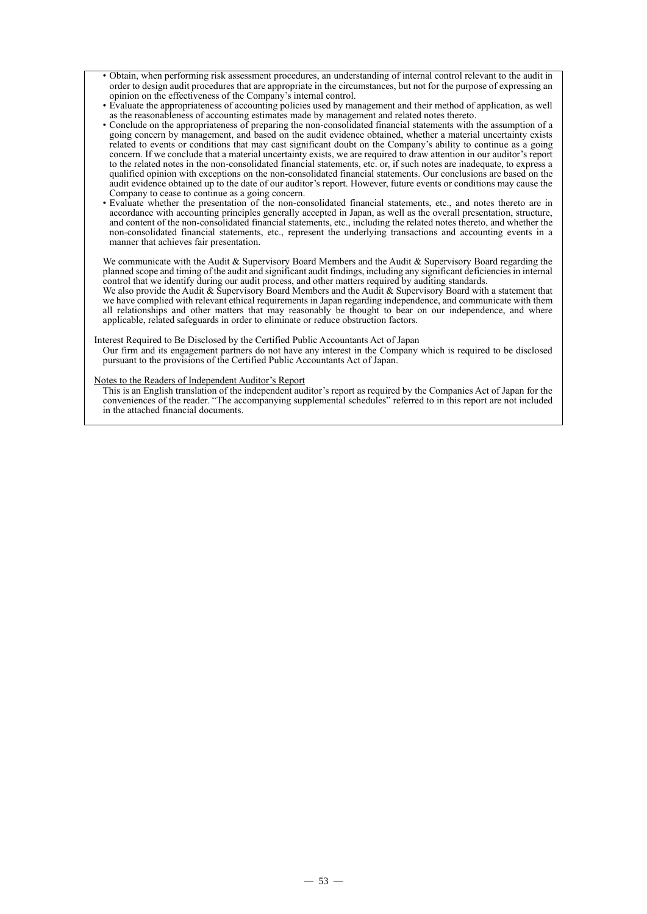- Obtain, when performing risk assessment procedures, an understanding of internal control relevant to the audit in order to design audit procedures that are appropriate in the circumstances, but not for the purpose of expressing an opinion on the effectiveness of the Company's internal control.
- Evaluate the appropriateness of accounting policies used by management and their method of application, as well as the reasonableness of accounting estimates made by management and related notes thereto.
- Conclude on the appropriateness of preparing the non-consolidated financial statements with the assumption of a going concern by management, and based on the audit evidence obtained, whether a material uncertainty exists related to events or conditions that may cast significant doubt on the Company's ability to continue as a going concern. If we conclude that a material uncertainty exists, we are required to draw attention in our auditor's report to the related notes in the non-consolidated financial statements, etc. or, if such notes are inadequate, to express a qualified opinion with exceptions on the non-consolidated financial statements. Our conclusions are based on the audit evidence obtained up to the date of our auditor's report. However, future events or conditions may cause the Company to cease to continue as a going concern.
- Evaluate whether the presentation of the non-consolidated financial statements, etc., and notes thereto are in accordance with accounting principles generally accepted in Japan, as well as the overall presentation, structure, and content of the non-consolidated financial statements, etc., including the related notes thereto, and whether the non-consolidated financial statements, etc., represent the underlying transactions and accounting events in a manner that achieves fair presentation.

We communicate with the Audit & Supervisory Board Members and the Audit & Supervisory Board regarding the planned scope and timing of the audit and significant audit findings, including any significant deficiencies in internal control that we identify during our audit process, and other matters required by auditing standards.
We also provide the Audit & Supervisory Board Members and the Audit & Supervisory Board with a statement that we have complied with relevant ethical requirements in Japan regarding independence, and communicate with them all relationships and other matters that may reasonably be thought to bear on our independence, and where applicable, related safeguards in order to eliminate or reduce obstruction factors.

Interest Required to Be Disclosed by the Certified Public Accountants Act of Japan

Our firm and its engagement partners do not have any interest in the Company which is required to be disclosed pursuant to the provisions of the Certified Public Accountants Act of Japan.

Notes to the Readers of Independent Auditor's Report

This is an English translation of the independent auditor's report as required by the Companies Act of Japan for the conveniences of the reader. "The accompanying supplemental schedules" referred to in this report are not included in the attached financial documents.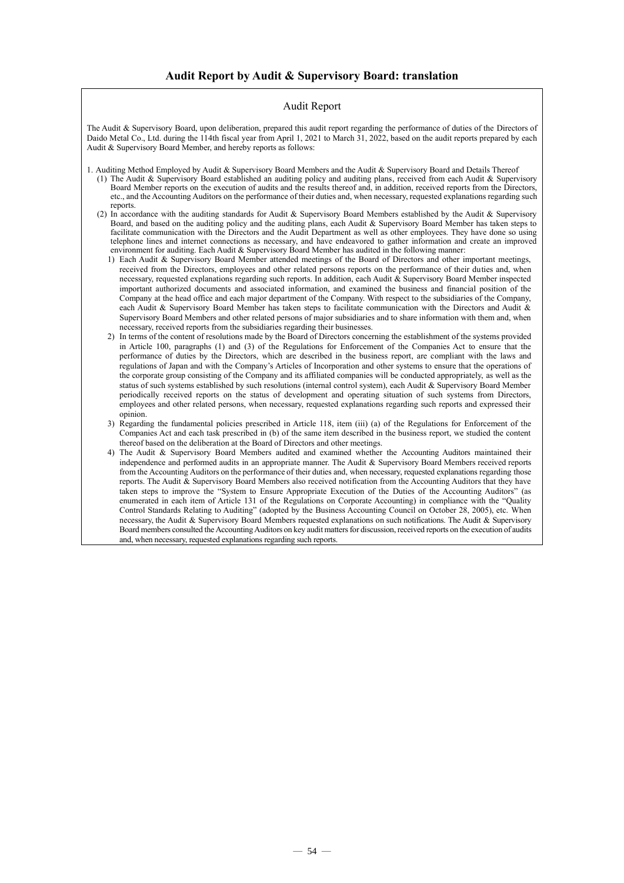## Audit Report by Audit & Supervisory Board: translation

### Audit Report

The Audit & Supervisory Board, upon deliberation, prepared this audit report regarding the performance of duties of the Directors of Daido Metal Co., Ltd. during the 114th fiscal year from April 1, 2021 to March 31, 2022, based on the audit reports prepared by each Audit & Supervisory Board Member, and hereby reports as follows:

1. Auditing Method Employed by Audit & Supervisory Board Members and the Audit & Supervisory Board and Details Thereof
   (1) The Audit & Supervisory Board established an auditing policy and auditing plans, received from each Audit & Supervisory Board Member reports on the execution of audits and the results thereof and, in addition, received reports from the Directors, etc., and the Accounting Auditors on the performance of their duties and, when necessary, requested explanations regarding such reports.
   (2) In accordance with the auditing standards for Audit & Supervisory Board Members established by the Audit & Supervisory Board, and based on the auditing policy and the auditing plans, each Audit & Supervisory Board Member has taken steps to facilitate communication with the Directors and the Audit Department as well as other employees. They have done so using telephone lines and internet connections as necessary, and have endeavored to gather information and create an improved environment for auditing. Each Audit & Supervisory Board Member has audited in the following manner:
      1) Each Audit & Supervisory Board Member attended meetings of the Board of Directors and other important meetings, received from the Directors, employees and other related persons reports on the performance of their duties and, when necessary, requested explanations regarding such reports. In addition, each Audit & Supervisory Board Member inspected important authorized documents and associated information, and examined the business and financial position of the Company at the head office and each major department of the Company. With respect to the subsidiaries of the Company, each Audit & Supervisory Board Member has taken steps to facilitate communication with the Directors and Audit & Supervisory Board Members and other related persons of major subsidiaries and to share information with them and, when necessary, received reports from the subsidiaries regarding their businesses.
      2) In terms of the content of resolutions made by the Board of Directors concerning the establishment of the systems provided in Article 100, paragraphs (1) and (3) of the Regulations for Enforcement of the Companies Act to ensure that the performance of duties by the Directors, which are described in the business report, are compliant with the laws and regulations of Japan and with the Company's Articles of Incorporation and other systems to ensure that the operations of the corporate group consisting of the Company and its affiliated companies will be conducted appropriately, as well as the status of such systems established by such resolutions (internal control system), each Audit & Supervisory Board Member periodically received reports on the status of development and operating situation of such systems from Directors, employees and other related persons, when necessary, requested explanations regarding such reports and expressed their opinion.
      3) Regarding the fundamental policies prescribed in Article 118, item (iii) (a) of the Regulations for Enforcement of the Companies Act and each task prescribed in (b) of the same item described in the business report, we studied the content thereof based on the deliberation at the Board of Directors and other meetings.
      4) The Audit & Supervisory Board Members audited and examined whether the Accounting Auditors maintained their independence and performed audits in an appropriate manner. The Audit & Supervisory Board Members received reports from the Accounting Auditors on the performance of their duties and, when necessary, requested explanations regarding those reports. The Audit & Supervisory Board Members also received notification from the Accounting Auditors that they have taken steps to improve the "System to Ensure Appropriate Execution of the Duties of the Accounting Auditors" (as enumerated in each item of Article 131 of the Regulations on Corporate Accounting) in compliance with the "Quality Control Standards Relating to Auditing" (adopted by the Business Accounting Council on October 28, 2005), etc. When necessary, the Audit & Supervisory Board Members requested explanations on such notifications. The Audit & Supervisory Board members consulted the Accounting Auditors on key audit matters for discussion, received reports on the execution of audits and, when necessary, requested explanations regarding such reports.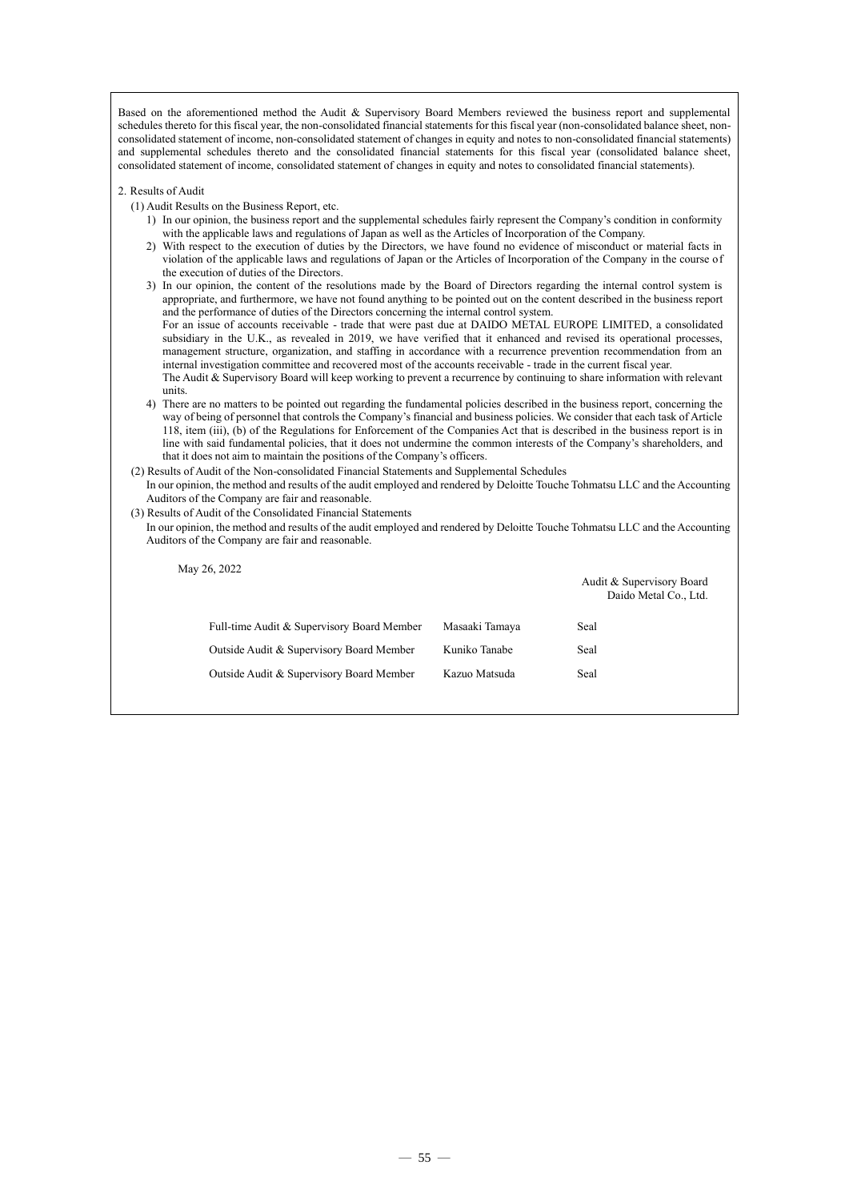Based on the aforementioned method the Audit & Supervisory Board Members reviewed the business report and supplemental schedules thereto for this fiscal year, the non-consolidated financial statements for this fiscal year (non-consolidated balance sheet, non-consolidated statement of income, non-consolidated statement of changes in equity and notes to non-consolidated financial statements) and supplemental schedules thereto and the consolidated financial statements for this fiscal year (consolidated balance sheet, consolidated statement of income, consolidated statement of changes in equity and notes to consolidated financial statements).

2. Results of Audit

(1) Audit Results on the Business Report, etc.

1) In our opinion, the business report and the supplemental schedules fairly represent the Company's condition in conformity with the applicable laws and regulations of Japan as well as the Articles of Incorporation of the Company.

2) With respect to the execution of duties by the Directors, we have found no evidence of misconduct or material facts in violation of the applicable laws and regulations of Japan or the Articles of Incorporation of the Company in the course of the execution of duties of the Directors.

3) In our opinion, the content of the resolutions made by the Board of Directors regarding the internal control system is appropriate, and furthermore, we have not found anything to be pointed out on the content described in the business report and the performance of duties of the Directors concerning the internal control system.
For an issue of accounts receivable - trade that were past due at DAIDO METAL EUROPE LIMITED, a consolidated subsidiary in the U.K., as revealed in 2019, we have verified that it enhanced and revised its operational processes, management structure, organization, and staffing in accordance with a recurrence prevention recommendation from an internal investigation committee and recovered most of the accounts receivable - trade in the current fiscal year.
The Audit & Supervisory Board will keep working to prevent a recurrence by continuing to share information with relevant units.

4) There are no matters to be pointed out regarding the fundamental policies described in the business report, concerning the way of being of personnel that controls the Company's financial and business policies. We consider that each task of Article 118, item (iii), (b) of the Regulations for Enforcement of the Companies Act that is described in the business report is in line with said fundamental policies, that it does not undermine the common interests of the Company's shareholders, and that it does not aim to maintain the positions of the Company's officers.

(2) Results of Audit of the Non-consolidated Financial Statements and Supplemental Schedules

In our opinion, the method and results of the audit employed and rendered by Deloitte Touche Tohmatsu LLC and the Accounting Auditors of the Company are fair and reasonable.

(3) Results of Audit of the Consolidated Financial Statements

In our opinion, the method and results of the audit employed and rendered by Deloitte Touche Tohmatsu LLC and the Accounting Auditors of the Company are fair and reasonable.

May 26, 2022

Audit & Supervisory Board
Daido Metal Co., Ltd.

| | | |
|---|---|---|
| Full-time Audit & Supervisory Board Member | Masaaki Tamaya | Seal |
| Outside Audit & Supervisory Board Member | Kuniko Tanabe | Seal |
| Outside Audit & Supervisory Board Member | Kazuo Matsuda | Seal |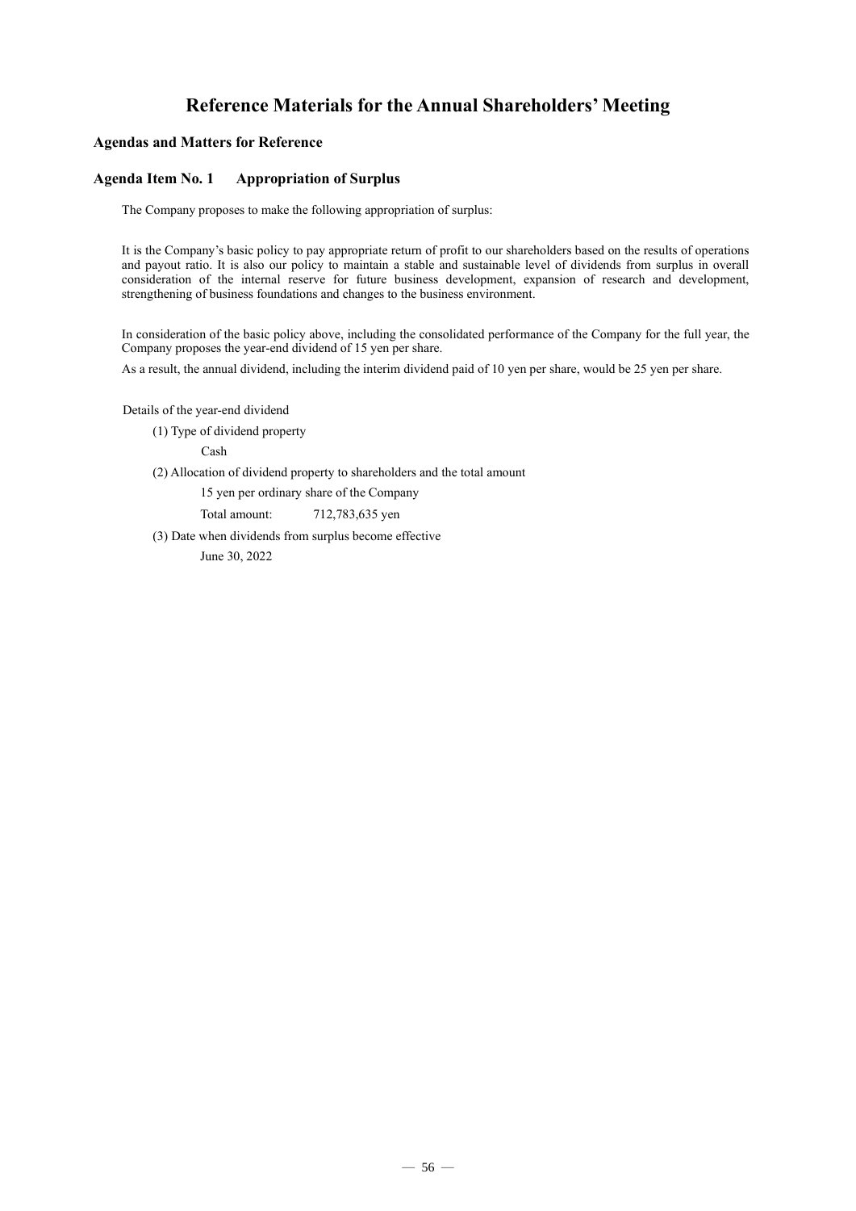# Reference Materials for the Annual Shareholders' Meeting

### Agendas and Matters for Reference

### Agenda Item No. 1 Appropriation of Surplus

The Company proposes to make the following appropriation of surplus:

It is the Company's basic policy to pay appropriate return of profit to our shareholders based on the results of operations and payout ratio. It is also our policy to maintain a stable and sustainable level of dividends from surplus in overall consideration of the internal reserve for future business development, expansion of research and development, strengthening of business foundations and changes to the business environment.

In consideration of the basic policy above, including the consolidated performance of the Company for the full year, the Company proposes the year-end dividend of 15 yen per share.

As a result, the annual dividend, including the interim dividend paid of 10 yen per share, would be 25 yen per share.

Details of the year-end dividend

(1) Type of dividend property

Cash

(2) Allocation of dividend property to shareholders and the total amount

15 yen per ordinary share of the Company

Total amount: 712,783,635 yen

(3) Date when dividends from surplus become effective

June 30, 2022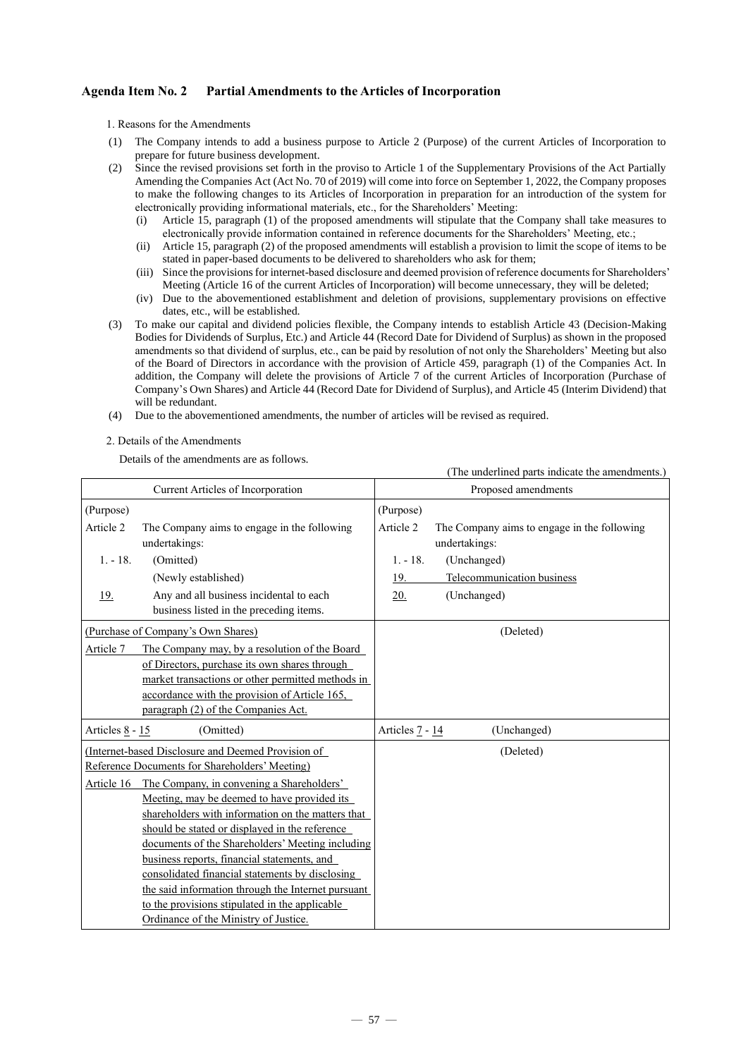### Agenda Item No. 2 Partial Amendments to the Articles of Incorporation

1. Reasons for the Amendments

(1) The Company intends to add a business purpose to Article 2 (Purpose) of the current Articles of Incorporation to prepare for future business development.

(2) Since the revised provisions set forth in the proviso to Article 1 of the Supplementary Provisions of the Act Partially Amending the Companies Act (Act No. 70 of 2019) will come into force on September 1, 2022, the Company proposes to make the following changes to its Articles of Incorporation in preparation for an introduction of the system for electronically providing informational materials, etc., for the Shareholders' Meeting:
   - (i) Article 15, paragraph (1) of the proposed amendments will stipulate that the Company shall take measures to electronically provide information contained in reference documents for the Shareholders' Meeting, etc.;
   - (ii) Article 15, paragraph (2) of the proposed amendments will establish a provision to limit the scope of items to be stated in paper-based documents to be delivered to shareholders who ask for them;
   - (iii) Since the provisions for internet-based disclosure and deemed provision of reference documents for Shareholders' Meeting (Article 16 of the current Articles of Incorporation) will become unnecessary, they will be deleted;
   - (iv) Due to the abovementioned establishment and deletion of provisions, supplementary provisions on effective dates, etc., will be established.

(3) To make our capital and dividend policies flexible, the Company intends to establish Article 43 (Decision-Making Bodies for Dividends of Surplus, Etc.) and Article 44 (Record Date for Dividend of Surplus) as shown in the proposed amendments so that dividend of surplus, etc., can be paid by resolution of not only the Shareholders' Meeting but also of the Board of Directors in accordance with the provision of Article 459, paragraph (1) of the Companies Act. In addition, the Company will delete the provisions of Article 7 of the current Articles of Incorporation (Purchase of Company's Own Shares) and Article 44 (Record Date for Dividend of Surplus), and Article 45 (Interim Dividend) that will be redundant.

(4) Due to the abovementioned amendments, the number of articles will be revised as required.

2. Details of the Amendments

Details of the amendments are as follows.

(The underlined parts indicate the amendments.)

| Current Articles of Incorporation | Proposed amendments |
|---|---|
| (Purpose)<br>Article 2 The Company aims to engage in the following undertakings:<br>1. - 18. (Omitted)<br>(Newly established)<br><u>19.</u> Any and all business incidental to each business listed in the preceding items. | (Purpose)<br>Article 2 The Company aims to engage in the following undertakings:<br>1. - 18. (Unchanged)<br><u>19. Telecommunication business</u><br><u>20.</u> (Unchanged) |
| <u>(Purchase of Company's Own Shares)</u><br><u>Article 7 The Company may, by a resolution of the Board of Directors, purchase its own shares through market transactions or other permitted methods in accordance with the provision of Article 165, paragraph (2) of the Companies Act.</u> | (Deleted) |
| Articles <u>8</u> - <u>15</u> (Omitted) | Articles <u>7</u> - <u>14</u> (Unchanged) |
| <u>(Internet-based Disclosure and Deemed Provision of Reference Documents for Shareholders' Meeting)</u><br><u>Article 16 The Company, in convening a Shareholders' Meeting, may be deemed to have provided its shareholders with information on the matters that should be stated or displayed in the reference documents of the Shareholders' Meeting including business reports, financial statements, and consolidated financial statements by disclosing the said information through the Internet pursuant to the provisions stipulated in the applicable Ordinance of the Ministry of Justice.</u> | (Deleted) |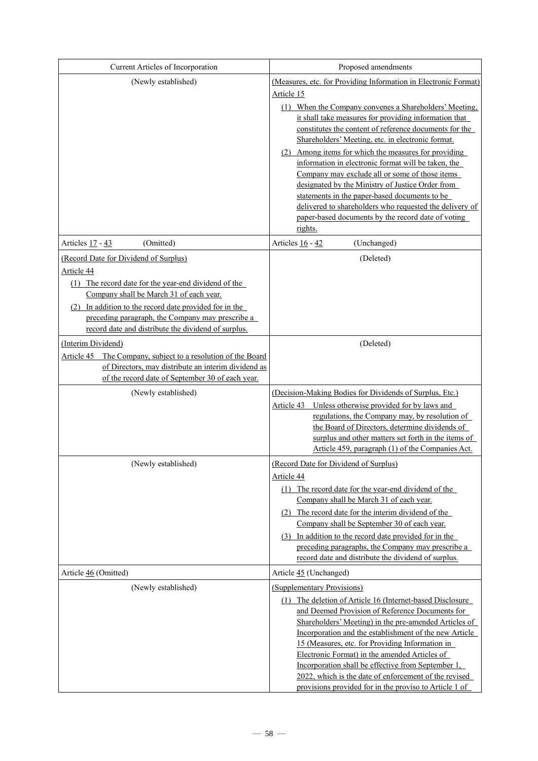| Current Articles of Incorporation | Proposed amendments |
|---|---|
| (Newly established) | (Measures, etc. for Providing Information in Electronic Format)<br>Article 15<br>(1) When the Company convenes a Shareholders' Meeting, it shall take measures for providing information that constitutes the content of reference documents for the Shareholders' Meeting, etc. in electronic format.<br>(2) Among items for which the measures for providing information in electronic format will be taken, the Company may exclude all or some of those items designated by the Ministry of Justice Order from statements in the paper-based documents to be delivered to shareholders who requested the delivery of paper-based documents by the record date of voting rights. |
| Articles 17 - 43 (Omitted) | Articles 16 - 42 (Unchanged) |
| (Record Date for Dividend of Surplus)<br>Article 44<br>(1) The record date for the year-end dividend of the Company shall be March 31 of each year.<br>(2) In addition to the record date provided for in the preceding paragraph, the Company may prescribe a record date and distribute the dividend of surplus. | (Deleted) |
| (Interim Dividend)<br>Article 45 The Company, subject to a resolution of the Board of Directors, may distribute an interim dividend as of the record date of September 30 of each year. | (Deleted) |
| (Newly established) | (Decision-Making Bodies for Dividends of Surplus, Etc.)<br>Article 43 Unless otherwise provided for by laws and regulations, the Company may, by resolution of the Board of Directors, determine dividends of surplus and other matters set forth in the items of Article 459, paragraph (1) of the Companies Act. |
| (Newly established) | (Record Date for Dividend of Surplus)<br>Article 44<br>(1) The record date for the year-end dividend of the Company shall be March 31 of each year.<br>(2) The record date for the interim dividend of the Company shall be September 30 of each year.<br>(3) In addition to the record date provided for in the preceding paragraphs, the Company may prescribe a record date and distribute the dividend of surplus. |
| Article 46 (Omitted) | Article 45 (Unchanged) |
| (Newly established) | (Supplementary Provisions)<br>(1) The deletion of Article 16 (Internet-based Disclosure and Deemed Provision of Reference Documents for Shareholders' Meeting) in the pre-amended Articles of Incorporation and the establishment of the new Article 15 (Measures, etc. for Providing Information in Electronic Format) in the amended Articles of Incorporation shall be effective from September 1, 2022, which is the date of enforcement of the revised provisions provided for in the proviso to Article 1 of |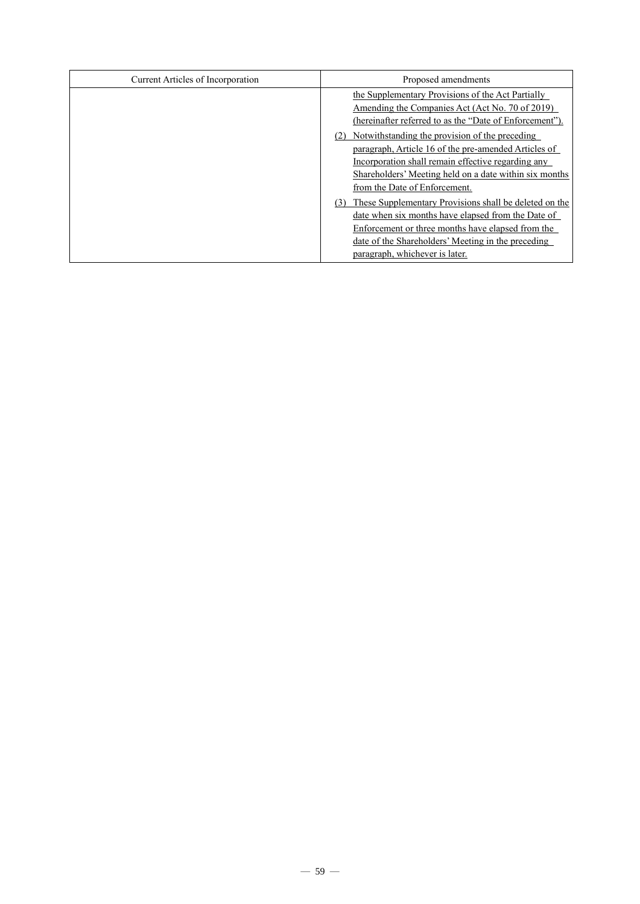| Current Articles of Incorporation | Proposed amendments |
|---|---|
| | <u>the Supplementary Provisions of the Act Partially Amending the Companies Act (Act No. 70 of 2019) (hereinafter referred to as the "Date of Enforcement").</u><br><u>(2) Notwithstanding the provision of the preceding paragraph, Article 16 of the pre-amended Articles of Incorporation shall remain effective regarding any Shareholders' Meeting held on a date within six months from the Date of Enforcement.</u><br><u>(3) These Supplementary Provisions shall be deleted on the date when six months have elapsed from the Date of Enforcement or three months have elapsed from the date of the Shareholders' Meeting in the preceding paragraph, whichever is later.</u> |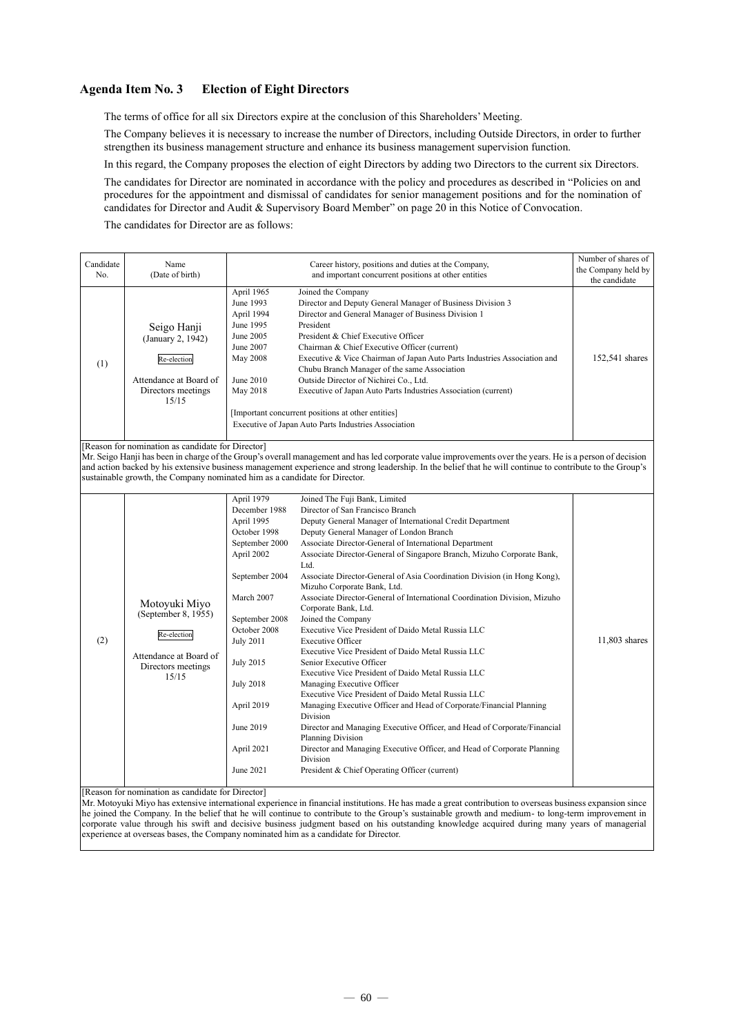## Agenda Item No. 3 Election of Eight Directors

The terms of office for all six Directors expire at the conclusion of this Shareholders' Meeting.

The Company believes it is necessary to increase the number of Directors, including Outside Directors, in order to further strengthen its business management structure and enhance its business management supervision function.

In this regard, the Company proposes the election of eight Directors by adding two Directors to the current six Directors.

The candidates for Director are nominated in accordance with the policy and procedures as described in "Policies on and procedures for the appointment and dismissal of candidates for senior management positions and for the nomination of candidates for Director and Audit & Supervisory Board Member" on page 20 in this Notice of Convocation.

The candidates for Director are as follows:

| Candidate No. | Name (Date of birth) | Career history, positions and duties at the Company, and important concurrent positions at other entities | Number of shares of the Company held by the candidate |
|---|---|---|---|
| (1) | Seigo Hanji (January 2, 1942)<br>Re-election<br>Attendance at Board of Directors meetings 15/15 | April 1965 Joined the Company<br>June 1993 Director and Deputy General Manager of Business Division 3<br>April 1994 Director and General Manager of Business Division 1<br>June 1995 President<br>June 2005 President & Chief Executive Officer<br>June 2007 Chairman & Chief Executive Officer (current)<br>May 2008 Executive & Vice Chairman of Japan Auto Parts Industries Association and Chubu Branch Manager of the same Association<br>June 2010 Outside Director of Nichirei Co., Ltd.<br>May 2018 Executive of Japan Auto Parts Industries Association (current)<br>[Important concurrent positions at other entities]<br>Executive of Japan Auto Parts Industries Association | 152,541 shares |
| [Reason for nomination as candidate for Director]<br>Mr. Seigo Hanji has been in charge of the Group's overall management and has led corporate value improvements over the years. He is a person of decision and action backed by his extensive business management experience and strong leadership. In the belief that he will continue to contribute to the Group's sustainable growth, the Company nominated him as a candidate for Director. | | | |
| (2) | Motoyuki Miyo (September 8, 1955)<br>Re-election<br>Attendance at Board of Directors meetings 15/15 | April 1979 Joined The Fuji Bank, Limited<br>December 1988 Director of San Francisco Branch<br>April 1995 Deputy General Manager of International Credit Department<br>October 1998 Deputy General Manager of London Branch<br>September 2000 Associate Director-General of International Department<br>April 2002 Associate Director-General of Singapore Branch, Mizuho Corporate Bank, Ltd.<br>September 2004 Associate Director-General of Asia Coordination Division (in Hong Kong), Mizuho Corporate Bank, Ltd.<br>March 2007 Associate Director-General of International Coordination Division, Mizuho Corporate Bank, Ltd.<br>September 2008 Joined the Company<br>October 2008 Executive Vice President of Daido Metal Russia LLC<br>July 2011 Executive Officer<br>Executive Vice President of Daido Metal Russia LLC<br>July 2015 Senior Executive Officer<br>Executive Vice President of Daido Metal Russia LLC<br>July 2018 Managing Executive Officer<br>Executive Vice President of Daido Metal Russia LLC<br>April 2019 Managing Executive Officer and Head of Corporate/Financial Planning Division<br>June 2019 Director and Managing Executive Officer, and Head of Corporate/Financial Planning Division<br>April 2021 Director and Managing Executive Officer, and Head of Corporate Planning Division<br>June 2021 President & Chief Operating Officer (current) | 11,803 shares |
| [Reason for nomination as candidate for Director]<br>Mr. Motoyuki Miyo has extensive international experience in financial institutions. He has made a great contribution to overseas business expansion since he joined the Company. In the belief that he will continue to contribute to the Group's sustainable growth and medium- to long-term improvement in corporate value through his swift and decisive business judgment based on his outstanding knowledge acquired during many years of managerial experience at overseas bases, the Company nominated him as a candidate for Director. | | | |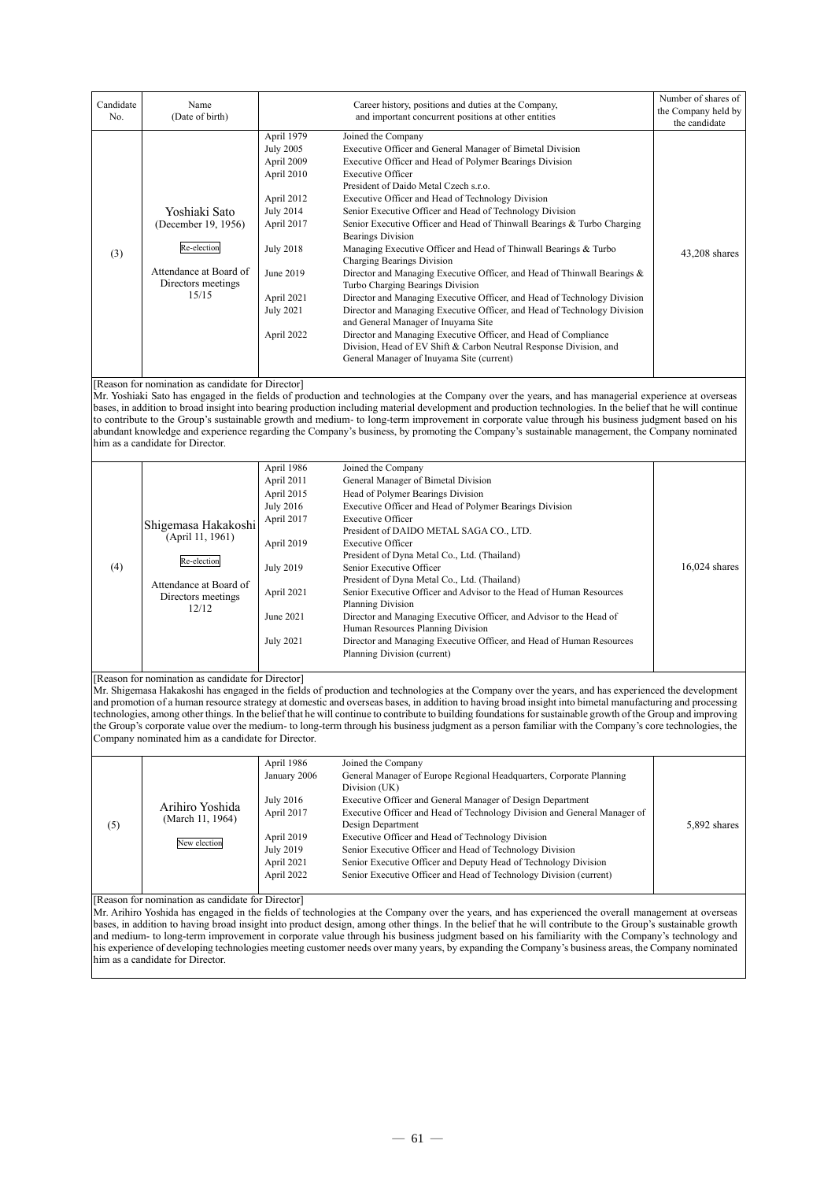| Candidate No. | Name (Date of birth) | Career history, positions and duties at the Company, and important concurrent positions at other entities | | Number of shares of the Company held by the candidate |
|---|---|---|---|---|
| (3) | Yoshiaki Sato (December 19, 1956) Re-election Attendance at Board of Directors meetings 15/15 | April 1979 | Joined the Company | 43,208 shares |
| | | July 2005 | Executive Officer and General Manager of Bimetal Division | |
| | | April 2009 | Executive Officer and Head of Polymer Bearings Division | |
| | | April 2010 | Executive Officer<br>President of Daido Metal Czech s.r.o. | |
| | | April 2012 | Executive Officer and Head of Technology Division | |
| | | July 2014 | Senior Executive Officer and Head of Technology Division | |
| | | April 2017 | Senior Executive Officer and Head of Thinwall Bearings & Turbo Charging Bearings Division | |
| | | July 2018 | Managing Executive Officer and Head of Thinwall Bearings & Turbo Charging Bearings Division | |
| | | June 2019 | Director and Managing Executive Officer, and Head of Thinwall Bearings & Turbo Charging Bearings Division | |
| | | April 2021 | Director and Managing Executive Officer, and Head of Technology Division | |
| | | July 2021 | Director and Managing Executive Officer, and Head of Technology Division and General Manager of Inuyama Site | |
| | | April 2022 | Director and Managing Executive Officer, and Head of Compliance Division, Head of EV Shift & Carbon Neutral Response Division, and General Manager of Inuyama Site (current) | |

[Reason for nomination as candidate for Director]
Mr. Yoshiaki Sato has engaged in the fields of production and technologies at the Company over the years, and has managerial experience at overseas bases, in addition to broad insight into bearing production including material development and production technologies. In the belief that he will continue to contribute to the Group's sustainable growth and medium- to long-term improvement in corporate value through his business judgment based on his abundant knowledge and experience regarding the Company's business, by promoting the Company's sustainable management, the Company nominated him as a candidate for Director.

| Candidate No. | Name (Date of birth) | Career history, positions and duties at the Company, and important concurrent positions at other entities | | Number of shares of the Company held by the candidate |
|---|---|---|---|---|
| (4) | Shigemasa Hakakoshi (April 11, 1961) Re-election Attendance at Board of Directors meetings 12/12 | April 1986 | Joined the Company | 16,024 shares |
| | | April 2011 | General Manager of Bimetal Division | |
| | | April 2015 | Head of Polymer Bearings Division | |
| | | July 2016 | Executive Officer and Head of Polymer Bearings Division | |
| | | April 2017 | Executive Officer<br>President of DAIDO METAL SAGA CO., LTD. | |
| | | April 2019 | Executive Officer<br>President of Dyna Metal Co., Ltd. (Thailand) | |
| | | July 2019 | Senior Executive Officer<br>President of Dyna Metal Co., Ltd. (Thailand) | |
| | | April 2021 | Senior Executive Officer and Advisor to the Head of Human Resources Planning Division | |
| | | June 2021 | Director and Managing Executive Officer, and Advisor to the Head of Human Resources Planning Division | |
| | | July 2021 | Director and Managing Executive Officer, and Head of Human Resources Planning Division (current) | |

[Reason for nomination as candidate for Director]
Mr. Shigemasa Hakakoshi has engaged in the fields of production and technologies at the Company over the years, and has experienced the development and promotion of a human resource strategy at domestic and overseas bases, in addition to having broad insight into bimetal manufacturing and processing technologies, among other things. In the belief that he will continue to contribute to building foundations for sustainable growth of the Group and improving the Group's corporate value over the medium- to long-term through his business judgment as a person familiar with the Company's core technologies, the Company nominated him as a candidate for Director.

| Candidate No. | Name (Date of birth) | Career history, positions and duties at the Company, and important concurrent positions at other entities | | Number of shares of the Company held by the candidate |
|---|---|---|---|---|
| (5) | Arihiro Yoshida (March 11, 1964) New election | April 1986 | Joined the Company | 5,892 shares |
| | | January 2006 | General Manager of Europe Regional Headquarters, Corporate Planning Division (UK) | |
| | | July 2016 | Executive Officer and General Manager of Design Department | |
| | | April 2017 | Executive Officer and Head of Technology Division and General Manager of Design Department | |
| | | April 2019 | Executive Officer and Head of Technology Division | |
| | | July 2019 | Senior Executive Officer and Head of Technology Division | |
| | | April 2021 | Senior Executive Officer and Deputy Head of Technology Division | |
| | | April 2022 | Senior Executive Officer and Head of Technology Division (current) | |

[Reason for nomination as candidate for Director]
Mr. Arihiro Yoshida has engaged in the fields of technologies at the Company over the years, and has experienced the overall management at overseas bases, in addition to having broad insight into product design, among other things. In the belief that he will contribute to the Group's sustainable growth and medium- to long-term improvement in corporate value through his business judgment based on his familiarity with the Company's technology and his experience of developing technologies meeting customer needs over many years, by expanding the Company's business areas, the Company nominated him as a candidate for Director.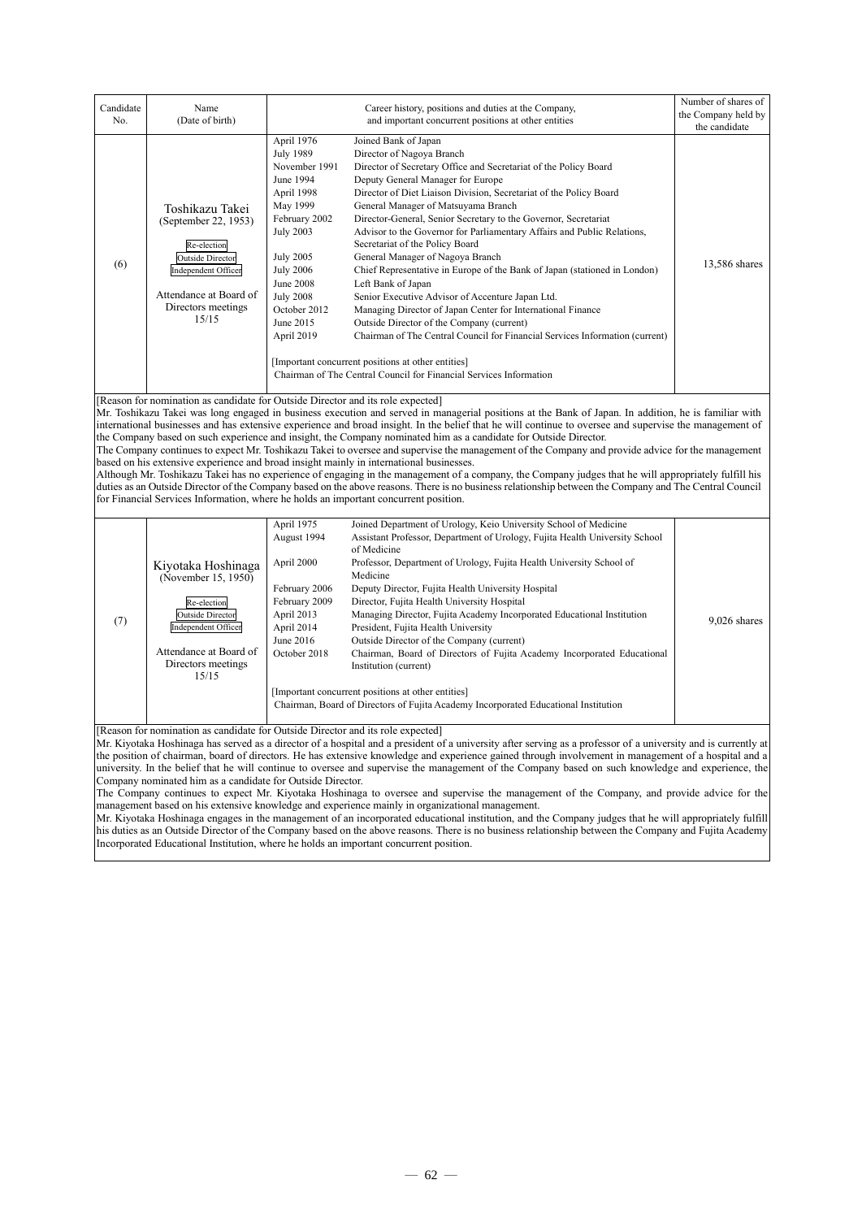| Candidate No. | Name (Date of birth) | Career history, positions and duties at the Company, and important concurrent positions at other entities | Number of shares of the Company held by the candidate |
|---|---|---|---|
| (6) | Toshikazu Takei (September 22, 1953)<br>Re-election<br>Outside Director<br>Independent Officer<br>Attendance at Board of Directors meetings 15/15 | April 1976 Joined Bank of Japan<br>July 1989 Director of Nagoya Branch<br>November 1991 Director of Secretary Office and Secretariat of the Policy Board<br>June 1994 Deputy General Manager for Europe<br>April 1998 Director of Diet Liaison Division, Secretariat of the Policy Board<br>May 1999 General Manager of Matsuyama Branch<br>February 2002 Director-General, Senior Secretary to the Governor, Secretariat<br>July 2003 Advisor to the Governor for Parliamentary Affairs and Public Relations, Secretariat of the Policy Board<br>July 2005 General Manager of Nagoya Branch<br>July 2006 Chief Representative in Europe of the Bank of Japan (stationed in London)<br>June 2008 Left Bank of Japan<br>July 2008 Senior Executive Advisor of Accenture Japan Ltd.<br>October 2012 Managing Director of Japan Center for International Finance<br>June 2015 Outside Director of the Company (current)<br>April 2019 Chairman of The Central Council for Financial Services Information (current)<br><br>[Important concurrent positions at other entities]<br>Chairman of The Central Council for Financial Services Information | 13,586 shares |

[Reason for nomination as candidate for Outside Director and its role expected]

Mr. Toshikazu Takei was long engaged in business execution and served in managerial positions at the Bank of Japan. In addition, he is familiar with international businesses and has extensive experience and broad insight. In the belief that he will continue to oversee and supervise the management of the Company based on such experience and insight, the Company nominated him as a candidate for Outside Director.

The Company continues to expect Mr. Toshikazu Takei to oversee and supervise the management of the Company and provide advice for the management based on his extensive experience and broad insight mainly in international businesses.

Although Mr. Toshikazu Takei has no experience of engaging in the management of a company, the Company judges that he will appropriately fulfill his duties as an Outside Director of the Company based on the above reasons. There is no business relationship between the Company and The Central Council for Financial Services Information, where he holds an important concurrent position.

| Candidate No. | Name (Date of birth) | Career history, positions and duties at the Company, and important concurrent positions at other entities | Number of shares of the Company held by the candidate |
|---|---|---|---|
| (7) | Kiyotaka Hoshinaga (November 15, 1950)<br>Re-election<br>Outside Director<br>Independent Officer<br>Attendance at Board of Directors meetings 15/15 | April 1975 Joined Department of Urology, Keio University School of Medicine<br>August 1994 Assistant Professor, Department of Urology, Fujita Health University School of Medicine<br>April 2000 Professor, Department of Urology, Fujita Health University School of Medicine<br>February 2006 Deputy Director, Fujita Health University Hospital<br>February 2009 Director, Fujita Health University Hospital<br>April 2013 Managing Director, Fujita Academy Incorporated Educational Institution<br>April 2014 President, Fujita Health University<br>June 2016 Outside Director of the Company (current)<br>October 2018 Chairman, Board of Directors of Fujita Academy Incorporated Educational Institution (current)<br><br>[Important concurrent positions at other entities]<br>Chairman, Board of Directors of Fujita Academy Incorporated Educational Institution | 9,026 shares |

[Reason for nomination as candidate for Outside Director and its role expected]

Mr. Kiyotaka Hoshinaga has served as a director of a hospital and a president of a university after serving as a professor of a university and is currently at the position of chairman, board of directors. He has extensive knowledge and experience gained through involvement in management of a hospital and a university. In the belief that he will continue to oversee and supervise the management of the Company based on such knowledge and experience, the Company nominated him as a candidate for Outside Director.

The Company continues to expect Mr. Kiyotaka Hoshinaga to oversee and supervise the management of the Company, and provide advice for the management based on his extensive knowledge and experience mainly in organizational management.

Mr. Kiyotaka Hoshinaga engages in the management of an incorporated educational institution, and the Company judges that he will appropriately fulfill his duties as an Outside Director of the Company based on the above reasons. There is no business relationship between the Company and Fujita Academy Incorporated Educational Institution, where he holds an important concurrent position.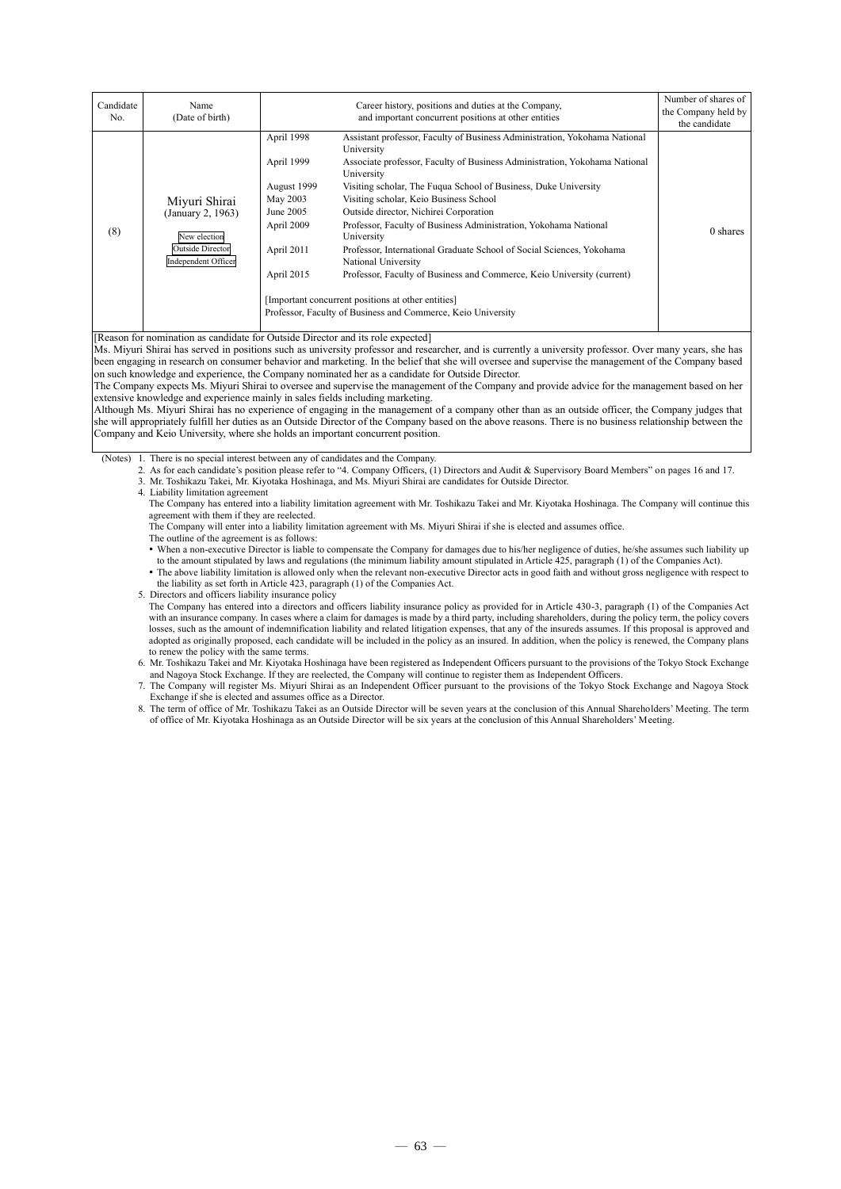| Candidate No. | Name (Date of birth) | Career history, positions and duties at the Company, and important concurrent positions at other entities | | Number of shares of the Company held by the candidate |
|---|---|---|---|---|
| (8) | Miyuri Shirai (January 2, 1963)<br>New election<br>Outside Director<br>Independent Officer | April 1998 | Assistant professor, Faculty of Business Administration, Yokohama National University | 0 shares |
| | | April 1999 | Associate professor, Faculty of Business Administration, Yokohama National University | |
| | | August 1999 | Visiting scholar, The Fuqua School of Business, Duke University | |
| | | May 2003 | Visiting scholar, Keio Business School | |
| | | June 2005 | Outside director, Nichirei Corporation | |
| | | April 2009 | Professor, Faculty of Business Administration, Yokohama National University | |
| | | April 2011 | Professor, International Graduate School of Social Sciences, Yokohama National University | |
| | | April 2015 | Professor, Faculty of Business and Commerce, Keio University (current) | |
| | | [Important concurrent positions at other entities]<br>Professor, Faculty of Business and Commerce, Keio University | | |

[Reason for nomination as candidate for Outside Director and its role expected]

Ms. Miyuri Shirai has served in positions such as university professor and researcher, and is currently a university professor. Over many years, she has been engaging in research on consumer behavior and marketing. In the belief that she will oversee and supervise the management of the Company based on such knowledge and experience, the Company nominated her as a candidate for Outside Director.

The Company expects Ms. Miyuri Shirai to oversee and supervise the management of the Company and provide advice for the management based on her extensive knowledge and experience mainly in sales fields including marketing.

Although Ms. Miyuri Shirai has no experience of engaging in the management of a company other than as an outside officer, the Company judges that she will appropriately fulfill her duties as an Outside Director of the Company based on the above reasons. There is no business relationship between the Company and Keio University, where she holds an important concurrent position.

(Notes)

1. There is no special interest between any of candidates and the Company.
2. As for each candidate's position please refer to "4. Company Officers, (1) Directors and Audit & Supervisory Board Members" on pages 16 and 17.
3. Mr. Toshikazu Takei, Mr. Kiyotaka Hoshinaga, and Ms. Miyuri Shirai are candidates for Outside Director.
4. Liability limitation agreement

   The Company has entered into a liability limitation agreement with Mr. Toshikazu Takei and Mr. Kiyotaka Hoshinaga. The Company will continue this agreement with them if they are reelected.

   The Company will enter into a liability limitation agreement with Ms. Miyuri Shirai if she is elected and assumes office.

   The outline of the agreement is as follows:

   - When a non-executive Director is liable to compensate the Company for damages due to his/her negligence of duties, he/she assumes such liability up to the amount stipulated by laws and regulations (the minimum liability amount stipulated in Article 425, paragraph (1) of the Companies Act).
   - The above liability limitation is allowed only when the relevant non-executive Director acts in good faith and without gross negligence with respect to the liability as set forth in Article 423, paragraph (1) of the Companies Act.
5. Directors and officers liability insurance policy

   The Company has entered into a directors and officers liability insurance policy as provided for in Article 430-3, paragraph (1) of the Companies Act with an insurance company. In cases where a claim for damages is made by a third party, including shareholders, during the policy term, the policy covers losses, such as the amount of indemnification liability and related litigation expenses, that any of the insureds assumes. If this proposal is approved and adopted as originally proposed, each candidate will be included in the policy as an insured. In addition, when the policy is renewed, the Company plans to renew the policy with the same terms.
6. Mr. Toshikazu Takei and Mr. Kiyotaka Hoshinaga have been registered as Independent Officers pursuant to the provisions of the Tokyo Stock Exchange and Nagoya Stock Exchange. If they are reelected, the Company will continue to register them as Independent Officers.
7. The Company will register Ms. Miyuri Shirai as an Independent Officer pursuant to the provisions of the Tokyo Stock Exchange and Nagoya Stock Exchange if she is elected and assumes office as a Director.
8. The term of office of Mr. Toshikazu Takei as an Outside Director will be seven years at the conclusion of this Annual Shareholders' Meeting. The term of office of Mr. Kiyotaka Hoshinaga as an Outside Director will be six years at the conclusion of this Annual Shareholders' Meeting.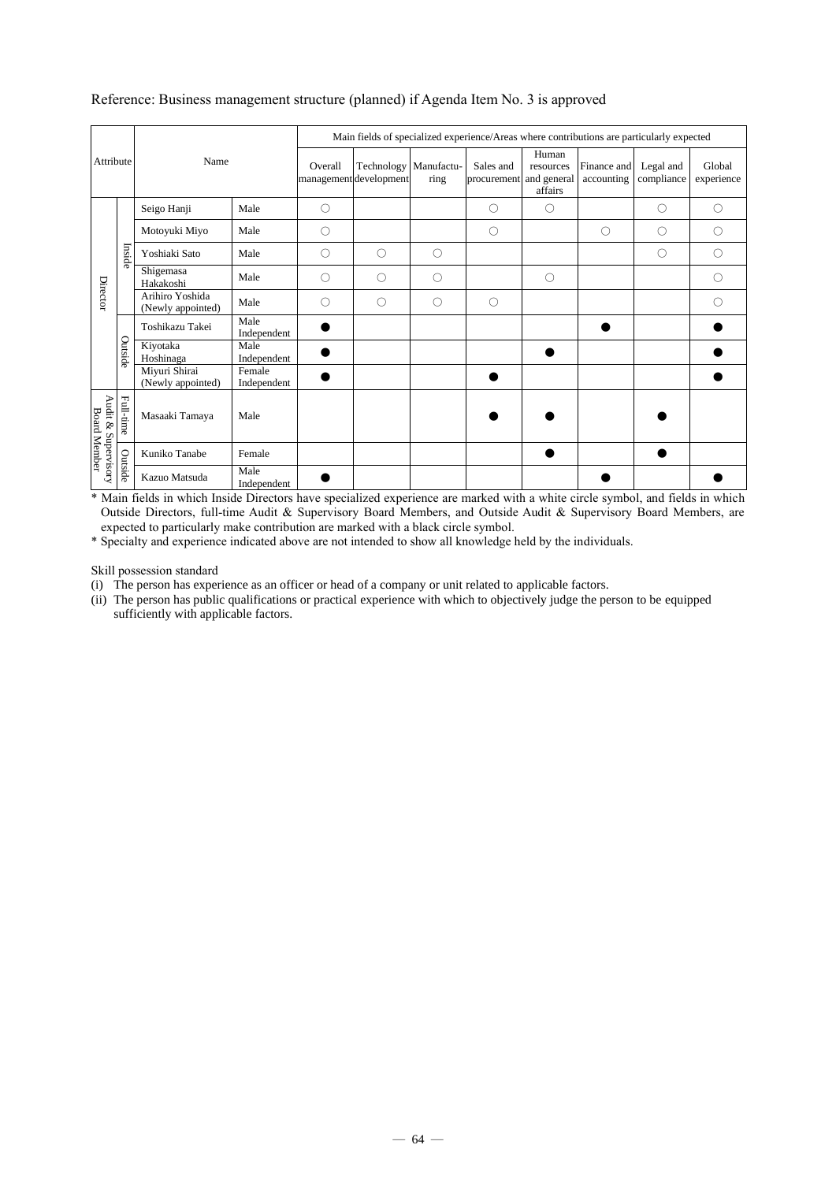Reference: Business management structure (planned) if Agenda Item No. 3 is approved

| Attribute | | Name | | Main fields of specialized experience/Areas where contributions are particularly expected | | | | | | | |
|---|---|---|---|---|---|---|---|---|---|---|---|
| | | | | Overall management | Technology development | Manufacturing | Sales and procurement | Human resources and general affairs | Finance and accounting | Legal and compliance | Global experience |
| Director | Inside | Seigo Hanji | Male | ○ | | | ○ | ○ | | ○ | ○ |
| | | Motoyuki Miyo | Male | ○ | | | ○ | | ○ | ○ | ○ |
| | | Yoshiaki Sato | Male | ○ | ○ | ○ | | | | ○ | ○ |
| | | Shigemasa Hakakoshi | Male | ○ | ○ | ○ | | ○ | | | ○ |
| | | Arihiro Yoshida (Newly appointed) | Male | ○ | ○ | ○ | ○ | | | | ○ |
| | Outside | Toshikazu Takei | Male Independent | ● | | | | | ● | | ● |
| | | Kiyotaka Hoshinaga | Male Independent | ● | | | | ● | | | ● |
| | | Miyuri Shirai (Newly appointed) | Female Independent | ● | | | ● | | | | ● |
| Audit & Supervisory Board Member | Full-time | Masaaki Tamaya | Male | | | | ● | ● | | ● | |
| | Outside | Kuniko Tanabe | Female | | | | | ● | | ● | |
| | | Kazuo Matsuda | Male Independent | ● | | | | | ● | | ● |

* Main fields in which Inside Directors have specialized experience are marked with a white circle symbol, and fields in which Outside Directors, full-time Audit & Supervisory Board Members, and Outside Audit & Supervisory Board Members, are expected to particularly make contribution are marked with a black circle symbol.
* Specialty and experience indicated above are not intended to show all knowledge held by the individuals.

Skill possession standard

(i) The person has experience as an officer or head of a company or unit related to applicable factors.
(ii) The person has public qualifications or practical experience with which to objectively judge the person to be equipped sufficiently with applicable factors.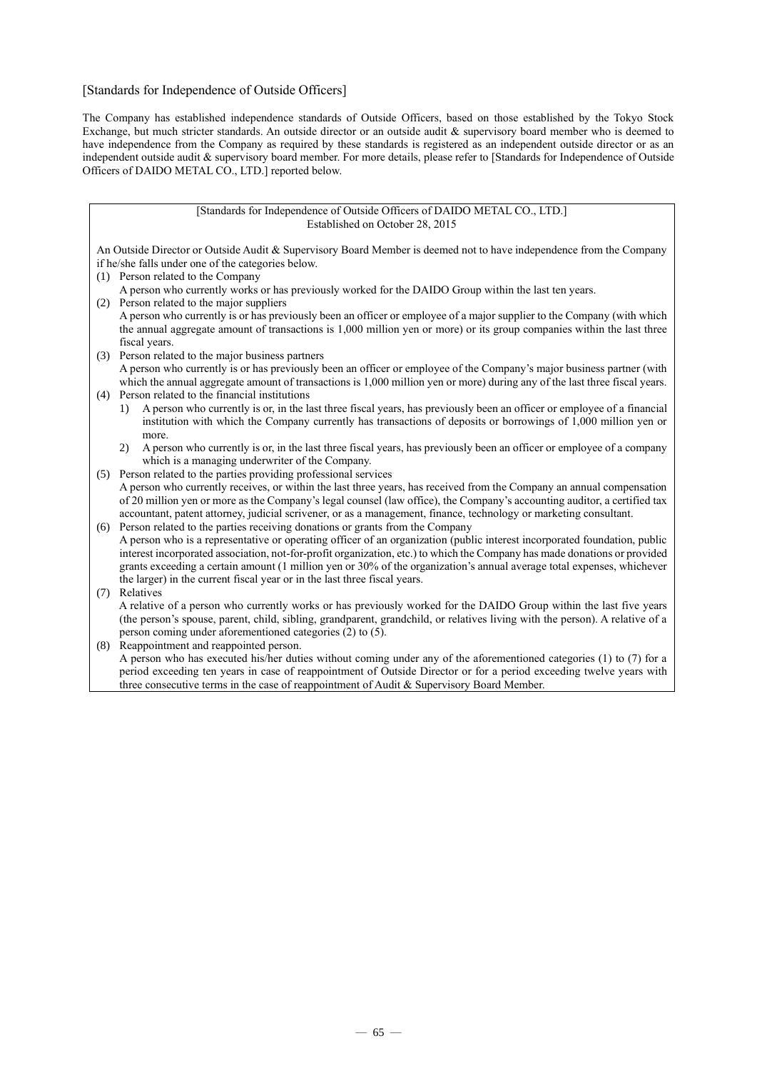[Standards for Independence of Outside Officers]

The Company has established independence standards of Outside Officers, based on those established by the Tokyo Stock Exchange, but much stricter standards. An outside director or an outside audit & supervisory board member who is deemed to have independence from the Company as required by these standards is registered as an independent outside director or as an independent outside audit & supervisory board member. For more details, please refer to [Standards for Independence of Outside Officers of DAIDO METAL CO., LTD.] reported below.

[Standards for Independence of Outside Officers of DAIDO METAL CO., LTD.]
Established on October 28, 2015

An Outside Director or Outside Audit & Supervisory Board Member is deemed not to have independence from the Company if he/she falls under one of the categories below.

(1) Person related to the Company
A person who currently works or has previously worked for the DAIDO Group within the last ten years.

(2) Person related to the major suppliers
A person who currently is or has previously been an officer or employee of a major supplier to the Company (with which the annual aggregate amount of transactions is 1,000 million yen or more) or its group companies within the last three fiscal years.

(3) Person related to the major business partners
A person who currently is or has previously been an officer or employee of the Company's major business partner (with which the annual aggregate amount of transactions is 1,000 million yen or more) during any of the last three fiscal years.

(4) Person related to the financial institutions
1) A person who currently is or, in the last three fiscal years, has previously been an officer or employee of a financial institution with which the Company currently has transactions of deposits or borrowings of 1,000 million yen or more.
2) A person who currently is or, in the last three fiscal years, has previously been an officer or employee of a company which is a managing underwriter of the Company.

(5) Person related to the parties providing professional services
A person who currently receives, or within the last three years, has received from the Company an annual compensation of 20 million yen or more as the Company's legal counsel (law office), the Company's accounting auditor, a certified tax accountant, patent attorney, judicial scrivener, or as a management, finance, technology or marketing consultant.

(6) Person related to the parties receiving donations or grants from the Company
A person who is a representative or operating officer of an organization (public interest incorporated foundation, public interest incorporated association, not-for-profit organization, etc.) to which the Company has made donations or provided grants exceeding a certain amount (1 million yen or 30% of the organization's annual average total expenses, whichever the larger) in the current fiscal year or in the last three fiscal years.

(7) Relatives
A relative of a person who currently works or has previously worked for the DAIDO Group within the last five years (the person's spouse, parent, child, sibling, grandparent, grandchild, or relatives living with the person). A relative of a person coming under aforementioned categories (2) to (5).

(8) Reappointment and reappointed person.
A person who has executed his/her duties without coming under any of the aforementioned categories (1) to (7) for a period exceeding ten years in case of reappointment of Outside Director or for a period exceeding twelve years with three consecutive terms in the case of reappointment of Audit & Supervisory Board Member.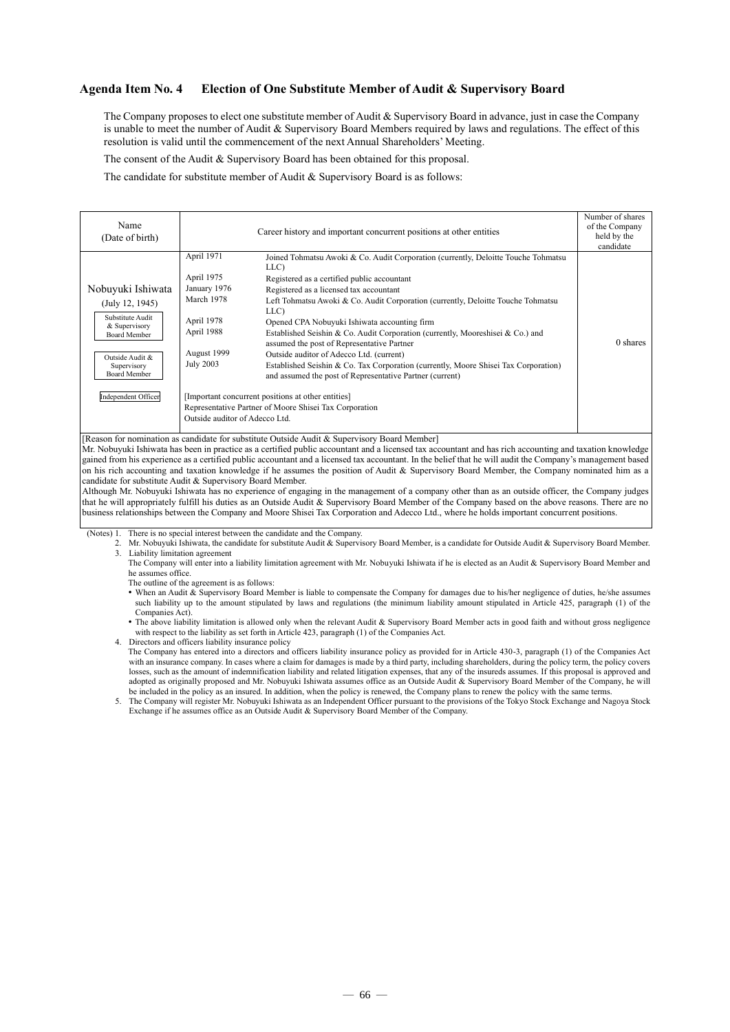## Agenda Item No. 4 Election of One Substitute Member of Audit & Supervisory Board

The Company proposes to elect one substitute member of Audit & Supervisory Board in advance, just in case the Company is unable to meet the number of Audit & Supervisory Board Members required by laws and regulations. The effect of this resolution is valid until the commencement of the next Annual Shareholders' Meeting.

The consent of the Audit & Supervisory Board has been obtained for this proposal.

The candidate for substitute member of Audit & Supervisory Board is as follows:

| Name (Date of birth) | Career history and important concurrent positions at other entities | | Number of shares of the Company held by the candidate |
|---|---|---|---|
| Nobuyuki Ishiwata (July 12, 1945)<br>Substitute Audit & Supervisory Board Member<br>Outside Audit & Supervisory Board Member<br>Independent Officer | April 1971 | Joined Tohmatsu Awoki & Co. Audit Corporation (currently, Deloitte Touche Tohmatsu LLC) | 0 shares |
| | April 1975 | Registered as a certified public accountant | |
| | January 1976 | Registered as a licensed tax accountant | |
| | March 1978 | Left Tohmatsu Awoki & Co. Audit Corporation (currently, Deloitte Touche Tohmatsu LLC) | |
| | April 1978 | Opened CPA Nobuyuki Ishiwata accounting firm | |
| | April 1988 | Established Seishin & Co. Audit Corporation (currently, Mooreshisei & Co.) and assumed the post of Representative Partner | |
| | August 1999 | Outside auditor of Adecco Ltd. (current) | |
| | July 2003 | Established Seishin & Co. Tax Corporation (currently, Moore Shisei Tax Corporation) and assumed the post of Representative Partner (current) | |
| | [Important concurrent positions at other entities]<br>Representative Partner of Moore Shisei Tax Corporation<br>Outside auditor of Adecco Ltd. | | |

[Reason for nomination as candidate for substitute Outside Audit & Supervisory Board Member]
Mr. Nobuyuki Ishiwata has been in practice as a certified public accountant and a licensed tax accountant and has rich accounting and taxation knowledge gained from his experience as a certified public accountant and a licensed tax accountant. In the belief that he will audit the Company's management based on his rich accounting and taxation knowledge if he assumes the position of Audit & Supervisory Board Member, the Company nominated him as a candidate for substitute Audit & Supervisory Board Member.
Although Mr. Nobuyuki Ishiwata has no experience of engaging in the management of a company other than as an outside officer, the Company judges that he will appropriately fulfill his duties as an Outside Audit & Supervisory Board Member of the Company based on the above reasons. There are no business relationships between the Company and Moore Shisei Tax Corporation and Adecco Ltd., where he holds important concurrent positions.

(Notes)
1. There is no special interest between the candidate and the Company.
2. Mr. Nobuyuki Ishiwata, the candidate for substitute Audit & Supervisory Board Member, is a candidate for Outside Audit & Supervisory Board Member.
3. Liability limitation agreement
   The Company will enter into a liability limitation agreement with Mr. Nobuyuki Ishiwata if he is elected as an Audit & Supervisory Board Member and he assumes office.
   The outline of the agreement is as follows:
   - When an Audit & Supervisory Board Member is liable to compensate the Company for damages due to his/her negligence of duties, he/she assumes such liability up to the amount stipulated by laws and regulations (the minimum liability amount stipulated in Article 425, paragraph (1) of the Companies Act).
   - The above liability limitation is allowed only when the relevant Audit & Supervisory Board Member acts in good faith and without gross negligence with respect to the liability as set forth in Article 423, paragraph (1) of the Companies Act.
4. Directors and officers liability insurance policy
   The Company has entered into a directors and officers liability insurance policy as provided for in Article 430-3, paragraph (1) of the Companies Act with an insurance company. In cases where a claim for damages is made by a third party, including shareholders, during the policy term, the policy covers losses, such as the amount of indemnification liability and related litigation expenses, that any of the insureds assumes. If this proposal is approved and adopted as originally proposed and Mr. Nobuyuki Ishiwata assumes office as an Outside Audit & Supervisory Board Member of the Company, he will be included in the policy as an insured. In addition, when the policy is renewed, the Company plans to renew the policy with the same terms.
5. The Company will register Mr. Nobuyuki Ishiwata as an Independent Officer pursuant to the provisions of the Tokyo Stock Exchange and Nagoya Stock Exchange if he assumes office as an Outside Audit & Supervisory Board Member of the Company.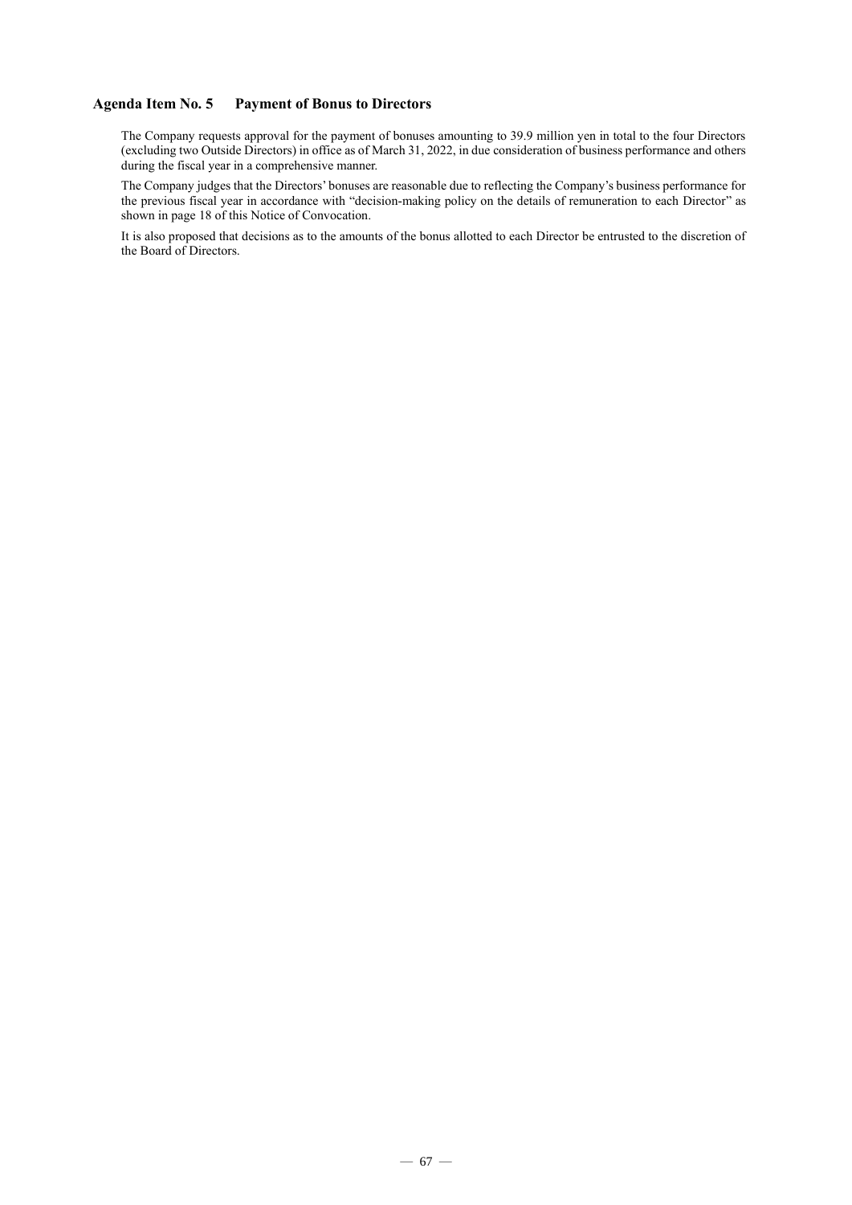## Agenda Item No. 5 Payment of Bonus to Directors

The Company requests approval for the payment of bonuses amounting to 39.9 million yen in total to the four Directors (excluding two Outside Directors) in office as of March 31, 2022, in due consideration of business performance and others during the fiscal year in a comprehensive manner.

The Company judges that the Directors' bonuses are reasonable due to reflecting the Company's business performance for the previous fiscal year in accordance with "decision-making policy on the details of remuneration to each Director" as shown in page 18 of this Notice of Convocation.

It is also proposed that decisions as to the amounts of the bonus allotted to each Director be entrusted to the discretion of the Board of Directors.